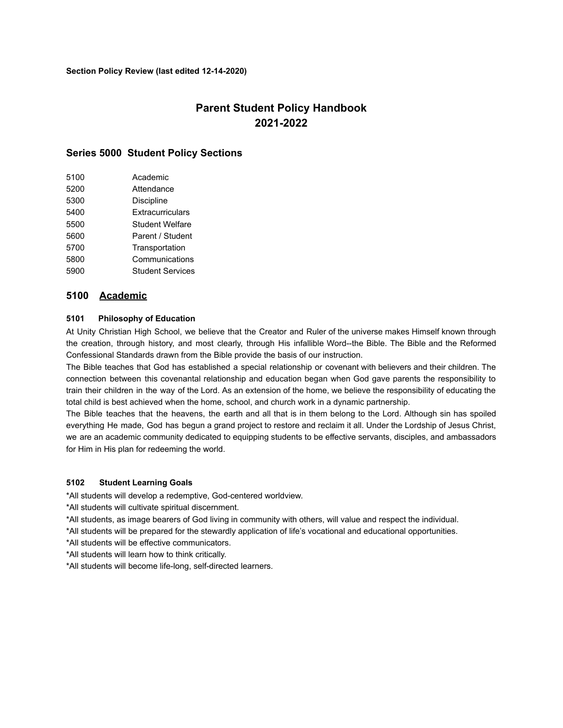**Section Policy Review (last edited 12-14-2020)**

# Parent Student Policy Handbook 2021-2022

## Series 5000 Student Policy Sections

| | |
|---|---|
| 5100 | Academic |
| 5200 | Attendance |
| 5300 | Discipline |
| 5400 | Extracurriculars |
| 5500 | Student Welfare |
| 5600 | Parent / Student |
| 5700 | Transportation |
| 5800 | Communications |
| 5900 | Student Services |

## 5100 Academic

### 5101 Philosophy of Education

At Unity Christian High School, we believe that the Creator and Ruler of the universe makes Himself known through the creation, through history, and most clearly, through His infallible Word--the Bible. The Bible and the Reformed Confessional Standards drawn from the Bible provide the basis of our instruction.

The Bible teaches that God has established a special relationship or covenant with believers and their children. The connection between this covenantal relationship and education began when God gave parents the responsibility to train their children in the way of the Lord. As an extension of the home, we believe the responsibility of educating the total child is best achieved when the home, school, and church work in a dynamic partnership.

The Bible teaches that the heavens, the earth and all that is in them belong to the Lord. Although sin has spoiled everything He made, God has begun a grand project to restore and reclaim it all. Under the Lordship of Jesus Christ, we are an academic community dedicated to equipping students to be effective servants, disciples, and ambassadors for Him in His plan for redeeming the world.

### 5102 Student Learning Goals

*All students will develop a redemptive, God-centered worldview.

*All students will cultivate spiritual discernment.

*All students, as image bearers of God living in community with others, will value and respect the individual.

*All students will be prepared for the stewardly application of life's vocational and educational opportunities.

*All students will be effective communicators.

*All students will learn how to think critically.

*All students will become life-long, self-directed learners.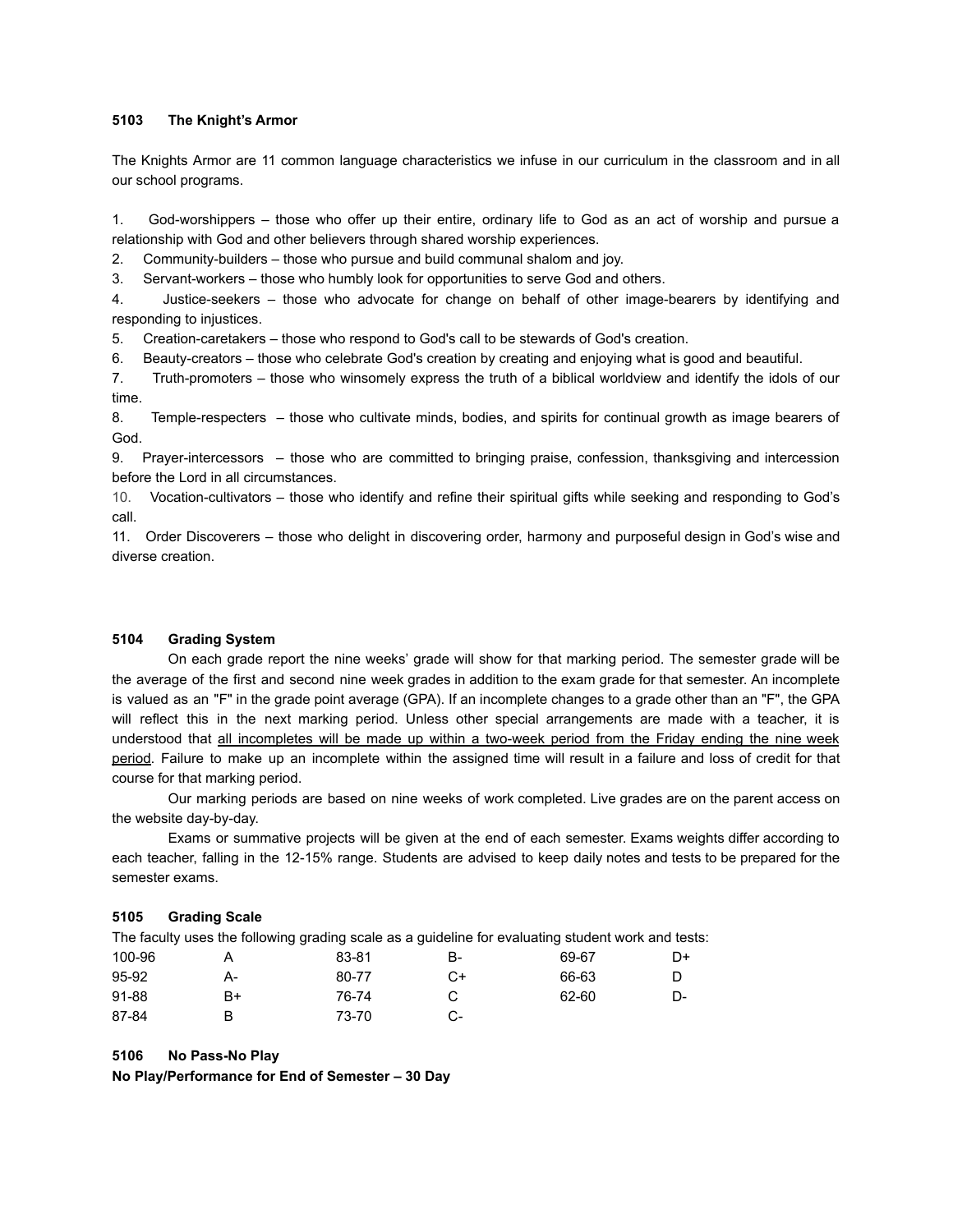**5103 The Knight's Armor**

The Knights Armor are 11 common language characteristics we infuse in our curriculum in the classroom and in all our school programs.

1. God-worshippers – those who offer up their entire, ordinary life to God as an act of worship and pursue a relationship with God and other believers through shared worship experiences.
2. Community-builders – those who pursue and build communal shalom and joy.
3. Servant-workers – those who humbly look for opportunities to serve God and others.
4. Justice-seekers – those who advocate for change on behalf of other image-bearers by identifying and responding to injustices.
5. Creation-caretakers – those who respond to God's call to be stewards of God's creation.
6. Beauty-creators – those who celebrate God's creation by creating and enjoying what is good and beautiful.
7. Truth-promoters – those who winsomely express the truth of a biblical worldview and identify the idols of our time.
8. Temple-respecters – those who cultivate minds, bodies, and spirits for continual growth as image bearers of God.
9. Prayer-intercessors – those who are committed to bringing praise, confession, thanksgiving and intercession before the Lord in all circumstances.
10. Vocation-cultivators – those who identify and refine their spiritual gifts while seeking and responding to God's call.
11. Order Discoverers – those who delight in discovering order, harmony and purposeful design in God's wise and diverse creation.

**5104 Grading System**

On each grade report the nine weeks' grade will show for that marking period. The semester grade will be the average of the first and second nine week grades in addition to the exam grade for that semester. An incomplete is valued as an "F" in the grade point average (GPA). If an incomplete changes to a grade other than an "F", the GPA will reflect this in the next marking period. Unless other special arrangements are made with a teacher, it is understood that <u>all incompletes will be made up within a two-week period from the Friday ending the nine week period</u>. Failure to make up an incomplete within the assigned time will result in a failure and loss of credit for that course for that marking period.

Our marking periods are based on nine weeks of work completed. Live grades are on the parent access on the website day-by-day.

Exams or summative projects will be given at the end of each semester. Exams weights differ according to each teacher, falling in the 12-15% range. Students are advised to keep daily notes and tests to be prepared for the semester exams.

**5105 Grading Scale**

The faculty uses the following grading scale as a guideline for evaluating student work and tests:

| | | | | | |
|---|---|---|---|---|---|
| 100-96 | A | 83-81 | B- | 69-67 | D+ |
| 95-92 | A- | 80-77 | C+ | 66-63 | D |
| 91-88 | B+ | 76-74 | C | 62-60 | D- |
| 87-84 | B | 73-70 | C- | | |

**5106 No Pass-No Play**

**No Play/Performance for End of Semester – 30 Day**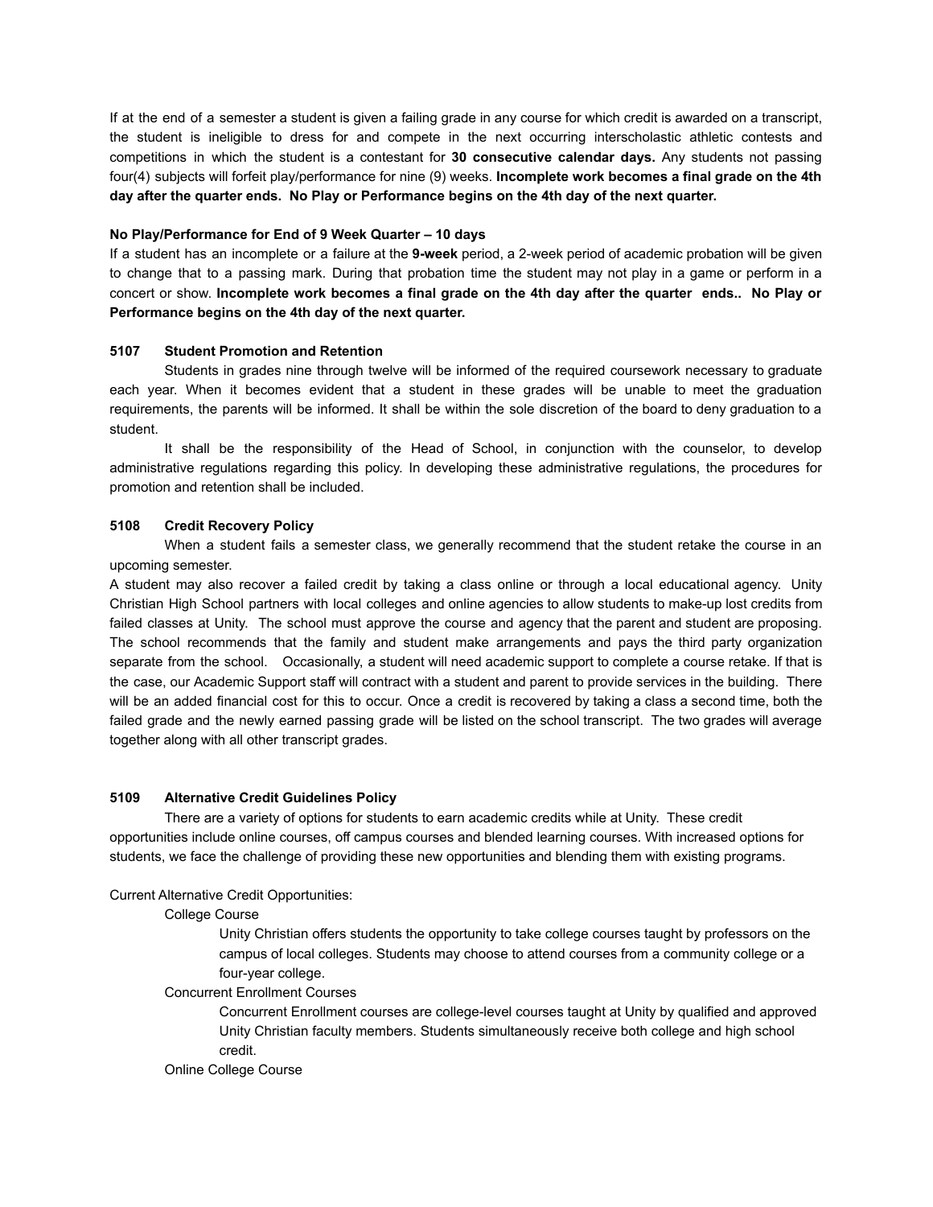If at the end of a semester a student is given a failing grade in any course for which credit is awarded on a transcript, the student is ineligible to dress for and compete in the next occurring interscholastic athletic contests and competitions in which the student is a contestant for **30 consecutive calendar days.** Any students not passing four(4) subjects will forfeit play/performance for nine (9) weeks. **Incomplete work becomes a final grade on the 4th day after the quarter ends. No Play or Performance begins on the 4th day of the next quarter.**

**No Play/Performance for End of 9 Week Quarter – 10 days**

If a student has an incomplete or a failure at the **9-week** period, a 2-week period of academic probation will be given to change that to a passing mark. During that probation time the student may not play in a game or perform in a concert or show. **Incomplete work becomes a final grade on the 4th day after the quarter ends.. No Play or Performance begins on the 4th day of the next quarter.**

### 5107 Student Promotion and Retention

Students in grades nine through twelve will be informed of the required coursework necessary to graduate each year. When it becomes evident that a student in these grades will be unable to meet the graduation requirements, the parents will be informed. It shall be within the sole discretion of the board to deny graduation to a student.

It shall be the responsibility of the Head of School, in conjunction with the counselor, to develop administrative regulations regarding this policy. In developing these administrative regulations, the procedures for promotion and retention shall be included.

### 5108 Credit Recovery Policy

When a student fails a semester class, we generally recommend that the student retake the course in an upcoming semester.

A student may also recover a failed credit by taking a class online or through a local educational agency. Unity Christian High School partners with local colleges and online agencies to allow students to make-up lost credits from failed classes at Unity. The school must approve the course and agency that the parent and student are proposing. The school recommends that the family and student make arrangements and pays the third party organization separate from the school. Occasionally, a student will need academic support to complete a course retake. If that is the case, our Academic Support staff will contract with a student and parent to provide services in the building. There will be an added financial cost for this to occur. Once a credit is recovered by taking a class a second time, both the failed grade and the newly earned passing grade will be listed on the school transcript. The two grades will average together along with all other transcript grades.

### 5109 Alternative Credit Guidelines Policy

There are a variety of options for students to earn academic credits while at Unity. These credit opportunities include online courses, off campus courses and blended learning courses. With increased options for students, we face the challenge of providing these new opportunities and blending them with existing programs.

Current Alternative Credit Opportunities:

College Course

Unity Christian offers students the opportunity to take college courses taught by professors on the campus of local colleges. Students may choose to attend courses from a community college or a four-year college.

Concurrent Enrollment Courses

Concurrent Enrollment courses are college-level courses taught at Unity by qualified and approved Unity Christian faculty members. Students simultaneously receive both college and high school credit.

Online College Course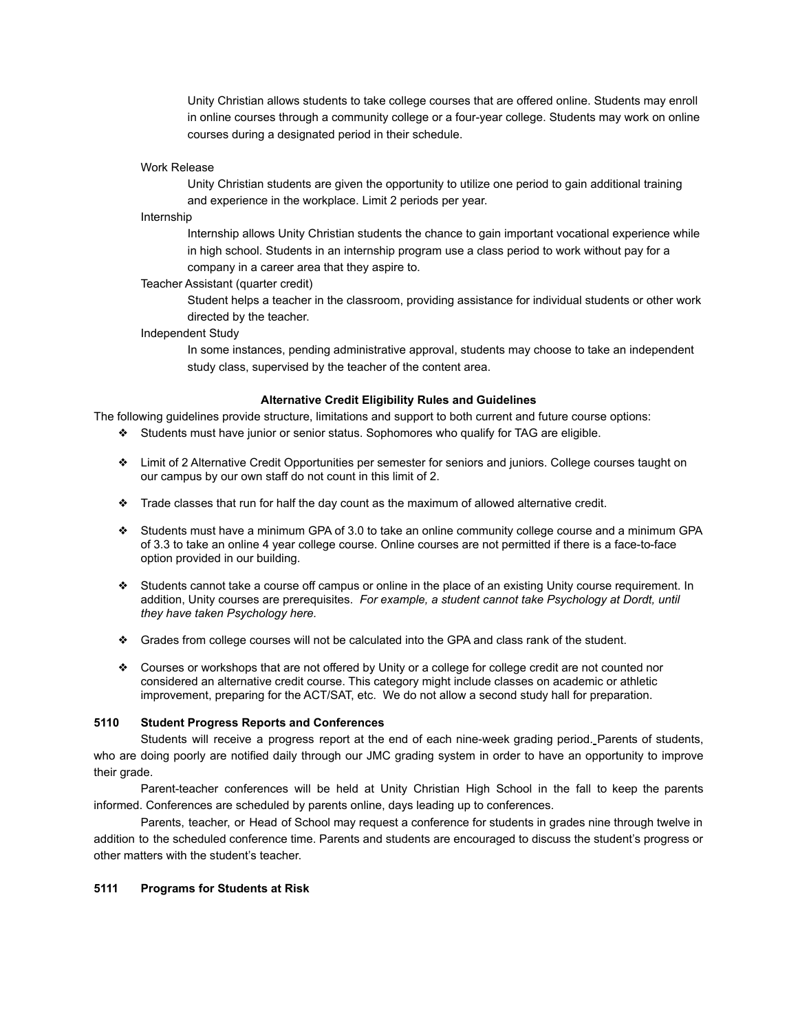Unity Christian allows students to take college courses that are offered online. Students may enroll in online courses through a community college or a four-year college. Students may work on online courses during a designated period in their schedule.

Work Release

Unity Christian students are given the opportunity to utilize one period to gain additional training and experience in the workplace. Limit 2 periods per year.

Internship

Internship allows Unity Christian students the chance to gain important vocational experience while in high school. Students in an internship program use a class period to work without pay for a company in a career area that they aspire to.

Teacher Assistant (quarter credit)

Student helps a teacher in the classroom, providing assistance for individual students or other work directed by the teacher.

Independent Study

In some instances, pending administrative approval, students may choose to take an independent study class, supervised by the teacher of the content area.

**Alternative Credit Eligibility Rules and Guidelines**

The following guidelines provide structure, limitations and support to both current and future course options:

- Students must have junior or senior status. Sophomores who qualify for TAG are eligible.
- Limit of 2 Alternative Credit Opportunities per semester for seniors and juniors. College courses taught on our campus by our own staff do not count in this limit of 2.
- Trade classes that run for half the day count as the maximum of allowed alternative credit.
- Students must have a minimum GPA of 3.0 to take an online community college course and a minimum GPA of 3.3 to take an online 4 year college course. Online courses are not permitted if there is a face-to-face option provided in our building.
- Students cannot take a course off campus or online in the place of an existing Unity course requirement. In addition, Unity courses are prerequisites. *For example, a student cannot take Psychology at Dordt, until they have taken Psychology here.*
- Grades from college courses will not be calculated into the GPA and class rank of the student.
- Courses or workshops that are not offered by Unity or a college for college credit are not counted nor considered an alternative credit course. This category might include classes on academic or athletic improvement, preparing for the ACT/SAT, etc. We do not allow a second study hall for preparation.

### 5110 Student Progress Reports and Conferences

Students will receive a progress report at the end of each nine-week grading period. Parents of students, who are doing poorly are notified daily through our JMC grading system in order to have an opportunity to improve their grade.

Parent-teacher conferences will be held at Unity Christian High School in the fall to keep the parents informed. Conferences are scheduled by parents online, days leading up to conferences.

Parents, teacher, or Head of School may request a conference for students in grades nine through twelve in addition to the scheduled conference time. Parents and students are encouraged to discuss the student's progress or other matters with the student's teacher.

### 5111 Programs for Students at Risk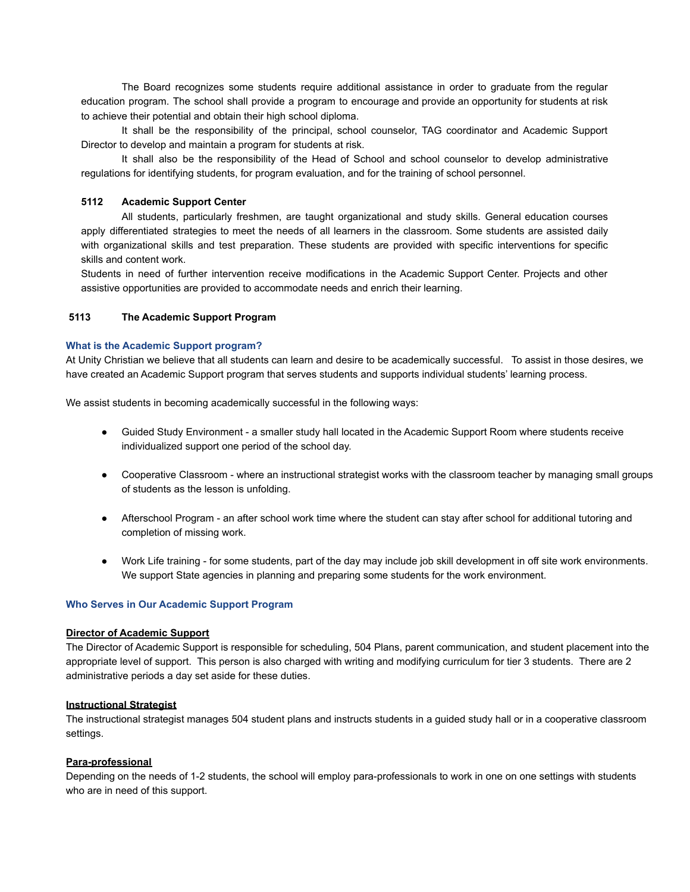The Board recognizes some students require additional assistance in order to graduate from the regular education program. The school shall provide a program to encourage and provide an opportunity for students at risk to achieve their potential and obtain their high school diploma.

It shall be the responsibility of the principal, school counselor, TAG coordinator and Academic Support Director to develop and maintain a program for students at risk.

It shall also be the responsibility of the Head of School and school counselor to develop administrative regulations for identifying students, for program evaluation, and for the training of school personnel.

**5112 Academic Support Center**

All students, particularly freshmen, are taught organizational and study skills. General education courses apply differentiated strategies to meet the needs of all learners in the classroom. Some students are assisted daily with organizational skills and test preparation. These students are provided with specific interventions for specific skills and content work.

Students in need of further intervention receive modifications in the Academic Support Center. Projects and other assistive opportunities are provided to accommodate needs and enrich their learning.

**5113 The Academic Support Program**

### What is the Academic Support program?

At Unity Christian we believe that all students can learn and desire to be academically successful. To assist in those desires, we have created an Academic Support program that serves students and supports individual students' learning process.

We assist students in becoming academically successful in the following ways:

- Guided Study Environment - a smaller study hall located in the Academic Support Room where students receive individualized support one period of the school day.
- Cooperative Classroom - where an instructional strategist works with the classroom teacher by managing small groups of students as the lesson is unfolding.
- Afterschool Program - an after school work time where the student can stay after school for additional tutoring and completion of missing work.
- Work Life training - for some students, part of the day may include job skill development in off site work environments. We support State agencies in planning and preparing some students for the work environment.

### Who Serves in Our Academic Support Program

**Director of Academic Support**

The Director of Academic Support is responsible for scheduling, 504 Plans, parent communication, and student placement into the appropriate level of support. This person is also charged with writing and modifying curriculum for tier 3 students. There are 2 administrative periods a day set aside for these duties.

**Instructional Strategist**

The instructional strategist manages 504 student plans and instructs students in a guided study hall or in a cooperative classroom settings.

**Para-professional**

Depending on the needs of 1-2 students, the school will employ para-professionals to work in one on one settings with students who are in need of this support.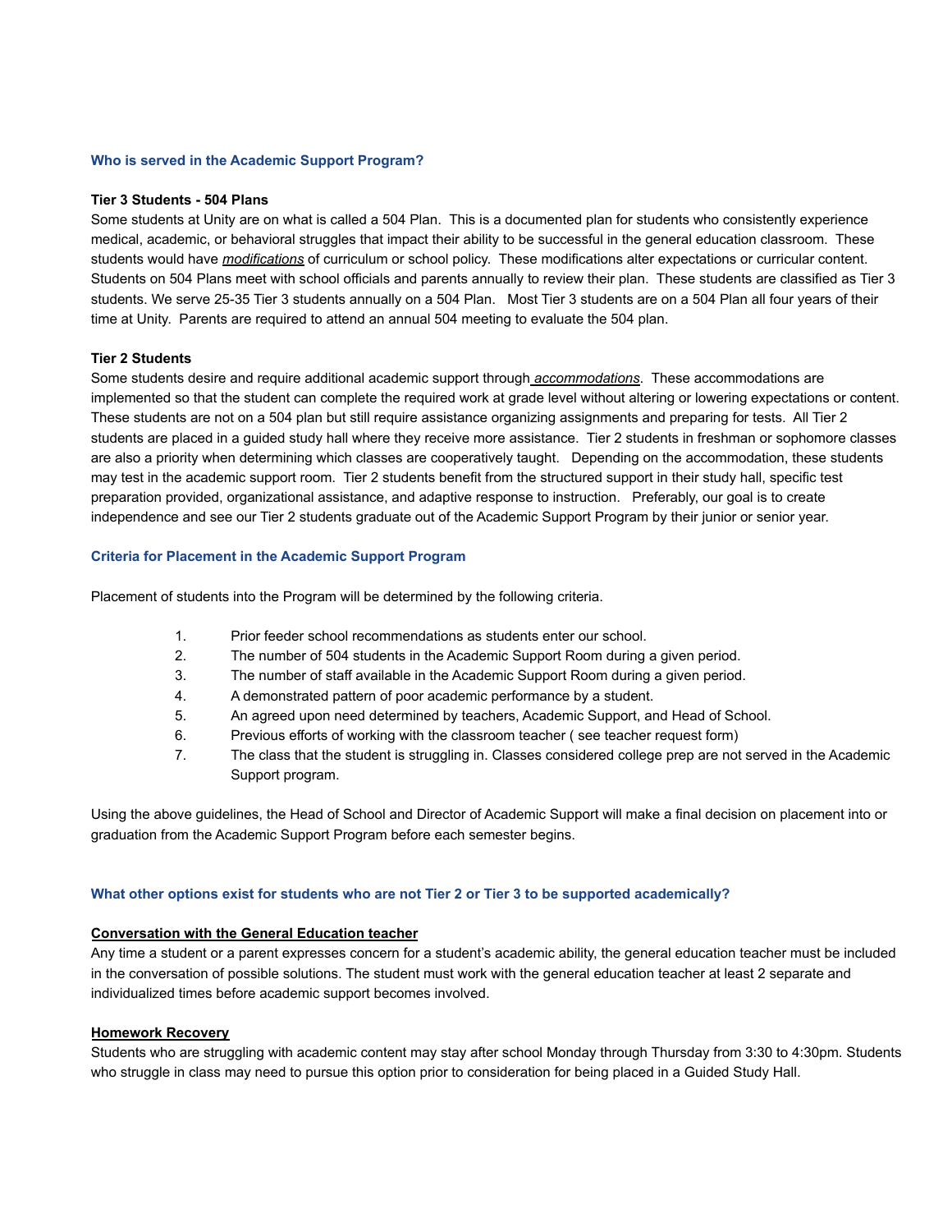## Who is served in the Academic Support Program?

**Tier 3 Students - 504 Plans**

Some students at Unity are on what is called a 504 Plan. This is a documented plan for students who consistently experience medical, academic, or behavioral struggles that impact their ability to be successful in the general education classroom. These students would have *modifications* of curriculum or school policy. These modifications alter expectations or curricular content. Students on 504 Plans meet with school officials and parents annually to review their plan. These students are classified as Tier 3 students. We serve 25-35 Tier 3 students annually on a 504 Plan. Most Tier 3 students are on a 504 Plan all four years of their time at Unity. Parents are required to attend an annual 504 meeting to evaluate the 504 plan.

**Tier 2 Students**

Some students desire and require additional academic support through *accommodations*. These accommodations are implemented so that the student can complete the required work at grade level without altering or lowering expectations or content. These students are not on a 504 plan but still require assistance organizing assignments and preparing for tests. All Tier 2 students are placed in a guided study hall where they receive more assistance. Tier 2 students in freshman or sophomore classes are also a priority when determining which classes are cooperatively taught. Depending on the accommodation, these students may test in the academic support room. Tier 2 students benefit from the structured support in their study hall, specific test preparation provided, organizational assistance, and adaptive response to instruction. Preferably, our goal is to create independence and see our Tier 2 students graduate out of the Academic Support Program by their junior or senior year.

## Criteria for Placement in the Academic Support Program

Placement of students into the Program will be determined by the following criteria.

1. Prior feeder school recommendations as students enter our school.
2. The number of 504 students in the Academic Support Room during a given period.
3. The number of staff available in the Academic Support Room during a given period.
4. A demonstrated pattern of poor academic performance by a student.
5. An agreed upon need determined by teachers, Academic Support, and Head of School.
6. Previous efforts of working with the classroom teacher ( see teacher request form)
7. The class that the student is struggling in. Classes considered college prep are not served in the Academic Support program.

Using the above guidelines, the Head of School and Director of Academic Support will make a final decision on placement into or graduation from the Academic Support Program before each semester begins.

## What other options exist for students who are not Tier 2 or Tier 3 to be supported academically?

**Conversation with the General Education teacher**

Any time a student or a parent expresses concern for a student's academic ability, the general education teacher must be included in the conversation of possible solutions. The student must work with the general education teacher at least 2 separate and individualized times before academic support becomes involved.

**Homework Recovery**

Students who are struggling with academic content may stay after school Monday through Thursday from 3:30 to 4:30pm. Students who struggle in class may need to pursue this option prior to consideration for being placed in a Guided Study Hall.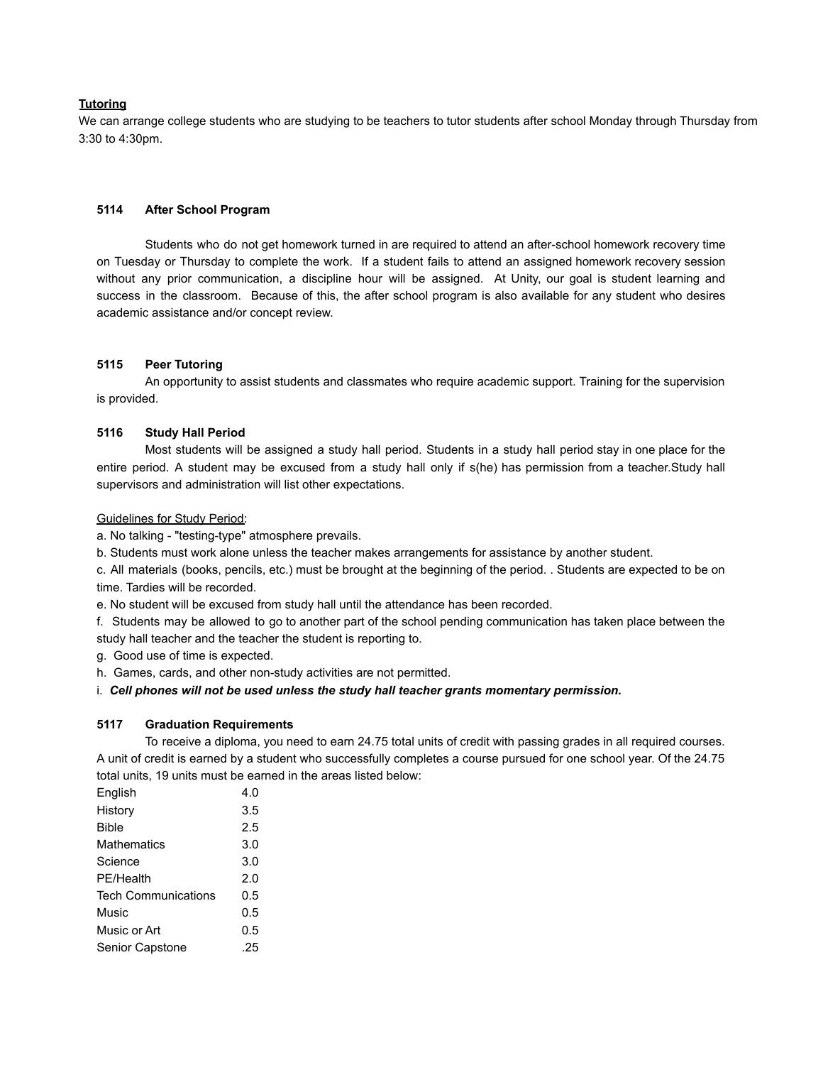**Tutoring**

We can arrange college students who are studying to be teachers to tutor students after school Monday through Thursday from 3:30 to 4:30pm.

### 5114 After School Program

Students who do not get homework turned in are required to attend an after-school homework recovery time on Tuesday or Thursday to complete the work. If a student fails to attend an assigned homework recovery session without any prior communication, a discipline hour will be assigned. At Unity, our goal is student learning and success in the classroom. Because of this, the after school program is also available for any student who desires academic assistance and/or concept review.

### 5115 Peer Tutoring

An opportunity to assist students and classmates who require academic support. Training for the supervision is provided.

### 5116 Study Hall Period

Most students will be assigned a study hall period. Students in a study hall period stay in one place for the entire period. A student may be excused from a study hall only if s(he) has permission from a teacher.Study hall supervisors and administration will list other expectations.

Guidelines for Study Period:

a. No talking - "testing-type" atmosphere prevails.

b. Students must work alone unless the teacher makes arrangements for assistance by another student.

c. All materials (books, pencils, etc.) must be brought at the beginning of the period. . Students are expected to be on time. Tardies will be recorded.

e. No student will be excused from study hall until the attendance has been recorded.

f. Students may be allowed to go to another part of the school pending communication has taken place between the study hall teacher and the teacher the student is reporting to.

g. Good use of time is expected.

h. Games, cards, and other non-study activities are not permitted.

i. ***Cell phones will not be used unless the study hall teacher grants momentary permission.***

### 5117 Graduation Requirements

To receive a diploma, you need to earn 24.75 total units of credit with passing grades in all required courses. A unit of credit is earned by a student who successfully completes a course pursued for one school year. Of the 24.75 total units, 19 units must be earned in the areas listed below:

| Area | Units |
|---|---|
| English | 4.0 |
| History | 3.5 |
| Bible | 2.5 |
| Mathematics | 3.0 |
| Science | 3.0 |
| PE/Health | 2.0 |
| Tech Communications | 0.5 |
| Music | 0.5 |
| Music or Art | 0.5 |
| Senior Capstone | .25 |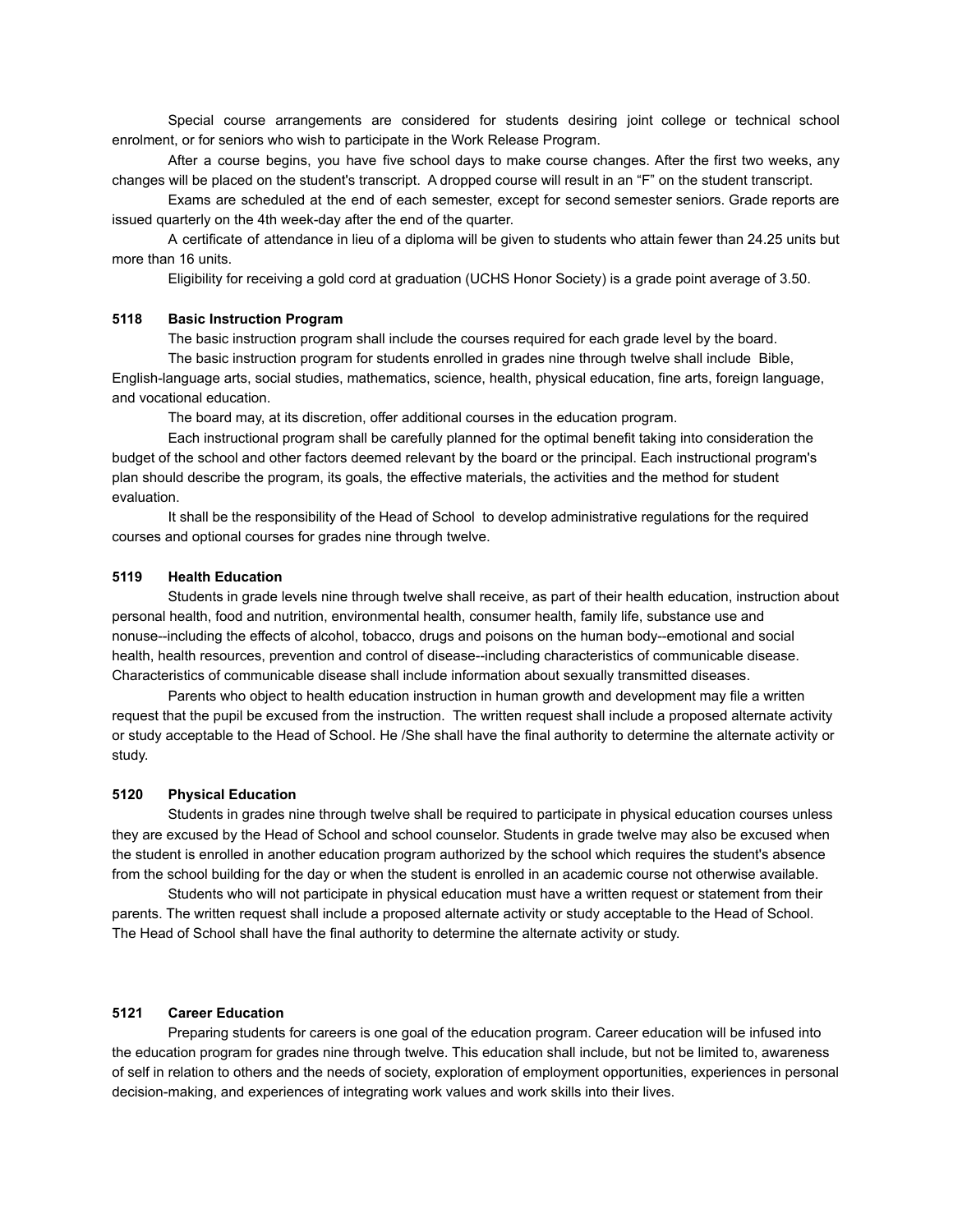Special course arrangements are considered for students desiring joint college or technical school enrolment, or for seniors who wish to participate in the Work Release Program.

After a course begins, you have five school days to make course changes. After the first two weeks, any changes will be placed on the student's transcript. A dropped course will result in an "F" on the student transcript.

Exams are scheduled at the end of each semester, except for second semester seniors. Grade reports are issued quarterly on the 4th week-day after the end of the quarter.

A certificate of attendance in lieu of a diploma will be given to students who attain fewer than 24.25 units but more than 16 units.

Eligibility for receiving a gold cord at graduation (UCHS Honor Society) is a grade point average of 3.50.

### 5118 Basic Instruction Program

The basic instruction program shall include the courses required for each grade level by the board.

The basic instruction program for students enrolled in grades nine through twelve shall include Bible, English-language arts, social studies, mathematics, science, health, physical education, fine arts, foreign language, and vocational education.

The board may, at its discretion, offer additional courses in the education program.

Each instructional program shall be carefully planned for the optimal benefit taking into consideration the budget of the school and other factors deemed relevant by the board or the principal. Each instructional program's plan should describe the program, its goals, the effective materials, the activities and the method for student evaluation.

It shall be the responsibility of the Head of School to develop administrative regulations for the required courses and optional courses for grades nine through twelve.

### 5119 Health Education

Students in grade levels nine through twelve shall receive, as part of their health education, instruction about personal health, food and nutrition, environmental health, consumer health, family life, substance use and nonuse--including the effects of alcohol, tobacco, drugs and poisons on the human body--emotional and social health, health resources, prevention and control of disease--including characteristics of communicable disease. Characteristics of communicable disease shall include information about sexually transmitted diseases.

Parents who object to health education instruction in human growth and development may file a written request that the pupil be excused from the instruction. The written request shall include a proposed alternate activity or study acceptable to the Head of School. He /She shall have the final authority to determine the alternate activity or study.

### 5120 Physical Education

Students in grades nine through twelve shall be required to participate in physical education courses unless they are excused by the Head of School and school counselor. Students in grade twelve may also be excused when the student is enrolled in another education program authorized by the school which requires the student's absence from the school building for the day or when the student is enrolled in an academic course not otherwise available.

Students who will not participate in physical education must have a written request or statement from their parents. The written request shall include a proposed alternate activity or study acceptable to the Head of School. The Head of School shall have the final authority to determine the alternate activity or study.

### 5121 Career Education

Preparing students for careers is one goal of the education program. Career education will be infused into the education program for grades nine through twelve. This education shall include, but not be limited to, awareness of self in relation to others and the needs of society, exploration of employment opportunities, experiences in personal decision-making, and experiences of integrating work values and work skills into their lives.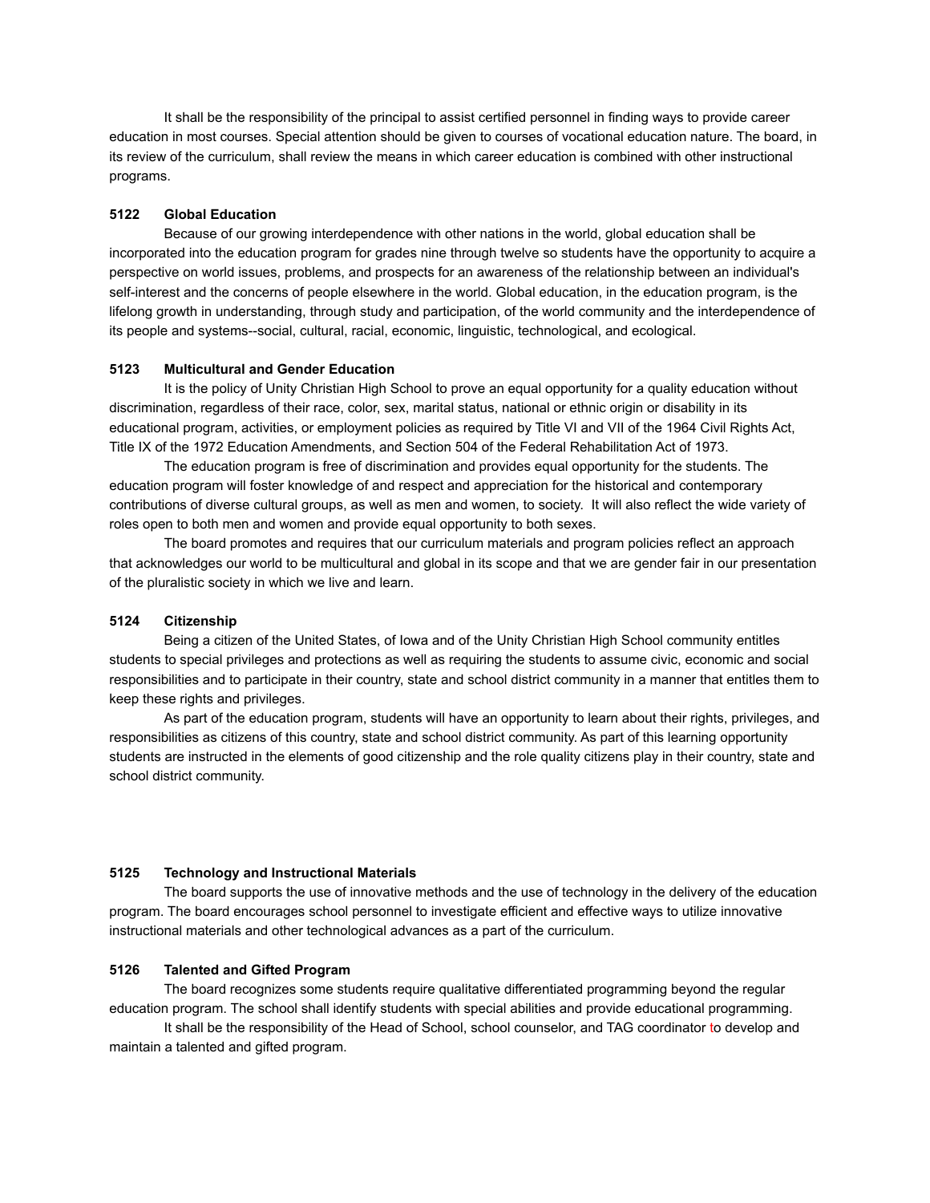It shall be the responsibility of the principal to assist certified personnel in finding ways to provide career education in most courses. Special attention should be given to courses of vocational education nature. The board, in its review of the curriculum, shall review the means in which career education is combined with other instructional programs.

**5122 Global Education**

Because of our growing interdependence with other nations in the world, global education shall be incorporated into the education program for grades nine through twelve so students have the opportunity to acquire a perspective on world issues, problems, and prospects for an awareness of the relationship between an individual's self-interest and the concerns of people elsewhere in the world. Global education, in the education program, is the lifelong growth in understanding, through study and participation, of the world community and the interdependence of its people and systems--social, cultural, racial, economic, linguistic, technological, and ecological.

**5123 Multicultural and Gender Education**

It is the policy of Unity Christian High School to prove an equal opportunity for a quality education without discrimination, regardless of their race, color, sex, marital status, national or ethnic origin or disability in its educational program, activities, or employment policies as required by Title VI and VII of the 1964 Civil Rights Act, Title IX of the 1972 Education Amendments, and Section 504 of the Federal Rehabilitation Act of 1973.

The education program is free of discrimination and provides equal opportunity for the students. The education program will foster knowledge of and respect and appreciation for the historical and contemporary contributions of diverse cultural groups, as well as men and women, to society. It will also reflect the wide variety of roles open to both men and women and provide equal opportunity to both sexes.

The board promotes and requires that our curriculum materials and program policies reflect an approach that acknowledges our world to be multicultural and global in its scope and that we are gender fair in our presentation of the pluralistic society in which we live and learn.

**5124 Citizenship**

Being a citizen of the United States, of Iowa and of the Unity Christian High School community entitles students to special privileges and protections as well as requiring the students to assume civic, economic and social responsibilities and to participate in their country, state and school district community in a manner that entitles them to keep these rights and privileges.

As part of the education program, students will have an opportunity to learn about their rights, privileges, and responsibilities as citizens of this country, state and school district community. As part of this learning opportunity students are instructed in the elements of good citizenship and the role quality citizens play in their country, state and school district community.

**5125 Technology and Instructional Materials**

The board supports the use of innovative methods and the use of technology in the delivery of the education program. The board encourages school personnel to investigate efficient and effective ways to utilize innovative instructional materials and other technological advances as a part of the curriculum.

**5126 Talented and Gifted Program**

The board recognizes some students require qualitative differentiated programming beyond the regular education program. The school shall identify students with special abilities and provide educational programming.

It shall be the responsibility of the Head of School, school counselor, and TAG coordinator to develop and maintain a talented and gifted program.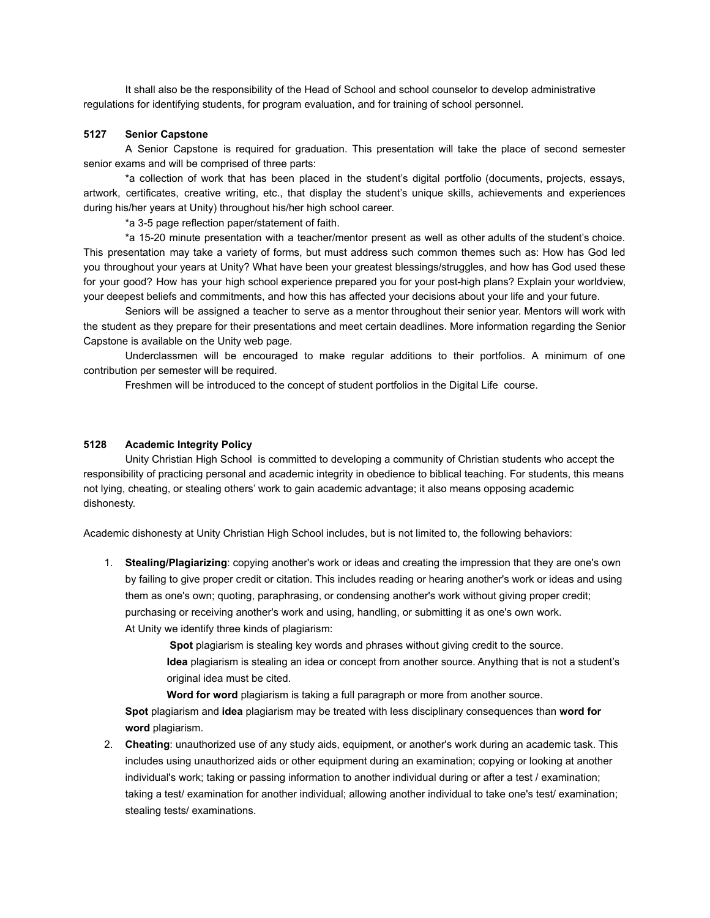It shall also be the responsibility of the Head of School and school counselor to develop administrative regulations for identifying students, for program evaluation, and for training of school personnel.

### 5127 Senior Capstone

A Senior Capstone is required for graduation. This presentation will take the place of second semester senior exams and will be comprised of three parts:

*a collection of work that has been placed in the student's digital portfolio (documents, projects, essays, artwork, certificates, creative writing, etc., that display the student's unique skills, achievements and experiences during his/her years at Unity) throughout his/her high school career.

*a 3-5 page reflection paper/statement of faith.

*a 15-20 minute presentation with a teacher/mentor present as well as other adults of the student's choice. This presentation may take a variety of forms, but must address such common themes such as: How has God led you throughout your years at Unity? What have been your greatest blessings/struggles, and how has God used these for your good? How has your high school experience prepared you for your post-high plans? Explain your worldview, your deepest beliefs and commitments, and how this has affected your decisions about your life and your future.

Seniors will be assigned a teacher to serve as a mentor throughout their senior year. Mentors will work with the student as they prepare for their presentations and meet certain deadlines. More information regarding the Senior Capstone is available on the Unity web page.

Underclassmen will be encouraged to make regular additions to their portfolios. A minimum of one contribution per semester will be required.

Freshmen will be introduced to the concept of student portfolios in the Digital Life course.

### 5128 Academic Integrity Policy

Unity Christian High School is committed to developing a community of Christian students who accept the responsibility of practicing personal and academic integrity in obedience to biblical teaching. For students, this means not lying, cheating, or stealing others' work to gain academic advantage; it also means opposing academic dishonesty.

Academic dishonesty at Unity Christian High School includes, but is not limited to, the following behaviors:

1. **Stealing/Plagiarizing**: copying another's work or ideas and creating the impression that they are one's own by failing to give proper credit or citation. This includes reading or hearing another's work or ideas and using them as one's own; quoting, paraphrasing, or condensing another's work without giving proper credit; purchasing or receiving another's work and using, handling, or submitting it as one's own work.
   At Unity we identify three kinds of plagiarism:
   - **Spot** plagiarism is stealing key words and phrases without giving credit to the source.
   - **Idea** plagiarism is stealing an idea or concept from another source. Anything that is not a student's original idea must be cited.
   - **Word for word** plagiarism is taking a full paragraph or more from another source.

   **Spot** plagiarism and **idea** plagiarism may be treated with less disciplinary consequences than **word for word** plagiarism.
2. **Cheating**: unauthorized use of any study aids, equipment, or another's work during an academic task. This includes using unauthorized aids or other equipment during an examination; copying or looking at another individual's work; taking or passing information to another individual during or after a test / examination; taking a test/ examination for another individual; allowing another individual to take one's test/ examination; stealing tests/ examinations.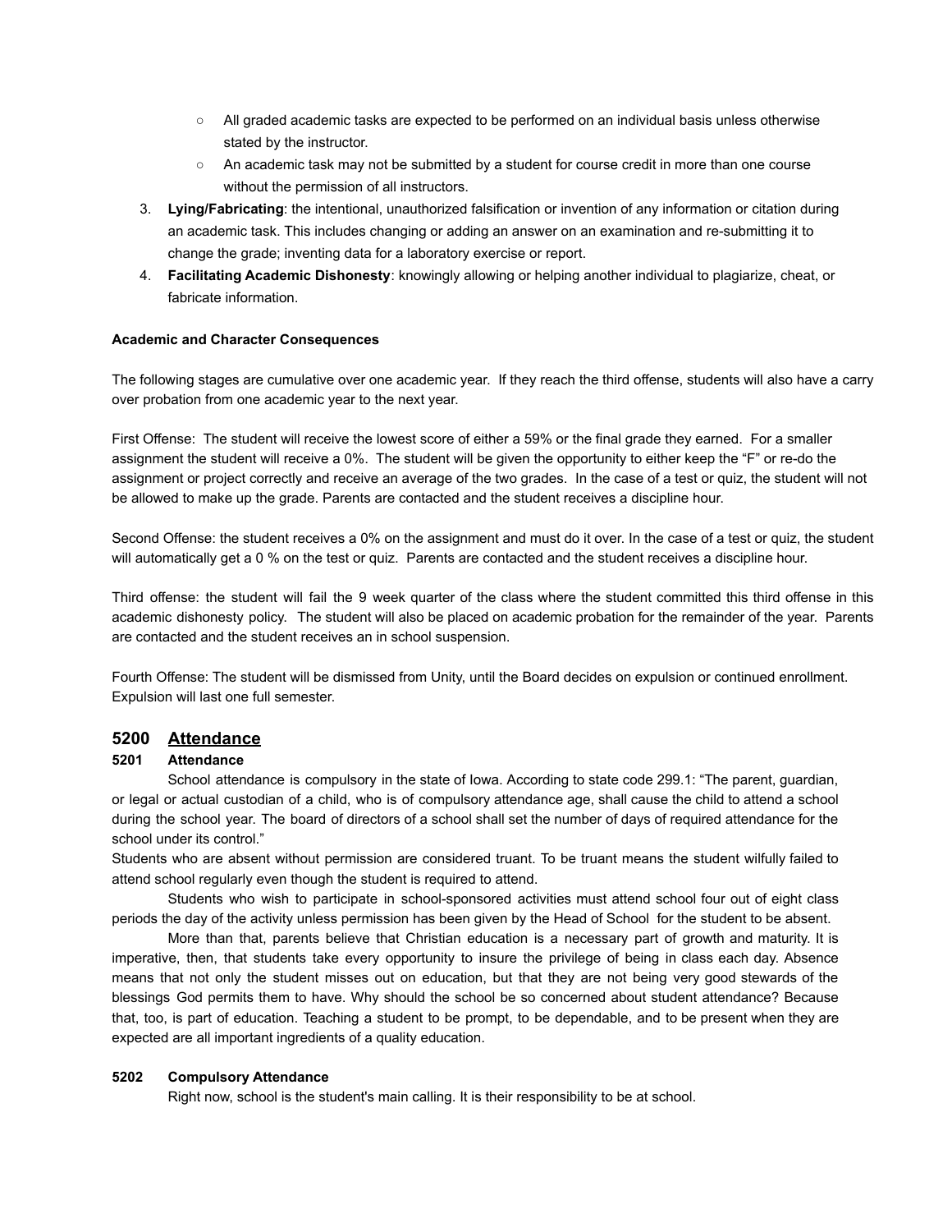- All graded academic tasks are expected to be performed on an individual basis unless otherwise stated by the instructor.
   - An academic task may not be submitted by a student for course credit in more than one course without the permission of all instructors.

3. **Lying/Fabricating**: the intentional, unauthorized falsification or invention of any information or citation during an academic task. This includes changing or adding an answer on an examination and re-submitting it to change the grade; inventing data for a laboratory exercise or report.
4. **Facilitating Academic Dishonesty**: knowingly allowing or helping another individual to plagiarize, cheat, or fabricate information.

**Academic and Character Consequences**

The following stages are cumulative over one academic year. If they reach the third offense, students will also have a carry over probation from one academic year to the next year.

First Offense: The student will receive the lowest score of either a 59% or the final grade they earned. For a smaller assignment the student will receive a 0%. The student will be given the opportunity to either keep the "F" or re-do the assignment or project correctly and receive an average of the two grades. In the case of a test or quiz, the student will not be allowed to make up the grade. Parents are contacted and the student receives a discipline hour.

Second Offense: the student receives a 0% on the assignment and must do it over. In the case of a test or quiz, the student will automatically get a 0 % on the test or quiz. Parents are contacted and the student receives a discipline hour.

Third offense: the student will fail the 9 week quarter of the class where the student committed this third offense in this academic dishonesty policy. The student will also be placed on academic probation for the remainder of the year. Parents are contacted and the student receives an in school suspension.

Fourth Offense: The student will be dismissed from Unity, until the Board decides on expulsion or continued enrollment. Expulsion will last one full semester.

## 5200 Attendance

### 5201 Attendance

School attendance is compulsory in the state of Iowa. According to state code 299.1: "The parent, guardian, or legal or actual custodian of a child, who is of compulsory attendance age, shall cause the child to attend a school during the school year. The board of directors of a school shall set the number of days of required attendance for the school under its control."

Students who are absent without permission are considered truant. To be truant means the student wilfully failed to attend school regularly even though the student is required to attend.

Students who wish to participate in school-sponsored activities must attend school four out of eight class periods the day of the activity unless permission has been given by the Head of School for the student to be absent.

More than that, parents believe that Christian education is a necessary part of growth and maturity. It is imperative, then, that students take every opportunity to insure the privilege of being in class each day. Absence means that not only the student misses out on education, but that they are not being very good stewards of the blessings God permits them to have. Why should the school be so concerned about student attendance? Because that, too, is part of education. Teaching a student to be prompt, to be dependable, and to be present when they are expected are all important ingredients of a quality education.

### 5202 Compulsory Attendance

Right now, school is the student's main calling. It is their responsibility to be at school.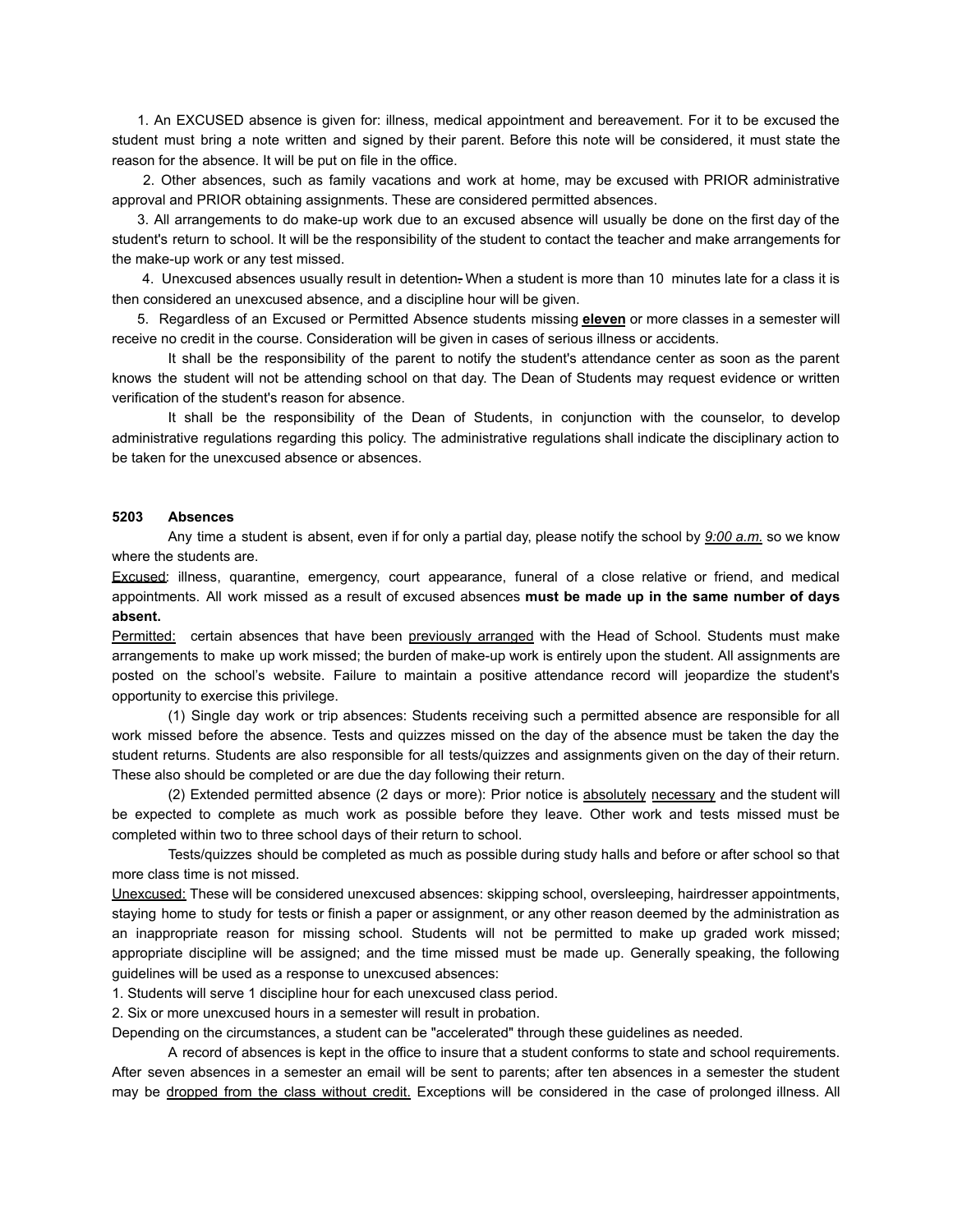1. An EXCUSED absence is given for: illness, medical appointment and bereavement. For it to be excused the student must bring a note written and signed by their parent. Before this note will be considered, it must state the reason for the absence. It will be put on file in the office.

2. Other absences, such as family vacations and work at home, may be excused with PRIOR administrative approval and PRIOR obtaining assignments. These are considered permitted absences.

3. All arrangements to do make-up work due to an excused absence will usually be done on the first day of the student's return to school. It will be the responsibility of the student to contact the teacher and make arrangements for the make-up work or any test missed.

4. Unexcused absences usually result in detention. When a student is more than 10 minutes late for a class it is then considered an unexcused absence, and a discipline hour will be given.

5. Regardless of an Excused or Permitted Absence students missing <u>**eleven**</u> or more classes in a semester will receive no credit in the course. Consideration will be given in cases of serious illness or accidents.

It shall be the responsibility of the parent to notify the student's attendance center as soon as the parent knows the student will not be attending school on that day. The Dean of Students may request evidence or written verification of the student's reason for absence.

It shall be the responsibility of the Dean of Students, in conjunction with the counselor, to develop administrative regulations regarding this policy. The administrative regulations shall indicate the disciplinary action to be taken for the unexcused absence or absences.

### 5203 Absences

Any time a student is absent, even if for only a partial day, please notify the school by <u>*9:00 a.m.*</u> so we know where the students are.

<u>Excused</u>: illness, quarantine, emergency, court appearance, funeral of a close relative or friend, and medical appointments. All work missed as a result of excused absences **must be made up in the same number of days absent.**

<u>Permitted:</u> certain absences that have been <u>previously arranged</u> with the Head of School. Students must make arrangements to make up work missed; the burden of make-up work is entirely upon the student. All assignments are posted on the school's website. Failure to maintain a positive attendance record will jeopardize the student's opportunity to exercise this privilege.

(1) Single day work or trip absences: Students receiving such a permitted absence are responsible for all work missed before the absence. Tests and quizzes missed on the day of the absence must be taken the day the student returns. Students are also responsible for all tests/quizzes and assignments given on the day of their return. These also should be completed or are due the day following their return.

(2) Extended permitted absence (2 days or more): Prior notice is <u>absolutely</u> <u>necessary</u> and the student will be expected to complete as much work as possible before they leave. Other work and tests missed must be completed within two to three school days of their return to school.

Tests/quizzes should be completed as much as possible during study halls and before or after school so that more class time is not missed.

<u>Unexcused:</u> These will be considered unexcused absences: skipping school, oversleeping, hairdresser appointments, staying home to study for tests or finish a paper or assignment, or any other reason deemed by the administration as an inappropriate reason for missing school. Students will not be permitted to make up graded work missed; appropriate discipline will be assigned; and the time missed must be made up. Generally speaking, the following guidelines will be used as a response to unexcused absences:

1. Students will serve 1 discipline hour for each unexcused class period.
2. Six or more unexcused hours in a semester will result in probation.

Depending on the circumstances, a student can be "accelerated" through these guidelines as needed.

A record of absences is kept in the office to insure that a student conforms to state and school requirements. After seven absences in a semester an email will be sent to parents; after ten absences in a semester the student may be <u>dropped from the class without credit.</u> Exceptions will be considered in the case of prolonged illness. All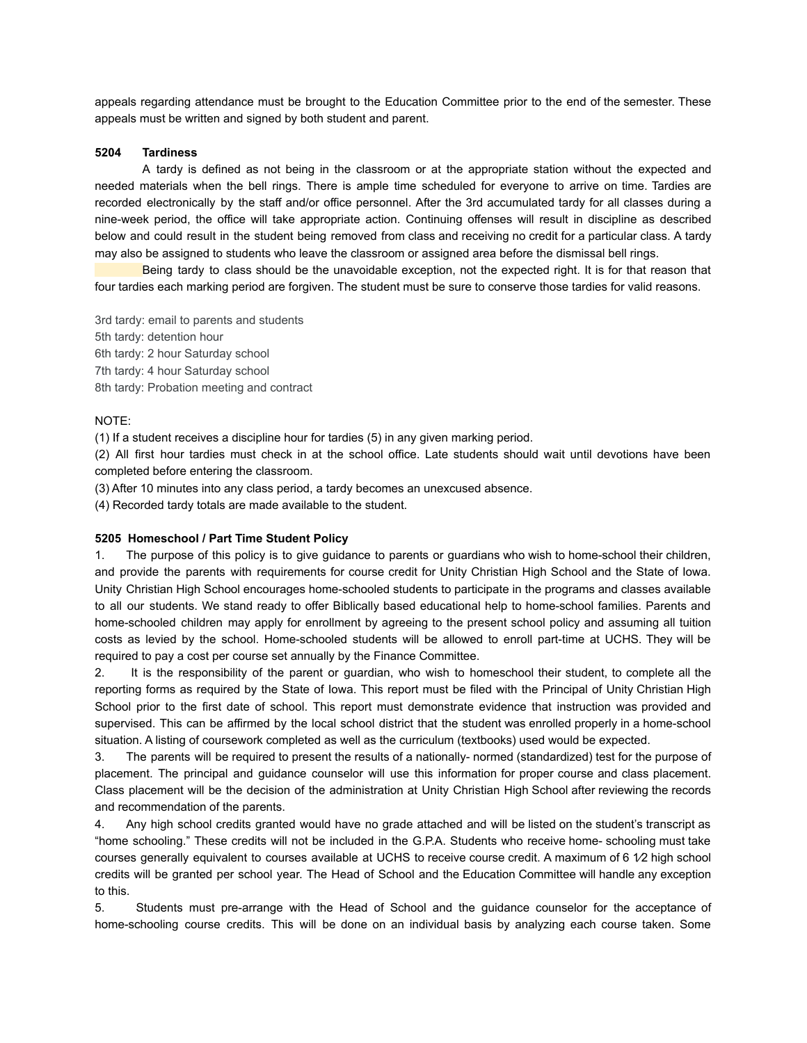appeals regarding attendance must be brought to the Education Committee prior to the end of the semester. These appeals must be written and signed by both student and parent.

**5204 Tardiness**

A tardy is defined as not being in the classroom or at the appropriate station without the expected and needed materials when the bell rings. There is ample time scheduled for everyone to arrive on time. Tardies are recorded electronically by the staff and/or office personnel. After the 3rd accumulated tardy for all classes during a nine-week period, the office will take appropriate action. Continuing offenses will result in discipline as described below and could result in the student being removed from class and receiving no credit for a particular class. A tardy may also be assigned to students who leave the classroom or assigned area before the dismissal bell rings.

Being tardy to class should be the unavoidable exception, not the expected right. It is for that reason that four tardies each marking period are forgiven. The student must be sure to conserve those tardies for valid reasons.

3rd tardy: email to parents and students
5th tardy: detention hour
6th tardy: 2 hour Saturday school
7th tardy: 4 hour Saturday school
8th tardy: Probation meeting and contract

NOTE:
(1) If a student receives a discipline hour for tardies (5) in any given marking period.
(2) All first hour tardies must check in at the school office. Late students should wait until devotions have been completed before entering the classroom.
(3) After 10 minutes into any class period, a tardy becomes an unexcused absence.
(4) Recorded tardy totals are made available to the student.

**5205 Homeschool / Part Time Student Policy**

1. The purpose of this policy is to give guidance to parents or guardians who wish to home-school their children, and provide the parents with requirements for course credit for Unity Christian High School and the State of Iowa. Unity Christian High School encourages home-schooled students to participate in the programs and classes available to all our students. We stand ready to offer Biblically based educational help to home-school families. Parents and home-schooled children may apply for enrollment by agreeing to the present school policy and assuming all tuition costs as levied by the school. Home-schooled students will be allowed to enroll part-time at UCHS. They will be required to pay a cost per course set annually by the Finance Committee.
2. It is the responsibility of the parent or guardian, who wish to homeschool their student, to complete all the reporting forms as required by the State of Iowa. This report must be filed with the Principal of Unity Christian High School prior to the first date of school. This report must demonstrate evidence that instruction was provided and supervised. This can be affirmed by the local school district that the student was enrolled properly in a home-school situation. A listing of coursework completed as well as the curriculum (textbooks) used would be expected.
3. The parents will be required to present the results of a nationally- normed (standardized) test for the purpose of placement. The principal and guidance counselor will use this information for proper course and class placement. Class placement will be the decision of the administration at Unity Christian High School after reviewing the records and recommendation of the parents.
4. Any high school credits granted would have no grade attached and will be listed on the student's transcript as "home schooling." These credits will not be included in the G.P.A. Students who receive home- schooling must take courses generally equivalent to courses available at UCHS to receive course credit. A maximum of 6 1⁄2 high school credits will be granted per school year. The Head of School and the Education Committee will handle any exception to this.
5. Students must pre-arrange with the Head of School and the guidance counselor for the acceptance of home-schooling course credits. This will be done on an individual basis by analyzing each course taken. Some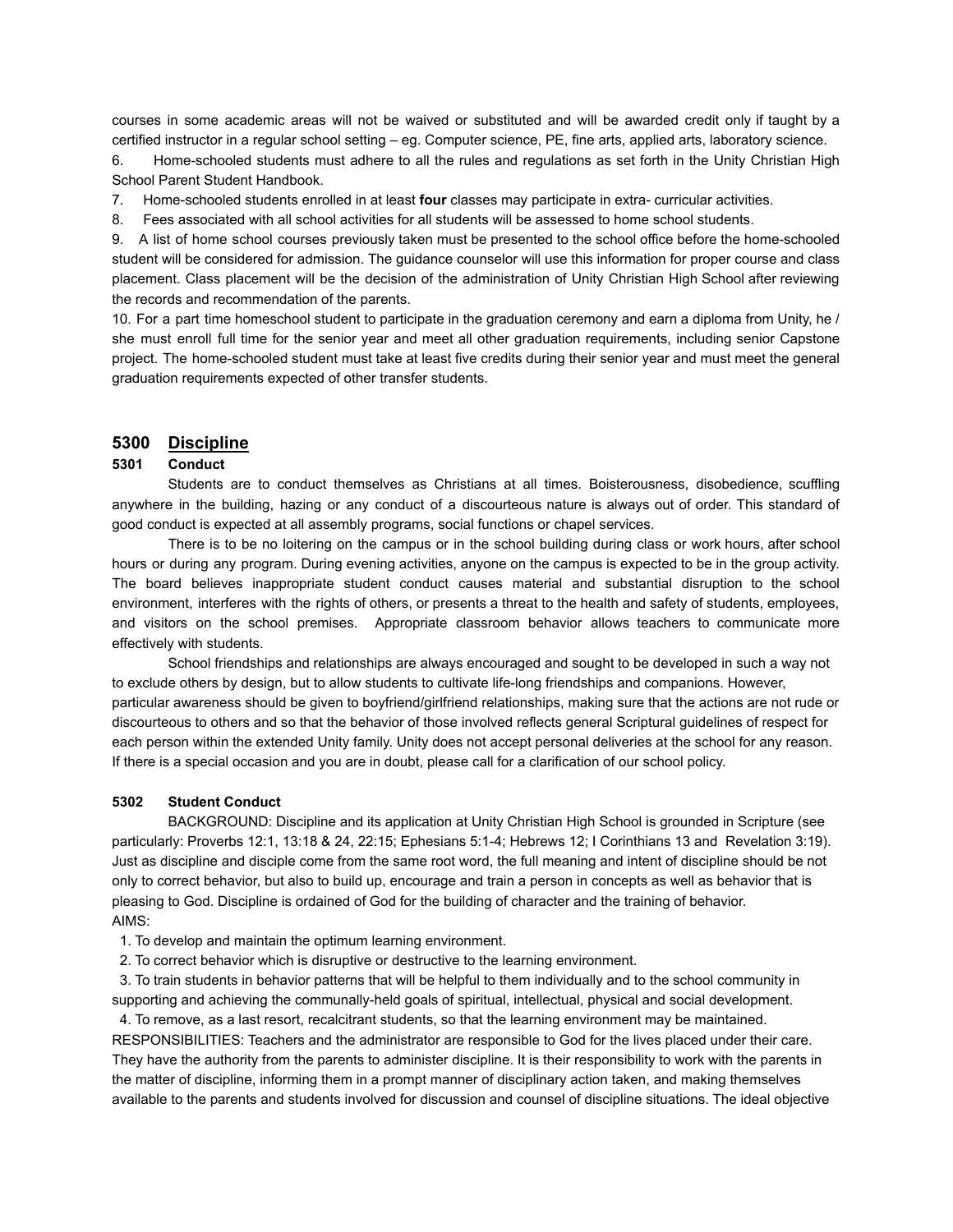courses in some academic areas will not be waived or substituted and will be awarded credit only if taught by a certified instructor in a regular school setting – eg. Computer science, PE, fine arts, applied arts, laboratory science.

6. Home-schooled students must adhere to all the rules and regulations as set forth in the Unity Christian High School Parent Student Handbook.

7. Home-schooled students enrolled in at least **four** classes may participate in extra- curricular activities.

8. Fees associated with all school activities for all students will be assessed to home school students.

9. A list of home school courses previously taken must be presented to the school office before the home-schooled student will be considered for admission. The guidance counselor will use this information for proper course and class placement. Class placement will be the decision of the administration of Unity Christian High School after reviewing the records and recommendation of the parents.

10. For a part time homeschool student to participate in the graduation ceremony and earn a diploma from Unity, he / she must enroll full time for the senior year and meet all other graduation requirements, including senior Capstone project. The home-schooled student must take at least five credits during their senior year and must meet the general graduation requirements expected of other transfer students.

## 5300 Discipline

### 5301 Conduct

Students are to conduct themselves as Christians at all times. Boisterousness, disobedience, scuffling anywhere in the building, hazing or any conduct of a discourteous nature is always out of order. This standard of good conduct is expected at all assembly programs, social functions or chapel services.

There is to be no loitering on the campus or in the school building during class or work hours, after school hours or during any program. During evening activities, anyone on the campus is expected to be in the group activity. The board believes inappropriate student conduct causes material and substantial disruption to the school environment, interferes with the rights of others, or presents a threat to the health and safety of students, employees, and visitors on the school premises. Appropriate classroom behavior allows teachers to communicate more effectively with students.

School friendships and relationships are always encouraged and sought to be developed in such a way not to exclude others by design, but to allow students to cultivate life-long friendships and companions. However, particular awareness should be given to boyfriend/girlfriend relationships, making sure that the actions are not rude or discourteous to others and so that the behavior of those involved reflects general Scriptural guidelines of respect for each person within the extended Unity family. Unity does not accept personal deliveries at the school for any reason. If there is a special occasion and you are in doubt, please call for a clarification of our school policy.

### 5302 Student Conduct

BACKGROUND: Discipline and its application at Unity Christian High School is grounded in Scripture (see particularly: Proverbs 12:1, 13:18 & 24, 22:15; Ephesians 5:1-4; Hebrews 12; I Corinthians 13 and Revelation 3:19). Just as discipline and disciple come from the same root word, the full meaning and intent of discipline should be not only to correct behavior, but also to build up, encourage and train a person in concepts as well as behavior that is pleasing to God. Discipline is ordained of God for the building of character and the training of behavior.

AIMS:

1. To develop and maintain the optimum learning environment.
2. To correct behavior which is disruptive or destructive to the learning environment.
3. To train students in behavior patterns that will be helpful to them individually and to the school community in supporting and achieving the communally-held goals of spiritual, intellectual, physical and social development.
4. To remove, as a last resort, recalcitrant students, so that the learning environment may be maintained.

RESPONSIBILITIES: Teachers and the administrator are responsible to God for the lives placed under their care. They have the authority from the parents to administer discipline. It is their responsibility to work with the parents in the matter of discipline, informing them in a prompt manner of disciplinary action taken, and making themselves available to the parents and students involved for discussion and counsel of discipline situations. The ideal objective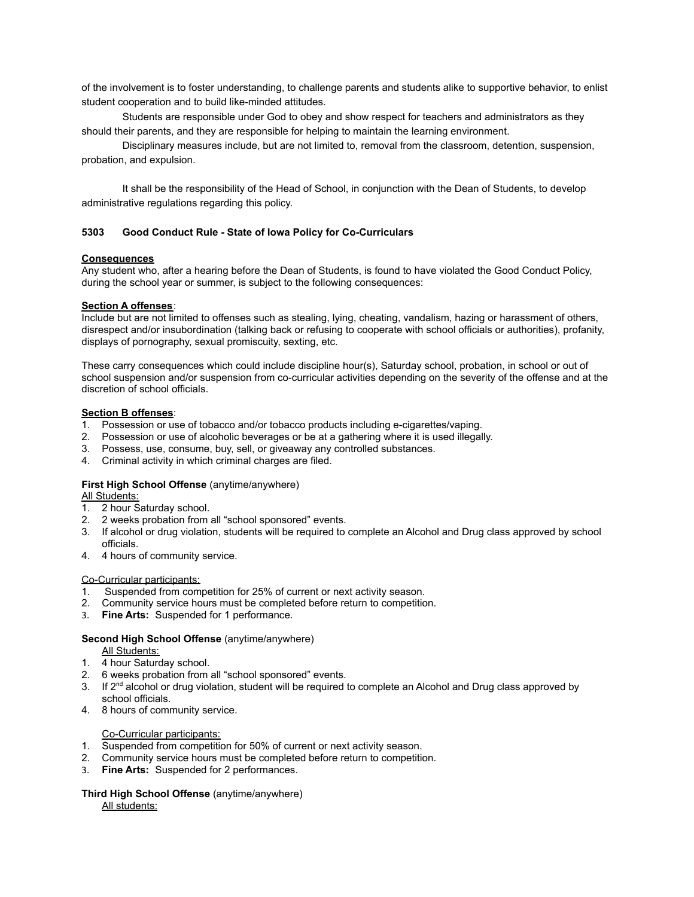of the involvement is to foster understanding, to challenge parents and students alike to supportive behavior, to enlist student cooperation and to build like-minded attitudes.

Students are responsible under God to obey and show respect for teachers and administrators as they should their parents, and they are responsible for helping to maintain the learning environment.

Disciplinary measures include, but are not limited to, removal from the classroom, detention, suspension, probation, and expulsion.

It shall be the responsibility of the Head of School, in conjunction with the Dean of Students, to develop administrative regulations regarding this policy.

### 5303 Good Conduct Rule - State of Iowa Policy for Co-Curriculars

**Consequences**

Any student who, after a hearing before the Dean of Students, is found to have violated the Good Conduct Policy, during the school year or summer, is subject to the following consequences:

**Section A offenses**:

Include but are not limited to offenses such as stealing, lying, cheating, vandalism, hazing or harassment of others, disrespect and/or insubordination (talking back or refusing to cooperate with school officials or authorities), profanity, displays of pornography, sexual promiscuity, sexting, etc.

These carry consequences which could include discipline hour(s), Saturday school, probation, in school or out of school suspension and/or suspension from co-curricular activities depending on the severity of the offense and at the discretion of school officials.

**Section B offenses**:

1. Possession or use of tobacco and/or tobacco products including e-cigarettes/vaping.
2. Possession or use of alcoholic beverages or be at a gathering where it is used illegally.
3. Possess, use, consume, buy, sell, or giveaway any controlled substances.
4. Criminal activity in which criminal charges are filed.

**First High School Offense** (anytime/anywhere)

All Students:

1. 2 hour Saturday school.
2. 2 weeks probation from all "school sponsored" events.
3. If alcohol or drug violation, students will be required to complete an Alcohol and Drug class approved by school officials.
4. 4 hours of community service.

Co-Curricular participants:

1. Suspended from competition for 25% of current or next activity season.
2. Community service hours must be completed before return to competition.
3. **Fine Arts:** Suspended for 1 performance.

**Second High School Offense** (anytime/anywhere)

All Students:

1. 4 hour Saturday school.
2. 6 weeks probation from all "school sponsored" events.
3. If 2nd alcohol or drug violation, student will be required to complete an Alcohol and Drug class approved by school officials.
4. 8 hours of community service.

Co-Curricular participants:

1. Suspended from competition for 50% of current or next activity season.
2. Community service hours must be completed before return to competition.
3. **Fine Arts:** Suspended for 2 performances.

**Third High School Offense** (anytime/anywhere)

All students: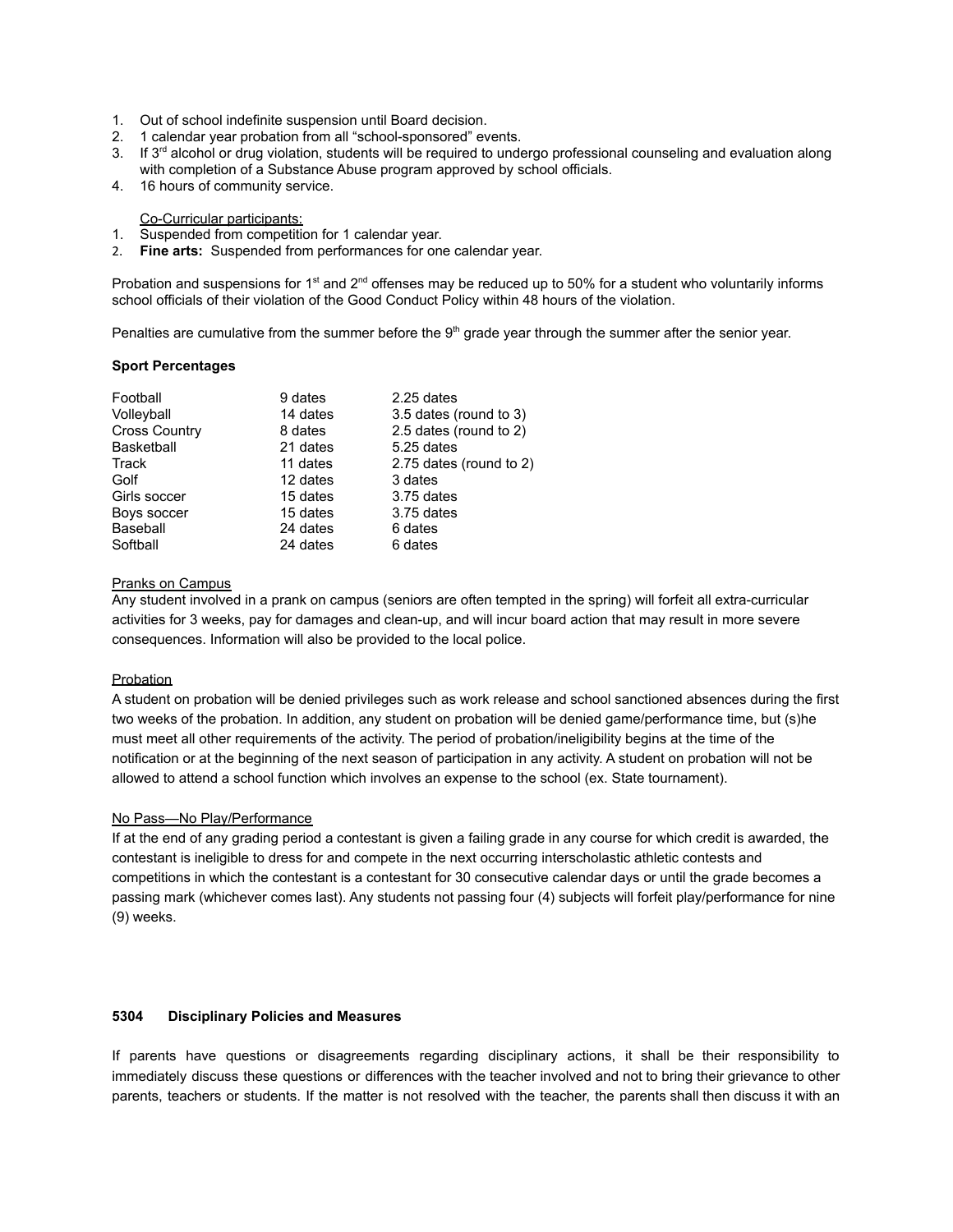1. Out of school indefinite suspension until Board decision.
2. 1 calendar year probation from all "school-sponsored" events.
3. If 3rd alcohol or drug violation, students will be required to undergo professional counseling and evaluation along with completion of a Substance Abuse program approved by school officials.
4. 16 hours of community service.

<u>Co-Curricular participants:</u>

1. Suspended from competition for 1 calendar year.
2. **Fine arts:** Suspended from performances for one calendar year.

Probation and suspensions for 1st and 2nd offenses may be reduced up to 50% for a student who voluntarily informs school officials of their violation of the Good Conduct Policy within 48 hours of the violation.

Penalties are cumulative from the summer before the 9th grade year through the summer after the senior year.

**Sport Percentages**

| | | |
|---|---|---|
| Football | 9 dates | 2.25 dates |
| Volleyball | 14 dates | 3.5 dates (round to 3) |
| Cross Country | 8 dates | 2.5 dates (round to 2) |
| Basketball | 21 dates | 5.25 dates |
| Track | 11 dates | 2.75 dates (round to 2) |
| Golf | 12 dates | 3 dates |
| Girls soccer | 15 dates | 3.75 dates |
| Boys soccer | 15 dates | 3.75 dates |
| Baseball | 24 dates | 6 dates |
| Softball | 24 dates | 6 dates |

<u>Pranks on Campus</u>

Any student involved in a prank on campus (seniors are often tempted in the spring) will forfeit all extra-curricular activities for 3 weeks, pay for damages and clean-up, and will incur board action that may result in more severe consequences. Information will also be provided to the local police.

<u>Probation</u>

A student on probation will be denied privileges such as work release and school sanctioned absences during the first two weeks of the probation. In addition, any student on probation will be denied game/performance time, but (s)he must meet all other requirements of the activity. The period of probation/ineligibility begins at the time of the notification or at the beginning of the next season of participation in any activity. A student on probation will not be allowed to attend a school function which involves an expense to the school (ex. State tournament).

<u>No Pass—No Play/Performance</u>

If at the end of any grading period a contestant is given a failing grade in any course for which credit is awarded, the contestant is ineligible to dress for and compete in the next occurring interscholastic athletic contests and competitions in which the contestant is a contestant for 30 consecutive calendar days or until the grade becomes a passing mark (whichever comes last). Any students not passing four (4) subjects will forfeit play/performance for nine (9) weeks.

## 5304 Disciplinary Policies and Measures

If parents have questions or disagreements regarding disciplinary actions, it shall be their responsibility to immediately discuss these questions or differences with the teacher involved and not to bring their grievance to other parents, teachers or students. If the matter is not resolved with the teacher, the parents shall then discuss it with an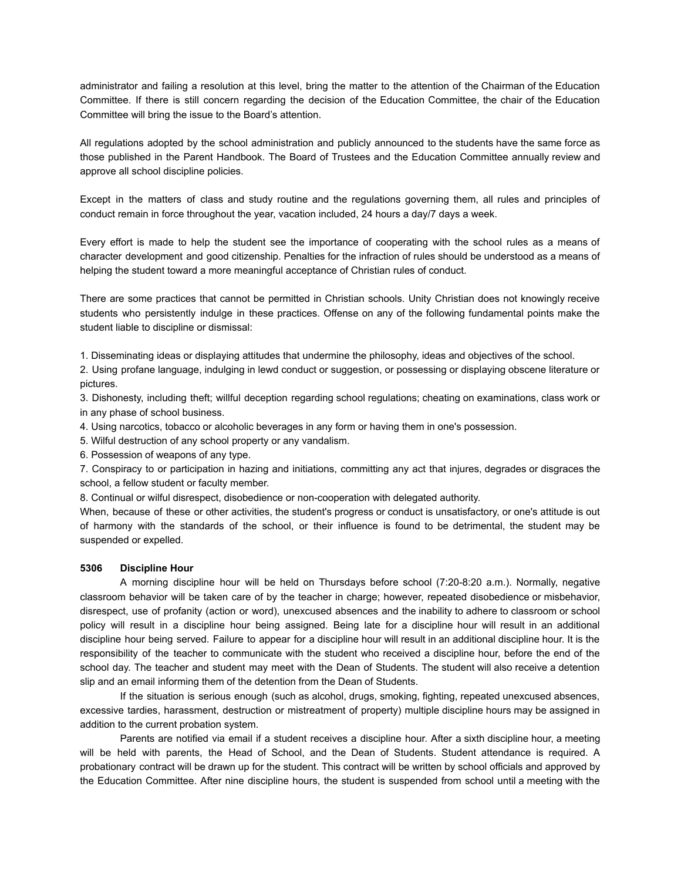administrator and failing a resolution at this level, bring the matter to the attention of the Chairman of the Education Committee. If there is still concern regarding the decision of the Education Committee, the chair of the Education Committee will bring the issue to the Board's attention.

All regulations adopted by the school administration and publicly announced to the students have the same force as those published in the Parent Handbook. The Board of Trustees and the Education Committee annually review and approve all school discipline policies.

Except in the matters of class and study routine and the regulations governing them, all rules and principles of conduct remain in force throughout the year, vacation included, 24 hours a day/7 days a week.

Every effort is made to help the student see the importance of cooperating with the school rules as a means of character development and good citizenship. Penalties for the infraction of rules should be understood as a means of helping the student toward a more meaningful acceptance of Christian rules of conduct.

There are some practices that cannot be permitted in Christian schools. Unity Christian does not knowingly receive students who persistently indulge in these practices. Offense on any of the following fundamental points make the student liable to discipline or dismissal:

1. Disseminating ideas or displaying attitudes that undermine the philosophy, ideas and objectives of the school.
2. Using profane language, indulging in lewd conduct or suggestion, or possessing or displaying obscene literature or pictures.
3. Dishonesty, including theft; willful deception regarding school regulations; cheating on examinations, class work or in any phase of school business.
4. Using narcotics, tobacco or alcoholic beverages in any form or having them in one's possession.
5. Wilful destruction of any school property or any vandalism.
6. Possession of weapons of any type.
7. Conspiracy to or participation in hazing and initiations, committing any act that injures, degrades or disgraces the school, a fellow student or faculty member.
8. Continual or wilful disrespect, disobedience or non-cooperation with delegated authority.

When, because of these or other activities, the student's progress or conduct is unsatisfactory, or one's attitude is out of harmony with the standards of the school, or their influence is found to be detrimental, the student may be suspended or expelled.

**5306 Discipline Hour**

A morning discipline hour will be held on Thursdays before school (7:20-8:20 a.m.). Normally, negative classroom behavior will be taken care of by the teacher in charge; however, repeated disobedience or misbehavior, disrespect, use of profanity (action or word), unexcused absences and the inability to adhere to classroom or school policy will result in a discipline hour being assigned. Being late for a discipline hour will result in an additional discipline hour being served. Failure to appear for a discipline hour will result in an additional discipline hour. It is the responsibility of the teacher to communicate with the student who received a discipline hour, before the end of the school day. The teacher and student may meet with the Dean of Students. The student will also receive a detention slip and an email informing them of the detention from the Dean of Students.

If the situation is serious enough (such as alcohol, drugs, smoking, fighting, repeated unexcused absences, excessive tardies, harassment, destruction or mistreatment of property) multiple discipline hours may be assigned in addition to the current probation system.

Parents are notified via email if a student receives a discipline hour. After a sixth discipline hour, a meeting will be held with parents, the Head of School, and the Dean of Students. Student attendance is required. A probationary contract will be drawn up for the student. This contract will be written by school officials and approved by the Education Committee. After nine discipline hours, the student is suspended from school until a meeting with the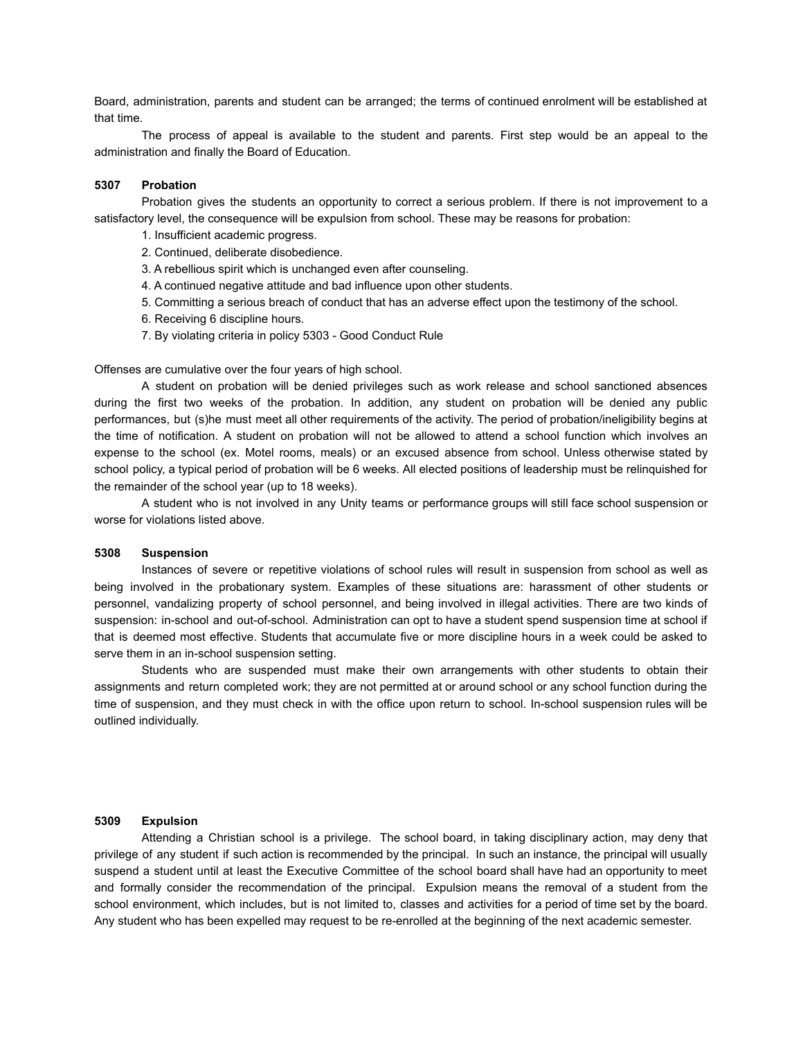Board, administration, parents and student can be arranged; the terms of continued enrolment will be established at that time.

The process of appeal is available to the student and parents. First step would be an appeal to the administration and finally the Board of Education.

### 5307 Probation

Probation gives the students an opportunity to correct a serious problem. If there is not improvement to a satisfactory level, the consequence will be expulsion from school. These may be reasons for probation:

1. Insufficient academic progress.
2. Continued, deliberate disobedience.
3. A rebellious spirit which is unchanged even after counseling.
4. A continued negative attitude and bad influence upon other students.
5. Committing a serious breach of conduct that has an adverse effect upon the testimony of the school.
6. Receiving 6 discipline hours.
7. By violating criteria in policy 5303 - Good Conduct Rule

Offenses are cumulative over the four years of high school.

A student on probation will be denied privileges such as work release and school sanctioned absences during the first two weeks of the probation. In addition, any student on probation will be denied any public performances, but (s)he must meet all other requirements of the activity. The period of probation/ineligibility begins at the time of notification. A student on probation will not be allowed to attend a school function which involves an expense to the school (ex. Motel rooms, meals) or an excused absence from school. Unless otherwise stated by school policy, a typical period of probation will be 6 weeks. All elected positions of leadership must be relinquished for the remainder of the school year (up to 18 weeks).

A student who is not involved in any Unity teams or performance groups will still face school suspension or worse for violations listed above.

### 5308 Suspension

Instances of severe or repetitive violations of school rules will result in suspension from school as well as being involved in the probationary system. Examples of these situations are: harassment of other students or personnel, vandalizing property of school personnel, and being involved in illegal activities. There are two kinds of suspension: in-school and out-of-school. Administration can opt to have a student spend suspension time at school if that is deemed most effective. Students that accumulate five or more discipline hours in a week could be asked to serve them in an in-school suspension setting.

Students who are suspended must make their own arrangements with other students to obtain their assignments and return completed work; they are not permitted at or around school or any school function during the time of suspension, and they must check in with the office upon return to school. In-school suspension rules will be outlined individually.

### 5309 Expulsion

Attending a Christian school is a privilege. The school board, in taking disciplinary action, may deny that privilege of any student if such action is recommended by the principal. In such an instance, the principal will usually suspend a student until at least the Executive Committee of the school board shall have had an opportunity to meet and formally consider the recommendation of the principal. Expulsion means the removal of a student from the school environment, which includes, but is not limited to, classes and activities for a period of time set by the board. Any student who has been expelled may request to be re-enrolled at the beginning of the next academic semester.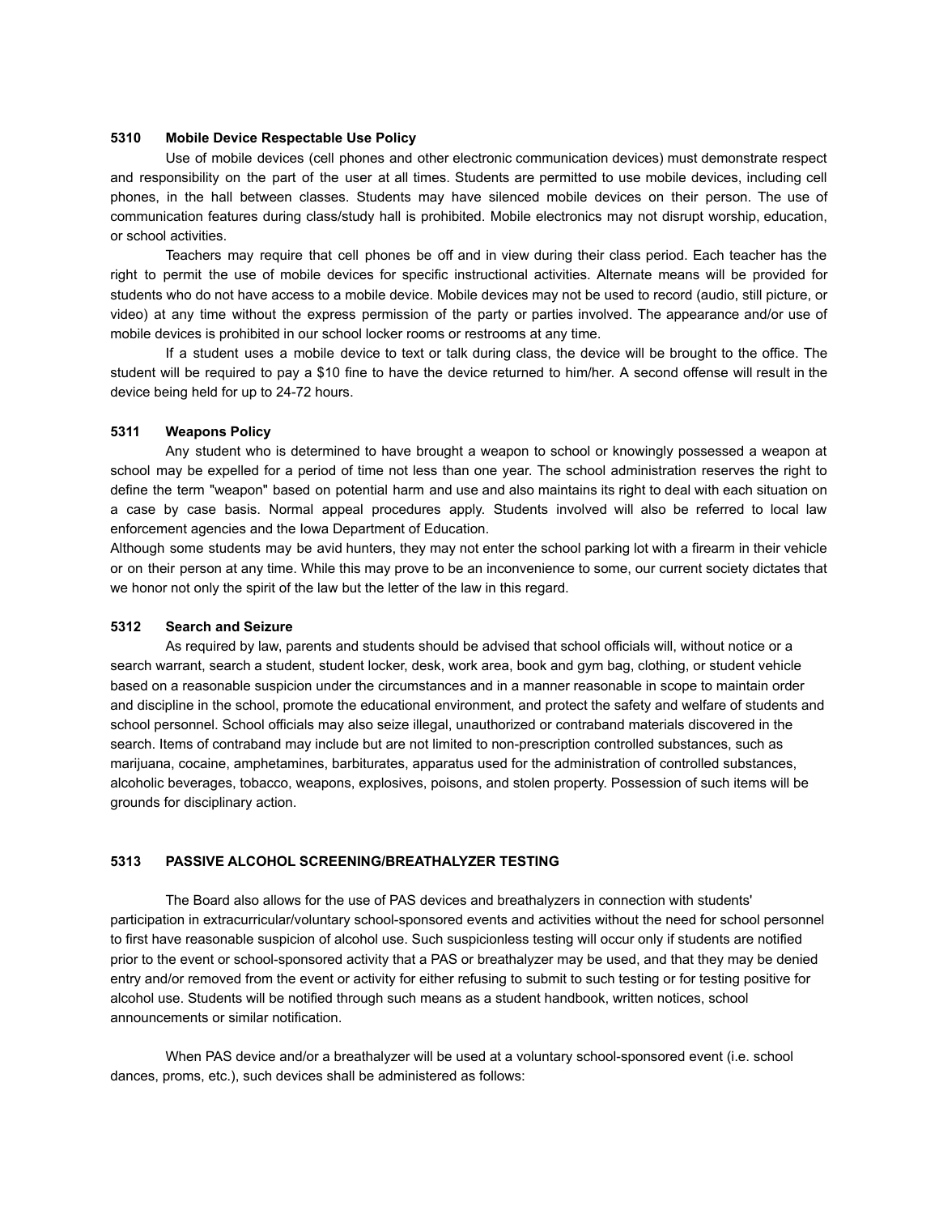### 5310 Mobile Device Respectable Use Policy

Use of mobile devices (cell phones and other electronic communication devices) must demonstrate respect and responsibility on the part of the user at all times. Students are permitted to use mobile devices, including cell phones, in the hall between classes. Students may have silenced mobile devices on their person. The use of communication features during class/study hall is prohibited. Mobile electronics may not disrupt worship, education, or school activities.

Teachers may require that cell phones be off and in view during their class period. Each teacher has the right to permit the use of mobile devices for specific instructional activities. Alternate means will be provided for students who do not have access to a mobile device. Mobile devices may not be used to record (audio, still picture, or video) at any time without the express permission of the party or parties involved. The appearance and/or use of mobile devices is prohibited in our school locker rooms or restrooms at any time.

If a student uses a mobile device to text or talk during class, the device will be brought to the office. The student will be required to pay a $10 fine to have the device returned to him/her. A second offense will result in the device being held for up to 24-72 hours.

### 5311 Weapons Policy

Any student who is determined to have brought a weapon to school or knowingly possessed a weapon at school may be expelled for a period of time not less than one year. The school administration reserves the right to define the term "weapon" based on potential harm and use and also maintains its right to deal with each situation on a case by case basis. Normal appeal procedures apply. Students involved will also be referred to local law enforcement agencies and the Iowa Department of Education.

Although some students may be avid hunters, they may not enter the school parking lot with a firearm in their vehicle or on their person at any time. While this may prove to be an inconvenience to some, our current society dictates that we honor not only the spirit of the law but the letter of the law in this regard.

### 5312 Search and Seizure

As required by law, parents and students should be advised that school officials will, without notice or a search warrant, search a student, student locker, desk, work area, book and gym bag, clothing, or student vehicle based on a reasonable suspicion under the circumstances and in a manner reasonable in scope to maintain order and discipline in the school, promote the educational environment, and protect the safety and welfare of students and school personnel. School officials may also seize illegal, unauthorized or contraband materials discovered in the search. Items of contraband may include but are not limited to non-prescription controlled substances, such as marijuana, cocaine, amphetamines, barbiturates, apparatus used for the administration of controlled substances, alcoholic beverages, tobacco, weapons, explosives, poisons, and stolen property. Possession of such items will be grounds for disciplinary action.

### 5313 PASSIVE ALCOHOL SCREENING/BREATHALYZER TESTING

The Board also allows for the use of PAS devices and breathalyzers in connection with students' participation in extracurricular/voluntary school-sponsored events and activities without the need for school personnel to first have reasonable suspicion of alcohol use. Such suspicionless testing will occur only if students are notified prior to the event or school-sponsored activity that a PAS or breathalyzer may be used, and that they may be denied entry and/or removed from the event or activity for either refusing to submit to such testing or for testing positive for alcohol use. Students will be notified through such means as a student handbook, written notices, school announcements or similar notification.

When PAS device and/or a breathalyzer will be used at a voluntary school-sponsored event (i.e. school dances, proms, etc.), such devices shall be administered as follows: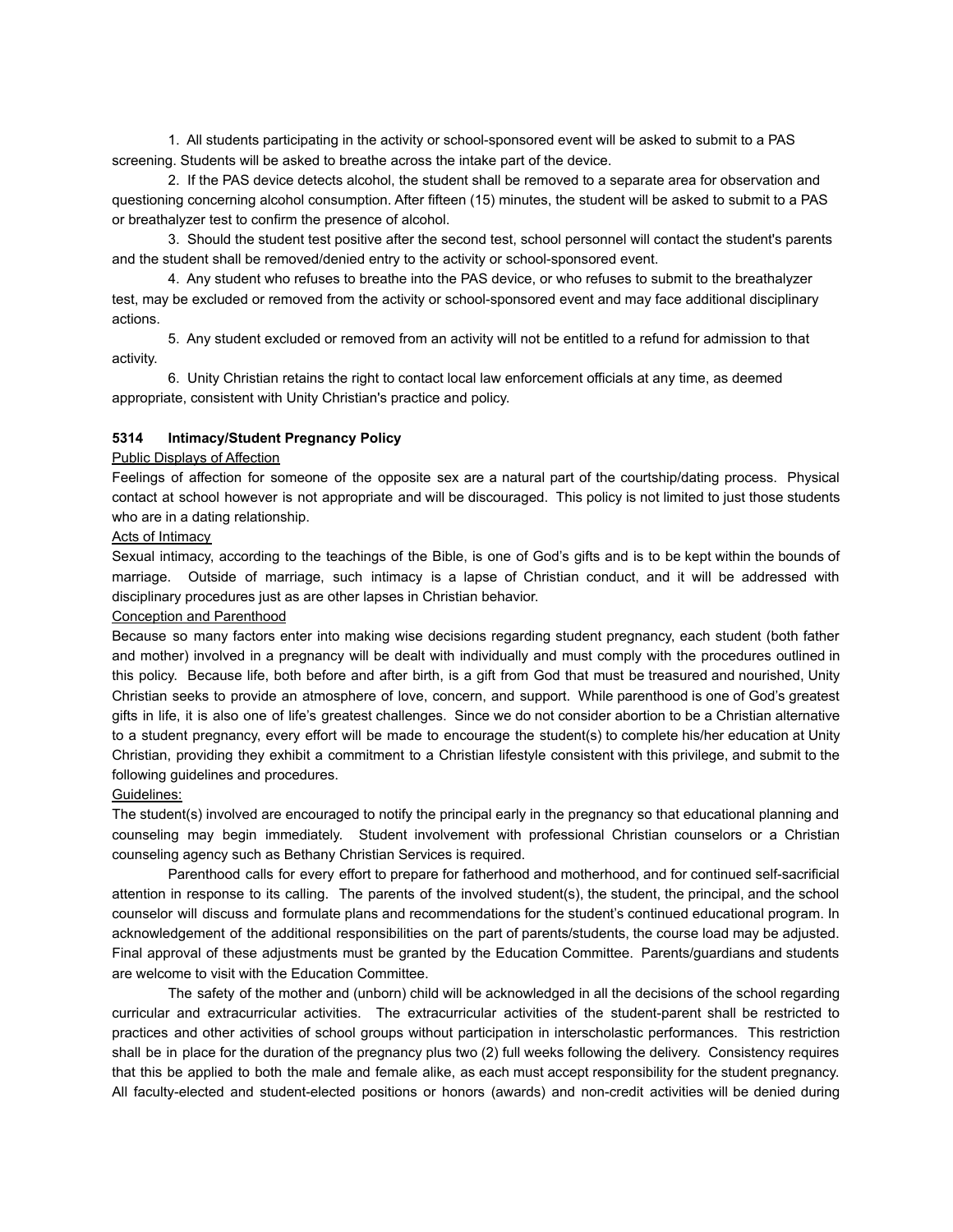1. All students participating in the activity or school-sponsored event will be asked to submit to a PAS screening. Students will be asked to breathe across the intake part of the device.

2. If the PAS device detects alcohol, the student shall be removed to a separate area for observation and questioning concerning alcohol consumption. After fifteen (15) minutes, the student will be asked to submit to a PAS or breathalyzer test to confirm the presence of alcohol.

3. Should the student test positive after the second test, school personnel will contact the student's parents and the student shall be removed/denied entry to the activity or school-sponsored event.

4. Any student who refuses to breathe into the PAS device, or who refuses to submit to the breathalyzer test, may be excluded or removed from the activity or school-sponsored event and may face additional disciplinary actions.

5. Any student excluded or removed from an activity will not be entitled to a refund for admission to that activity.

6. Unity Christian retains the right to contact local law enforcement officials at any time, as deemed appropriate, consistent with Unity Christian's practice and policy.

**5314 Intimacy/Student Pregnancy Policy**

Public Displays of Affection

Feelings of affection for someone of the opposite sex are a natural part of the courtship/dating process. Physical contact at school however is not appropriate and will be discouraged. This policy is not limited to just those students who are in a dating relationship.

Acts of Intimacy

Sexual intimacy, according to the teachings of the Bible, is one of God's gifts and is to be kept within the bounds of marriage. Outside of marriage, such intimacy is a lapse of Christian conduct, and it will be addressed with disciplinary procedures just as are other lapses in Christian behavior.

Conception and Parenthood

Because so many factors enter into making wise decisions regarding student pregnancy, each student (both father and mother) involved in a pregnancy will be dealt with individually and must comply with the procedures outlined in this policy. Because life, both before and after birth, is a gift from God that must be treasured and nourished, Unity Christian seeks to provide an atmosphere of love, concern, and support. While parenthood is one of God's greatest gifts in life, it is also one of life's greatest challenges. Since we do not consider abortion to be a Christian alternative to a student pregnancy, every effort will be made to encourage the student(s) to complete his/her education at Unity Christian, providing they exhibit a commitment to a Christian lifestyle consistent with this privilege, and submit to the following guidelines and procedures.

Guidelines:

The student(s) involved are encouraged to notify the principal early in the pregnancy so that educational planning and counseling may begin immediately. Student involvement with professional Christian counselors or a Christian counseling agency such as Bethany Christian Services is required.

Parenthood calls for every effort to prepare for fatherhood and motherhood, and for continued self-sacrificial attention in response to its calling. The parents of the involved student(s), the student, the principal, and the school counselor will discuss and formulate plans and recommendations for the student's continued educational program. In acknowledgement of the additional responsibilities on the part of parents/students, the course load may be adjusted. Final approval of these adjustments must be granted by the Education Committee. Parents/guardians and students are welcome to visit with the Education Committee.

The safety of the mother and (unborn) child will be acknowledged in all the decisions of the school regarding curricular and extracurricular activities. The extracurricular activities of the student-parent shall be restricted to practices and other activities of school groups without participation in interscholastic performances. This restriction shall be in place for the duration of the pregnancy plus two (2) full weeks following the delivery. Consistency requires that this be applied to both the male and female alike, as each must accept responsibility for the student pregnancy. All faculty-elected and student-elected positions or honors (awards) and non-credit activities will be denied during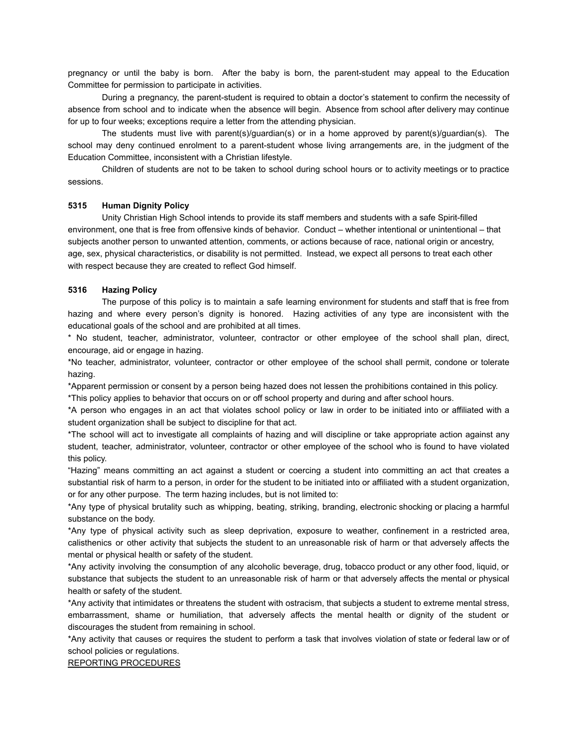pregnancy or until the baby is born. After the baby is born, the parent-student may appeal to the Education Committee for permission to participate in activities.

During a pregnancy, the parent-student is required to obtain a doctor's statement to confirm the necessity of absence from school and to indicate when the absence will begin. Absence from school after delivery may continue for up to four weeks; exceptions require a letter from the attending physician.

The students must live with parent(s)/guardian(s) or in a home approved by parent(s)/guardian(s). The school may deny continued enrolment to a parent-student whose living arrangements are, in the judgment of the Education Committee, inconsistent with a Christian lifestyle.

Children of students are not to be taken to school during school hours or to activity meetings or to practice sessions.

**5315 Human Dignity Policy**

Unity Christian High School intends to provide its staff members and students with a safe Spirit-filled environment, one that is free from offensive kinds of behavior. Conduct – whether intentional or unintentional – that subjects another person to unwanted attention, comments, or actions because of race, national origin or ancestry, age, sex, physical characteristics, or disability is not permitted. Instead, we expect all persons to treat each other with respect because they are created to reflect God himself.

**5316 Hazing Policy**

The purpose of this policy is to maintain a safe learning environment for students and staff that is free from hazing and where every person's dignity is honored. Hazing activities of any type are inconsistent with the educational goals of the school and are prohibited at all times.

* No student, teacher, administrator, volunteer, contractor or other employee of the school shall plan, direct, encourage, aid or engage in hazing.

*No teacher, administrator, volunteer, contractor or other employee of the school shall permit, condone or tolerate hazing.

*Apparent permission or consent by a person being hazed does not lessen the prohibitions contained in this policy.

*This policy applies to behavior that occurs on or off school property and during and after school hours.

*A person who engages in an act that violates school policy or law in order to be initiated into or affiliated with a student organization shall be subject to discipline for that act.

*The school will act to investigate all complaints of hazing and will discipline or take appropriate action against any student, teacher, administrator, volunteer, contractor or other employee of the school who is found to have violated this policy.

"Hazing" means committing an act against a student or coercing a student into committing an act that creates a substantial risk of harm to a person, in order for the student to be initiated into or affiliated with a student organization, or for any other purpose. The term hazing includes, but is not limited to:

*Any type of physical brutality such as whipping, beating, striking, branding, electronic shocking or placing a harmful substance on the body.

*Any type of physical activity such as sleep deprivation, exposure to weather, confinement in a restricted area, calisthenics or other activity that subjects the student to an unreasonable risk of harm or that adversely affects the mental or physical health or safety of the student.

*Any activity involving the consumption of any alcoholic beverage, drug, tobacco product or any other food, liquid, or substance that subjects the student to an unreasonable risk of harm or that adversely affects the mental or physical health or safety of the student.

*Any activity that intimidates or threatens the student with ostracism, that subjects a student to extreme mental stress, embarrassment, shame or humiliation, that adversely affects the mental health or dignity of the student or discourages the student from remaining in school.

*Any activity that causes or requires the student to perform a task that involves violation of state or federal law or of school policies or regulations.

<u>REPORTING PROCEDURES</u>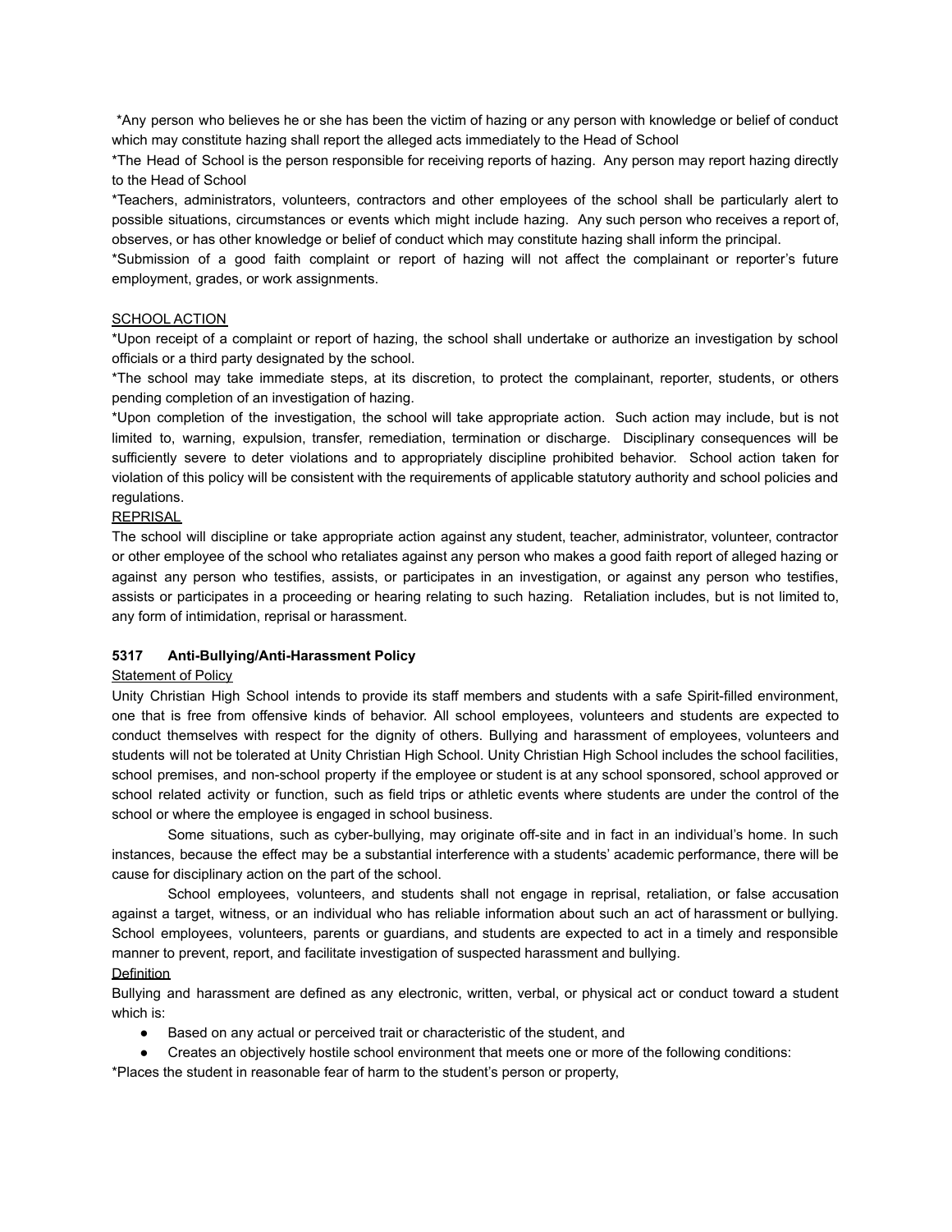*Any person who believes he or she has been the victim of hazing or any person with knowledge or belief of conduct which may constitute hazing shall report the alleged acts immediately to the Head of School

*The Head of School is the person responsible for receiving reports of hazing. Any person may report hazing directly to the Head of School

*Teachers, administrators, volunteers, contractors and other employees of the school shall be particularly alert to possible situations, circumstances or events which might include hazing. Any such person who receives a report of, observes, or has other knowledge or belief of conduct which may constitute hazing shall inform the principal.

*Submission of a good faith complaint or report of hazing will not affect the complainant or reporter's future employment, grades, or work assignments.

<u>SCHOOL ACTION</u>

*Upon receipt of a complaint or report of hazing, the school shall undertake or authorize an investigation by school officials or a third party designated by the school.

*The school may take immediate steps, at its discretion, to protect the complainant, reporter, students, or others pending completion of an investigation of hazing.

*Upon completion of the investigation, the school will take appropriate action. Such action may include, but is not limited to, warning, expulsion, transfer, remediation, termination or discharge. Disciplinary consequences will be sufficiently severe to deter violations and to appropriately discipline prohibited behavior. School action taken for violation of this policy will be consistent with the requirements of applicable statutory authority and school policies and regulations.

<u>REPRISAL</u>

The school will discipline or take appropriate action against any student, teacher, administrator, volunteer, contractor or other employee of the school who retaliates against any person who makes a good faith report of alleged hazing or against any person who testifies, assists, or participates in an investigation, or against any person who testifies, assists or participates in a proceeding or hearing relating to such hazing. Retaliation includes, but is not limited to, any form of intimidation, reprisal or harassment.

### 5317 Anti-Bullying/Anti-Harassment Policy

<u>Statement of Policy</u>

Unity Christian High School intends to provide its staff members and students with a safe Spirit-filled environment, one that is free from offensive kinds of behavior. All school employees, volunteers and students are expected to conduct themselves with respect for the dignity of others. Bullying and harassment of employees, volunteers and students will not be tolerated at Unity Christian High School. Unity Christian High School includes the school facilities, school premises, and non-school property if the employee or student is at any school sponsored, school approved or school related activity or function, such as field trips or athletic events where students are under the control of the school or where the employee is engaged in school business.

Some situations, such as cyber-bullying, may originate off-site and in fact in an individual's home. In such instances, because the effect may be a substantial interference with a students' academic performance, there will be cause for disciplinary action on the part of the school.

School employees, volunteers, and students shall not engage in reprisal, retaliation, or false accusation against a target, witness, or an individual who has reliable information about such an act of harassment or bullying. School employees, volunteers, parents or guardians, and students are expected to act in a timely and responsible manner to prevent, report, and facilitate investigation of suspected harassment and bullying.

<u>Definition</u>

Bullying and harassment are defined as any electronic, written, verbal, or physical act or conduct toward a student which is:

- Based on any actual or perceived trait or characteristic of the student, and
- Creates an objectively hostile school environment that meets one or more of the following conditions:

*Places the student in reasonable fear of harm to the student's person or property,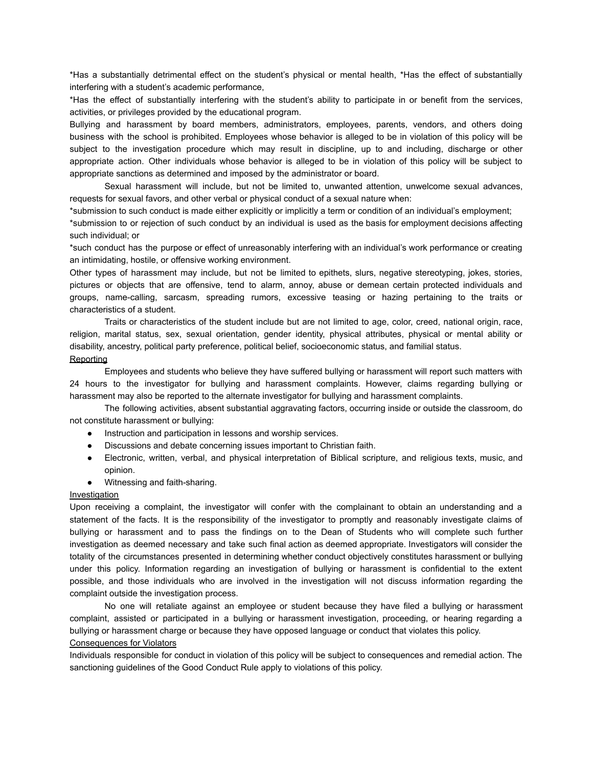*Has a substantially detrimental effect on the student's physical or mental health, *Has the effect of substantially interfering with a student's academic performance,

*Has the effect of substantially interfering with the student's ability to participate in or benefit from the services, activities, or privileges provided by the educational program.

Bullying and harassment by board members, administrators, employees, parents, vendors, and others doing business with the school is prohibited. Employees whose behavior is alleged to be in violation of this policy will be subject to the investigation procedure which may result in discipline, up to and including, discharge or other appropriate action. Other individuals whose behavior is alleged to be in violation of this policy will be subject to appropriate sanctions as determined and imposed by the administrator or board.

Sexual harassment will include, but not be limited to, unwanted attention, unwelcome sexual advances, requests for sexual favors, and other verbal or physical conduct of a sexual nature when:

*submission to such conduct is made either explicitly or implicitly a term or condition of an individual's employment;

*submission to or rejection of such conduct by an individual is used as the basis for employment decisions affecting such individual; or

*such conduct has the purpose or effect of unreasonably interfering with an individual's work performance or creating an intimidating, hostile, or offensive working environment.

Other types of harassment may include, but not be limited to epithets, slurs, negative stereotyping, jokes, stories, pictures or objects that are offensive, tend to alarm, annoy, abuse or demean certain protected individuals and groups, name-calling, sarcasm, spreading rumors, excessive teasing or hazing pertaining to the traits or characteristics of a student.

Traits or characteristics of the student include but are not limited to age, color, creed, national origin, race, religion, marital status, sex, sexual orientation, gender identity, physical attributes, physical or mental ability or disability, ancestry, political party preference, political belief, socioeconomic status, and familial status.

<u>Reporting</u>

Employees and students who believe they have suffered bullying or harassment will report such matters with 24 hours to the investigator for bullying and harassment complaints. However, claims regarding bullying or harassment may also be reported to the alternate investigator for bullying and harassment complaints.

The following activities, absent substantial aggravating factors, occurring inside or outside the classroom, do not constitute harassment or bullying:

- Instruction and participation in lessons and worship services.
- Discussions and debate concerning issues important to Christian faith.
- Electronic, written, verbal, and physical interpretation of Biblical scripture, and religious texts, music, and opinion.
- Witnessing and faith-sharing.

<u>Investigation</u>

Upon receiving a complaint, the investigator will confer with the complainant to obtain an understanding and a statement of the facts. It is the responsibility of the investigator to promptly and reasonably investigate claims of bullying or harassment and to pass the findings on to the Dean of Students who will complete such further investigation as deemed necessary and take such final action as deemed appropriate. Investigators will consider the totality of the circumstances presented in determining whether conduct objectively constitutes harassment or bullying under this policy. Information regarding an investigation of bullying or harassment is confidential to the extent possible, and those individuals who are involved in the investigation will not discuss information regarding the complaint outside the investigation process.

No one will retaliate against an employee or student because they have filed a bullying or harassment complaint, assisted or participated in a bullying or harassment investigation, proceeding, or hearing regarding a bullying or harassment charge or because they have opposed language or conduct that violates this policy.

<u>Consequences for Violators</u>

Individuals responsible for conduct in violation of this policy will be subject to consequences and remedial action. The sanctioning guidelines of the Good Conduct Rule apply to violations of this policy.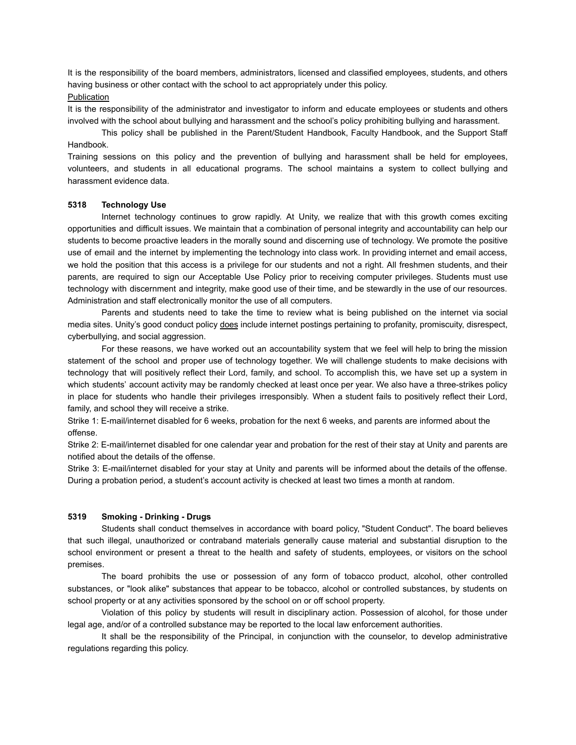It is the responsibility of the board members, administrators, licensed and classified employees, students, and others having business or other contact with the school to act appropriately under this policy.

<u>Publication</u>

It is the responsibility of the administrator and investigator to inform and educate employees or students and others involved with the school about bullying and harassment and the school's policy prohibiting bullying and harassment.

This policy shall be published in the Parent/Student Handbook, Faculty Handbook, and the Support Staff Handbook.

Training sessions on this policy and the prevention of bullying and harassment shall be held for employees, volunteers, and students in all educational programs. The school maintains a system to collect bullying and harassment evidence data.

### 5318 Technology Use

Internet technology continues to grow rapidly. At Unity, we realize that with this growth comes exciting opportunities and difficult issues. We maintain that a combination of personal integrity and accountability can help our students to become proactive leaders in the morally sound and discerning use of technology. We promote the positive use of email and the internet by implementing the technology into class work. In providing internet and email access, we hold the position that this access is a privilege for our students and not a right. All freshmen students, and their parents, are required to sign our Acceptable Use Policy prior to receiving computer privileges. Students must use technology with discernment and integrity, make good use of their time, and be stewardly in the use of our resources. Administration and staff electronically monitor the use of all computers.

Parents and students need to take the time to review what is being published on the internet via social media sites. Unity's good conduct policy <u>does</u> include internet postings pertaining to profanity, promiscuity, disrespect, cyberbullying, and social aggression.

For these reasons, we have worked out an accountability system that we feel will help to bring the mission statement of the school and proper use of technology together. We will challenge students to make decisions with technology that will positively reflect their Lord, family, and school. To accomplish this, we have set up a system in which students' account activity may be randomly checked at least once per year. We also have a three-strikes policy in place for students who handle their privileges irresponsibly. When a student fails to positively reflect their Lord, family, and school they will receive a strike.

Strike 1: E-mail/internet disabled for 6 weeks, probation for the next 6 weeks, and parents are informed about the offense.

Strike 2: E-mail/internet disabled for one calendar year and probation for the rest of their stay at Unity and parents are notified about the details of the offense.

Strike 3: E-mail/internet disabled for your stay at Unity and parents will be informed about the details of the offense. During a probation period, a student's account activity is checked at least two times a month at random.

### 5319 Smoking - Drinking - Drugs

Students shall conduct themselves in accordance with board policy, "Student Conduct". The board believes that such illegal, unauthorized or contraband materials generally cause material and substantial disruption to the school environment or present a threat to the health and safety of students, employees, or visitors on the school premises.

The board prohibits the use or possession of any form of tobacco product, alcohol, other controlled substances, or "look alike" substances that appear to be tobacco, alcohol or controlled substances, by students on school property or at any activities sponsored by the school on or off school property.

Violation of this policy by students will result in disciplinary action. Possession of alcohol, for those under legal age, and/or of a controlled substance may be reported to the local law enforcement authorities.

It shall be the responsibility of the Principal, in conjunction with the counselor, to develop administrative regulations regarding this policy.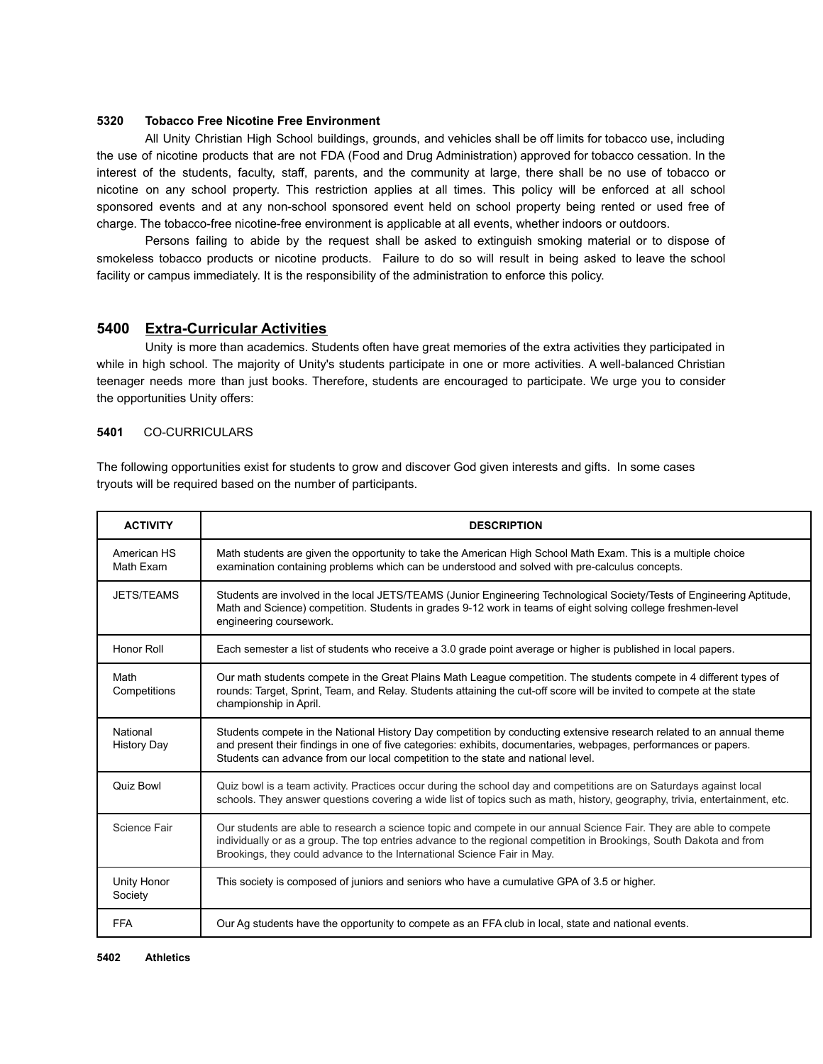**5320 Tobacco Free Nicotine Free Environment**

All Unity Christian High School buildings, grounds, and vehicles shall be off limits for tobacco use, including the use of nicotine products that are not FDA (Food and Drug Administration) approved for tobacco cessation. In the interest of the students, faculty, staff, parents, and the community at large, there shall be no use of tobacco or nicotine on any school property. This restriction applies at all times. This policy will be enforced at all school sponsored events and at any non-school sponsored event held on school property being rented or used free of charge. The tobacco-free nicotine-free environment is applicable at all events, whether indoors or outdoors.

Persons failing to abide by the request shall be asked to extinguish smoking material or to dispose of smokeless tobacco products or nicotine products. Failure to do so will result in being asked to leave the school facility or campus immediately. It is the responsibility of the administration to enforce this policy.

## 5400 Extra-Curricular Activities

Unity is more than academics. Students often have great memories of the extra activities they participated in while in high school. The majority of Unity's students participate in one or more activities. A well-balanced Christian teenager needs more than just books. Therefore, students are encouraged to participate. We urge you to consider the opportunities Unity offers:

**5401** CO-CURRICULARS

The following opportunities exist for students to grow and discover God given interests and gifts. In some cases tryouts will be required based on the number of participants.

| ACTIVITY | DESCRIPTION |
|---|---|
| American HS Math Exam | Math students are given the opportunity to take the American High School Math Exam. This is a multiple choice examination containing problems which can be understood and solved with pre-calculus concepts. |
| JETS/TEAMS | Students are involved in the local JETS/TEAMS (Junior Engineering Technological Society/Tests of Engineering Aptitude, Math and Science) competition. Students in grades 9-12 work in teams of eight solving college freshmen-level engineering coursework. |
| Honor Roll | Each semester a list of students who receive a 3.0 grade point average or higher is published in local papers. |
| Math Competitions | Our math students compete in the Great Plains Math League competition. The students compete in 4 different types of rounds: Target, Sprint, Team, and Relay. Students attaining the cut-off score will be invited to compete at the state championship in April. |
| National History Day | Students compete in the National History Day competition by conducting extensive research related to an annual theme and present their findings in one of five categories: exhibits, documentaries, webpages, performances or papers. Students can advance from our local competition to the state and national level. |
| Quiz Bowl | Quiz bowl is a team activity. Practices occur during the school day and competitions are on Saturdays against local schools. They answer questions covering a wide list of topics such as math, history, geography, trivia, entertainment, etc. |
| Science Fair | Our students are able to research a science topic and compete in our annual Science Fair. They are able to compete individually or as a group. The top entries advance to the regional competition in Brookings, South Dakota and from Brookings, they could advance to the International Science Fair in May. |
| Unity Honor Society | This society is composed of juniors and seniors who have a cumulative GPA of 3.5 or higher. |
| FFA | Our Ag students have the opportunity to compete as an FFA club in local, state and national events. |

**5402 Athletics**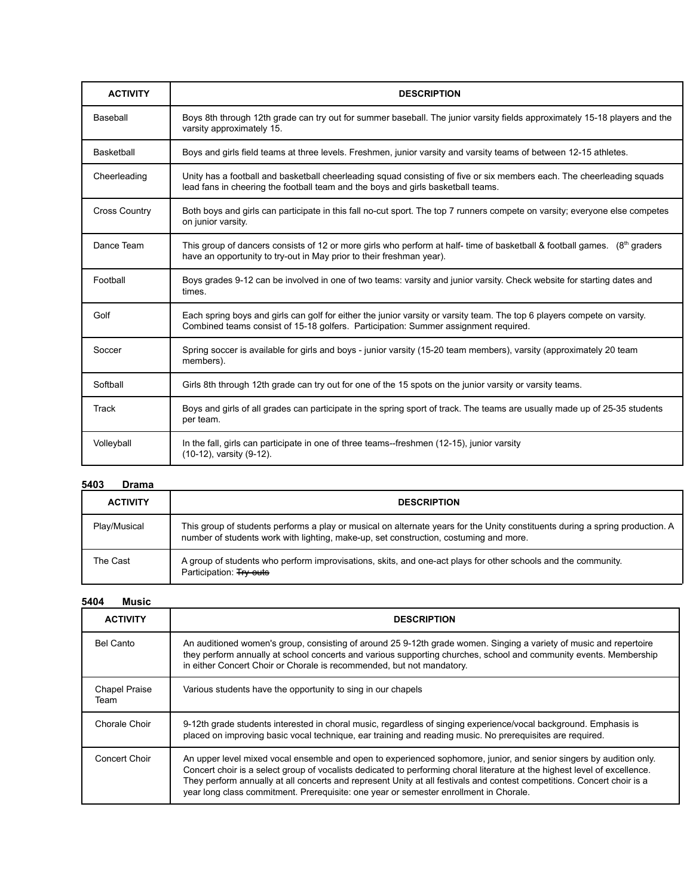| ACTIVITY | DESCRIPTION |
| --- | --- |
| Baseball | Boys 8th through 12th grade can try out for summer baseball. The junior varsity fields approximately 15-18 players and the varsity approximately 15. |
| Basketball | Boys and girls field teams at three levels. Freshmen, junior varsity and varsity teams of between 12-15 athletes. |
| Cheerleading | Unity has a football and basketball cheerleading squad consisting of five or six members each. The cheerleading squads lead fans in cheering the football team and the boys and girls basketball teams. |
| Cross Country | Both boys and girls can participate in this fall no-cut sport. The top 7 runners compete on varsity; everyone else competes on junior varsity. |
| Dance Team | This group of dancers consists of 12 or more girls who perform at half- time of basketball & football games. (8th graders have an opportunity to try-out in May prior to their freshman year). |
| Football | Boys grades 9-12 can be involved in one of two teams: varsity and junior varsity. Check website for starting dates and times. |
| Golf | Each spring boys and girls can golf for either the junior varsity or varsity team. The top 6 players compete on varsity. Combined teams consist of 15-18 golfers. Participation: Summer assignment required. |
| Soccer | Spring soccer is available for girls and boys - junior varsity (15-20 team members), varsity (approximately 20 team members). |
| Softball | Girls 8th through 12th grade can try out for one of the 15 spots on the junior varsity or varsity teams. |
| Track | Boys and girls of all grades can participate in the spring sport of track. The teams are usually made up of 25-35 students per team. |
| Volleyball | In the fall, girls can participate in one of three teams--freshmen (12-15), junior varsity (10-12), varsity (9-12). |

**5403 Drama**

| ACTIVITY | DESCRIPTION |
| --- | --- |
| Play/Musical | This group of students performs a play or musical on alternate years for the Unity constituents during a spring production. A number of students work with lighting, make-up, set construction, costuming and more. |
| The Cast | A group of students who perform improvisations, skits, and one-act plays for other schools and the community. Participation: ~~Try-outs~~ |

**5404 Music**

| ACTIVITY | DESCRIPTION |
| --- | --- |
| Bel Canto | An auditioned women's group, consisting of around 25 9-12th grade women. Singing a variety of music and repertoire they perform annually at school concerts and various supporting churches, school and community events. Membership in either Concert Choir or Chorale is recommended, but not mandatory. |
| Chapel Praise Team | Various students have the opportunity to sing in our chapels |
| Chorale Choir | 9-12th grade students interested in choral music, regardless of singing experience/vocal background. Emphasis is placed on improving basic vocal technique, ear training and reading music. No prerequisites are required. |
| Concert Choir | An upper level mixed vocal ensemble and open to experienced sophomore, junior, and senior singers by audition only. Concert choir is a select group of vocalists dedicated to performing choral literature at the highest level of excellence. They perform annually at all concerts and represent Unity at all festivals and contest competitions. Concert choir is a year long class commitment. Prerequisite: one year or semester enrollment in Chorale. |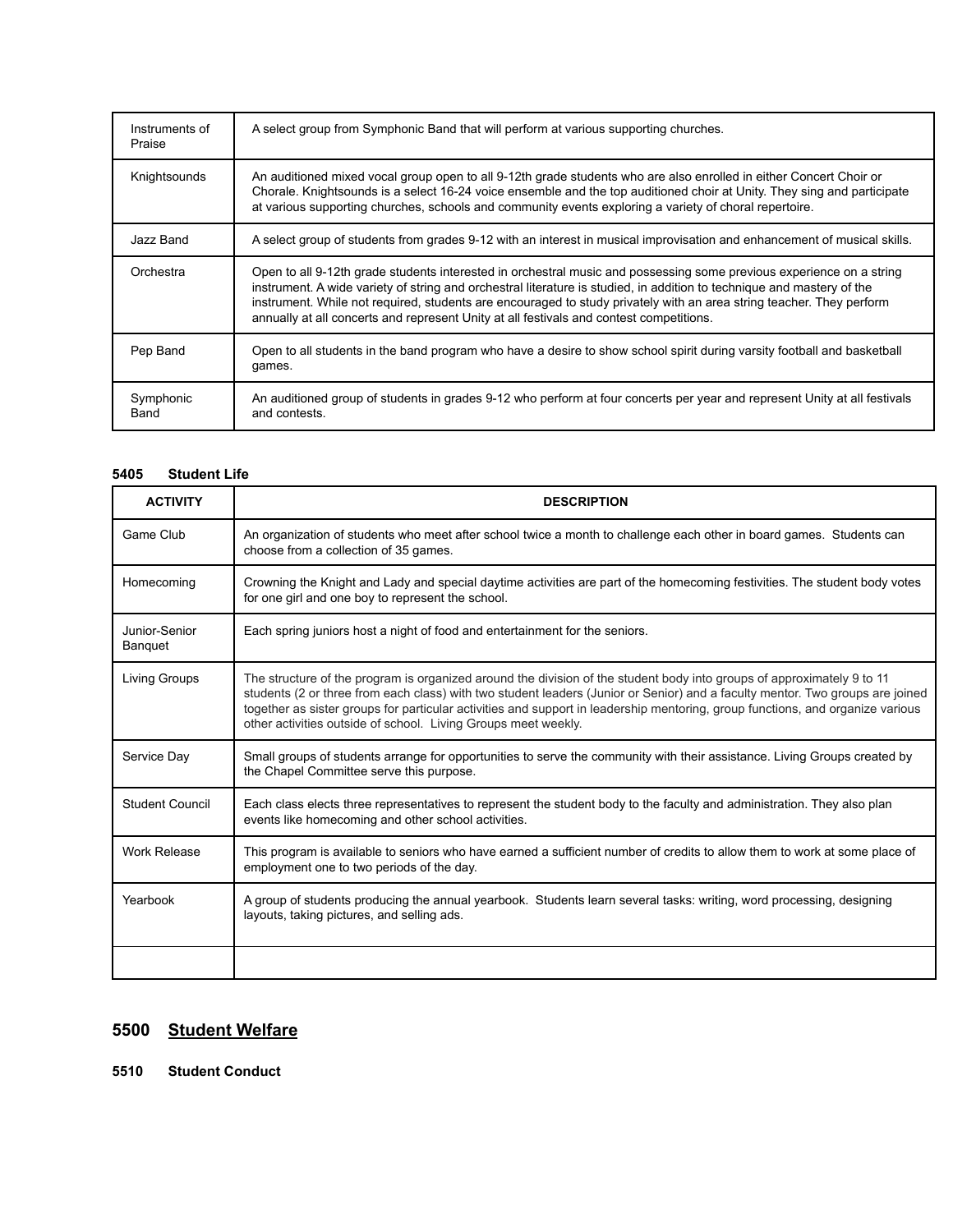| | |
|---|---|
| Instruments of Praise | A select group from Symphonic Band that will perform at various supporting churches. |
| Knightsounds | An auditioned mixed vocal group open to all 9-12th grade students who are also enrolled in either Concert Choir or Chorale. Knightsounds is a select 16-24 voice ensemble and the top auditioned choir at Unity. They sing and participate at various supporting churches, schools and community events exploring a variety of choral repertoire. |
| Jazz Band | A select group of students from grades 9-12 with an interest in musical improvisation and enhancement of musical skills. |
| Orchestra | Open to all 9-12th grade students interested in orchestral music and possessing some previous experience on a string instrument. A wide variety of string and orchestral literature is studied, in addition to technique and mastery of the instrument. While not required, students are encouraged to study privately with an area string teacher. They perform annually at all concerts and represent Unity at all festivals and contest competitions. |
| Pep Band | Open to all students in the band program who have a desire to show school spirit during varsity football and basketball games. |
| Symphonic Band | An auditioned group of students in grades 9-12 who perform at four concerts per year and represent Unity at all festivals and contests. |

### 5405 Student Life

| ACTIVITY | DESCRIPTION |
|---|---|
| Game Club | An organization of students who meet after school twice a month to challenge each other in board games. Students can choose from a collection of 35 games. |
| Homecoming | Crowning the Knight and Lady and special daytime activities are part of the homecoming festivities. The student body votes for one girl and one boy to represent the school. |
| Junior-Senior Banquet | Each spring juniors host a night of food and entertainment for the seniors. |
| Living Groups | The structure of the program is organized around the division of the student body into groups of approximately 9 to 11 students (2 or three from each class) with two student leaders (Junior or Senior) and a faculty mentor. Two groups are joined together as sister groups for particular activities and support in leadership mentoring, group functions, and organize various other activities outside of school. Living Groups meet weekly. |
| Service Day | Small groups of students arrange for opportunities to serve the community with their assistance. Living Groups created by the Chapel Committee serve this purpose. |
| Student Council | Each class elects three representatives to represent the student body to the faculty and administration. They also plan events like homecoming and other school activities. |
| Work Release | This program is available to seniors who have earned a sufficient number of credits to allow them to work at some place of employment one to two periods of the day. |
| Yearbook | A group of students producing the annual yearbook. Students learn several tasks: writing, word processing, designing layouts, taking pictures, and selling ads. |
| | |

## 5500 <u>Student Welfare</u>

### 5510 Student Conduct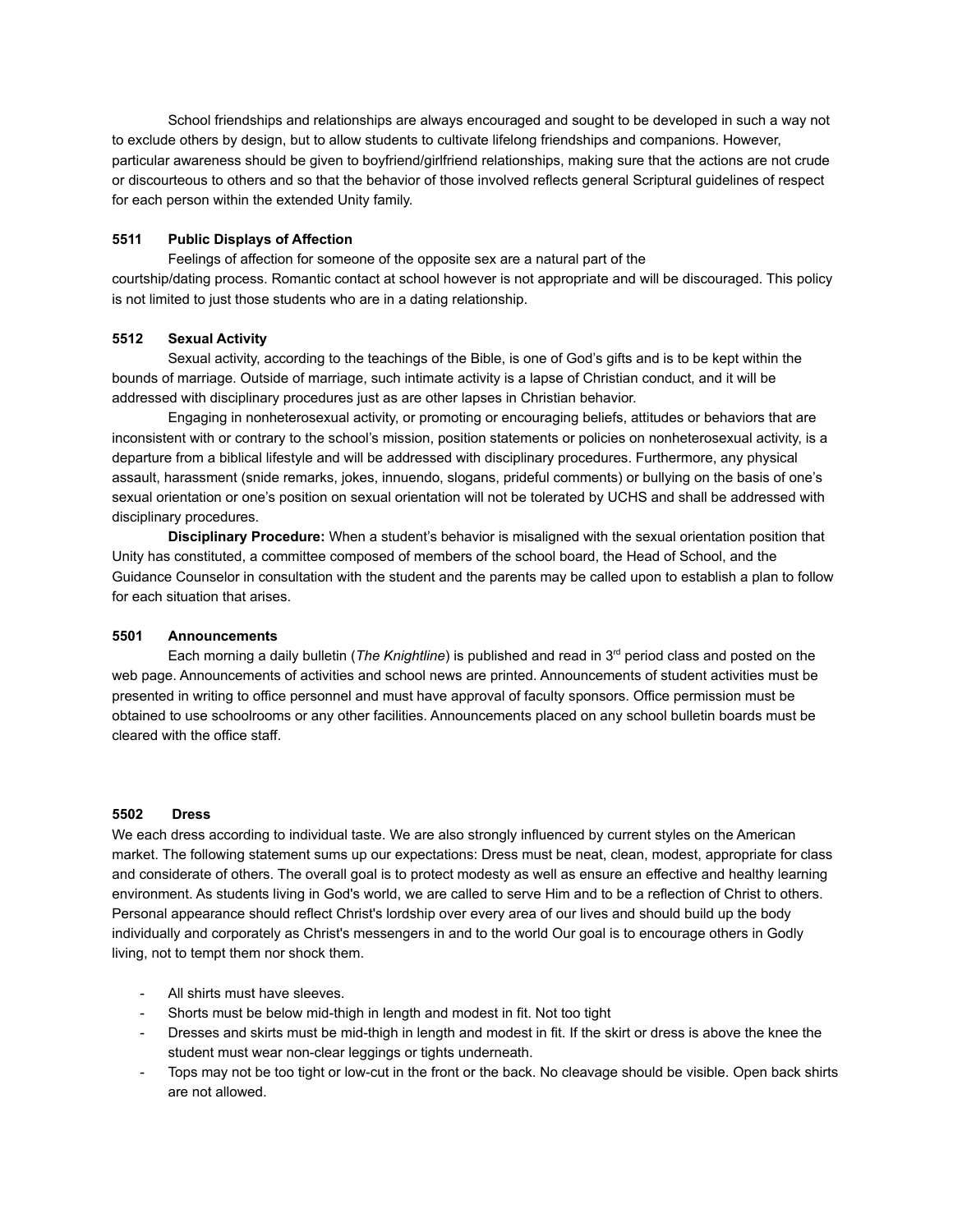School friendships and relationships are always encouraged and sought to be developed in such a way not to exclude others by design, but to allow students to cultivate lifelong friendships and companions. However, particular awareness should be given to boyfriend/girlfriend relationships, making sure that the actions are not crude or discourteous to others and so that the behavior of those involved reflects general Scriptural guidelines of respect for each person within the extended Unity family.

### 5511 Public Displays of Affection

Feelings of affection for someone of the opposite sex are a natural part of the courtship/dating process. Romantic contact at school however is not appropriate and will be discouraged. This policy is not limited to just those students who are in a dating relationship.

### 5512 Sexual Activity

Sexual activity, according to the teachings of the Bible, is one of God's gifts and is to be kept within the bounds of marriage. Outside of marriage, such intimate activity is a lapse of Christian conduct, and it will be addressed with disciplinary procedures just as are other lapses in Christian behavior.

Engaging in nonheterosexual activity, or promoting or encouraging beliefs, attitudes or behaviors that are inconsistent with or contrary to the school's mission, position statements or policies on nonheterosexual activity, is a departure from a biblical lifestyle and will be addressed with disciplinary procedures. Furthermore, any physical assault, harassment (snide remarks, jokes, innuendo, slogans, prideful comments) or bullying on the basis of one's sexual orientation or one's position on sexual orientation will not be tolerated by UCHS and shall be addressed with disciplinary procedures.

**Disciplinary Procedure:** When a student's behavior is misaligned with the sexual orientation position that Unity has constituted, a committee composed of members of the school board, the Head of School, and the Guidance Counselor in consultation with the student and the parents may be called upon to establish a plan to follow for each situation that arises.

### 5501 Announcements

Each morning a daily bulletin (*The Knightline*) is published and read in 3rd period class and posted on the web page. Announcements of activities and school news are printed. Announcements of student activities must be presented in writing to office personnel and must have approval of faculty sponsors. Office permission must be obtained to use schoolrooms or any other facilities. Announcements placed on any school bulletin boards must be cleared with the office staff.

### 5502 Dress

We each dress according to individual taste. We are also strongly influenced by current styles on the American market. The following statement sums up our expectations: Dress must be neat, clean, modest, appropriate for class and considerate of others. The overall goal is to protect modesty as well as ensure an effective and healthy learning environment. As students living in God's world, we are called to serve Him and to be a reflection of Christ to others. Personal appearance should reflect Christ's lordship over every area of our lives and should build up the body individually and corporately as Christ's messengers in and to the world Our goal is to encourage others in Godly living, not to tempt them nor shock them.

- All shirts must have sleeves.
- Shorts must be below mid-thigh in length and modest in fit. Not too tight
- Dresses and skirts must be mid-thigh in length and modest in fit. If the skirt or dress is above the knee the student must wear non-clear leggings or tights underneath.
- Tops may not be too tight or low-cut in the front or the back. No cleavage should be visible. Open back shirts are not allowed.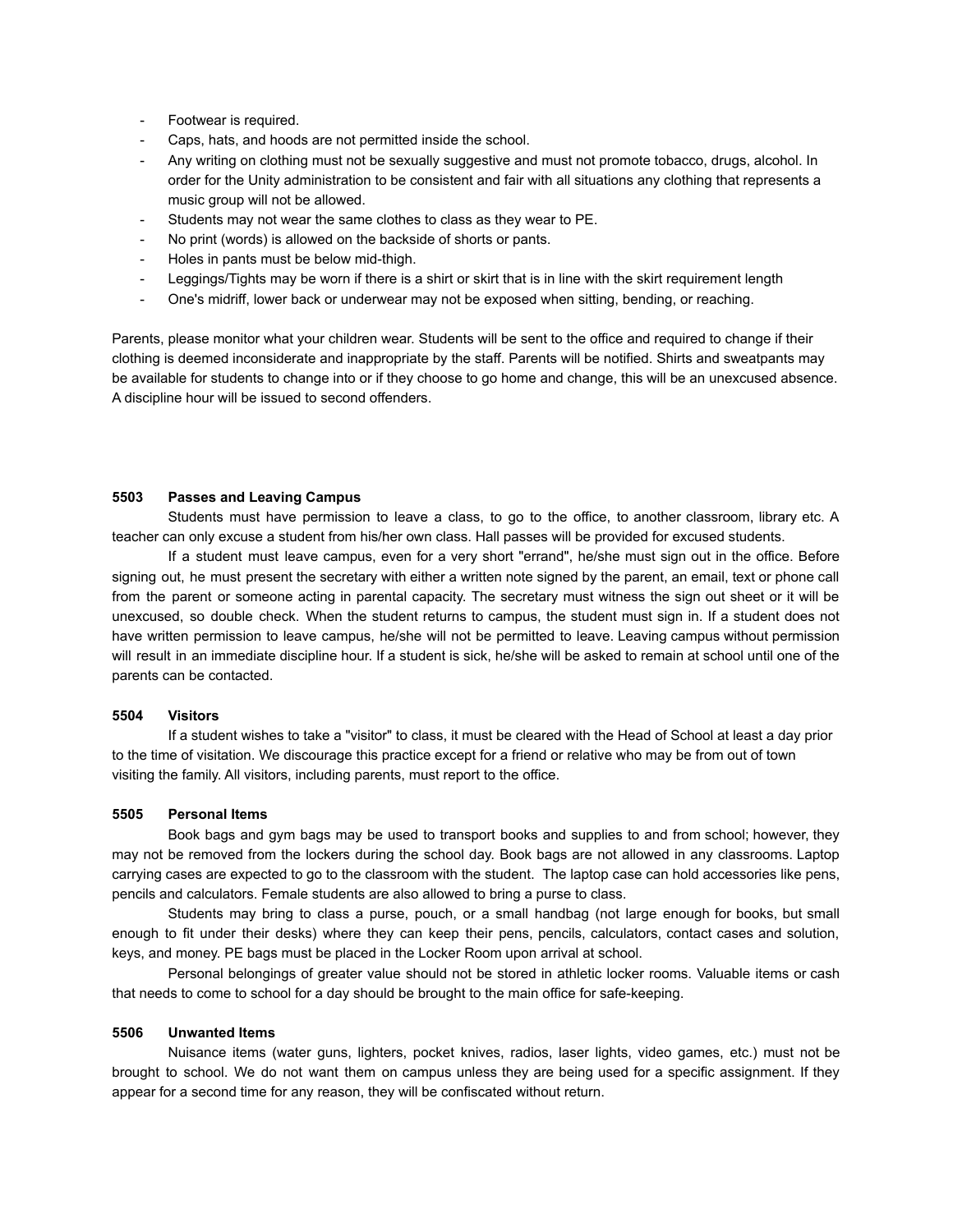- Footwear is required.
- Caps, hats, and hoods are not permitted inside the school.
- Any writing on clothing must not be sexually suggestive and must not promote tobacco, drugs, alcohol. In order for the Unity administration to be consistent and fair with all situations any clothing that represents a music group will not be allowed.
- Students may not wear the same clothes to class as they wear to PE.
- No print (words) is allowed on the backside of shorts or pants.
- Holes in pants must be below mid-thigh.
- Leggings/Tights may be worn if there is a shirt or skirt that is in line with the skirt requirement length
- One's midriff, lower back or underwear may not be exposed when sitting, bending, or reaching.

Parents, please monitor what your children wear. Students will be sent to the office and required to change if their clothing is deemed inconsiderate and inappropriate by the staff. Parents will be notified. Shirts and sweatpants may be available for students to change into or if they choose to go home and change, this will be an unexcused absence. A discipline hour will be issued to second offenders.

### 5503 Passes and Leaving Campus

Students must have permission to leave a class, to go to the office, to another classroom, library etc. A teacher can only excuse a student from his/her own class. Hall passes will be provided for excused students.

If a student must leave campus, even for a very short "errand", he/she must sign out in the office. Before signing out, he must present the secretary with either a written note signed by the parent, an email, text or phone call from the parent or someone acting in parental capacity. The secretary must witness the sign out sheet or it will be unexcused, so double check. When the student returns to campus, the student must sign in. If a student does not have written permission to leave campus, he/she will not be permitted to leave. Leaving campus without permission will result in an immediate discipline hour. If a student is sick, he/she will be asked to remain at school until one of the parents can be contacted.

### 5504 Visitors

If a student wishes to take a "visitor" to class, it must be cleared with the Head of School at least a day prior to the time of visitation. We discourage this practice except for a friend or relative who may be from out of town visiting the family. All visitors, including parents, must report to the office.

### 5505 Personal Items

Book bags and gym bags may be used to transport books and supplies to and from school; however, they may not be removed from the lockers during the school day. Book bags are not allowed in any classrooms. Laptop carrying cases are expected to go to the classroom with the student. The laptop case can hold accessories like pens, pencils and calculators. Female students are also allowed to bring a purse to class.

Students may bring to class a purse, pouch, or a small handbag (not large enough for books, but small enough to fit under their desks) where they can keep their pens, pencils, calculators, contact cases and solution, keys, and money. PE bags must be placed in the Locker Room upon arrival at school.

Personal belongings of greater value should not be stored in athletic locker rooms. Valuable items or cash that needs to come to school for a day should be brought to the main office for safe-keeping.

### 5506 Unwanted Items

Nuisance items (water guns, lighters, pocket knives, radios, laser lights, video games, etc.) must not be brought to school. We do not want them on campus unless they are being used for a specific assignment. If they appear for a second time for any reason, they will be confiscated without return.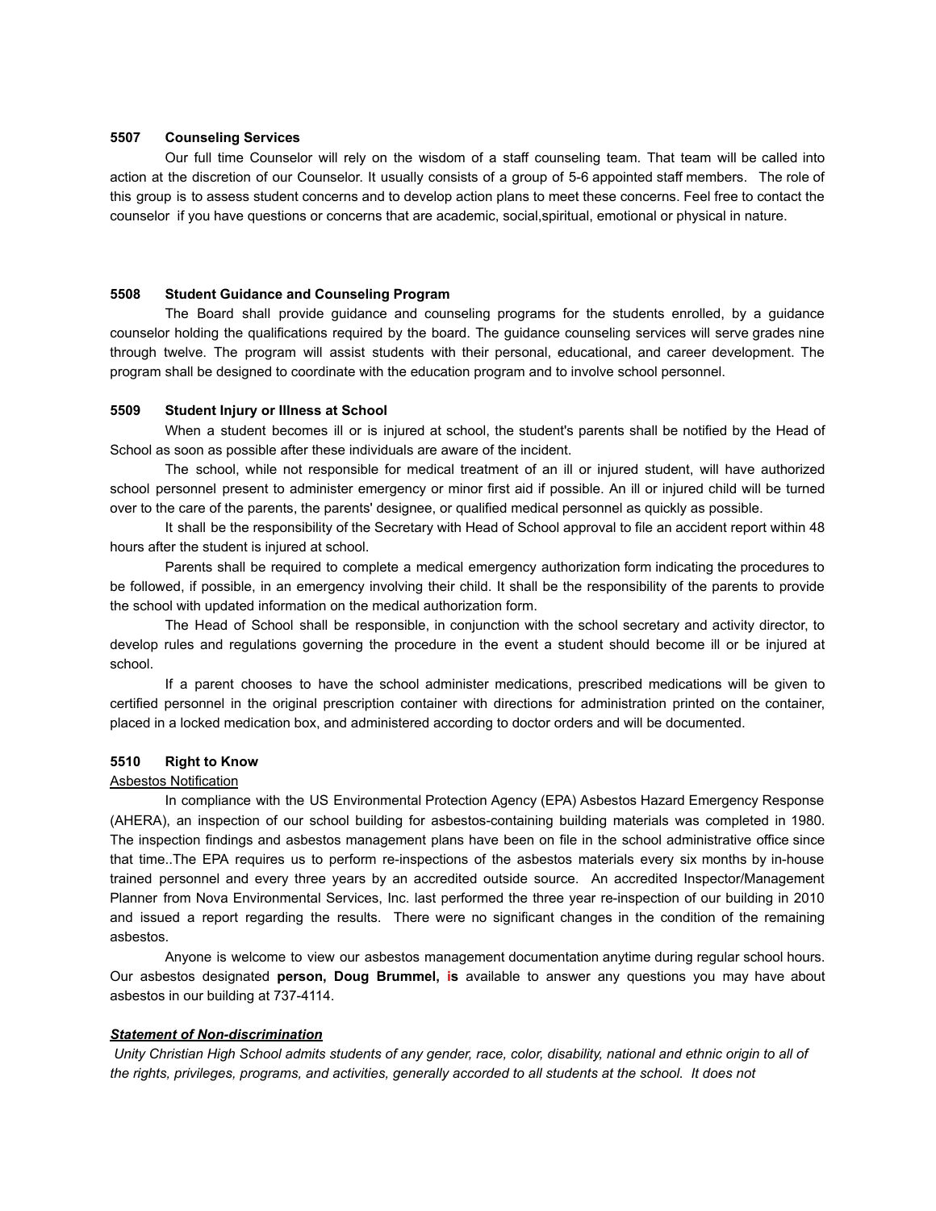**5507 Counseling Services**

Our full time Counselor will rely on the wisdom of a staff counseling team. That team will be called into action at the discretion of our Counselor. It usually consists of a group of 5-6 appointed staff members. The role of this group is to assess student concerns and to develop action plans to meet these concerns. Feel free to contact the counselor if you have questions or concerns that are academic, social,spiritual, emotional or physical in nature.

**5508 Student Guidance and Counseling Program**

The Board shall provide guidance and counseling programs for the students enrolled, by a guidance counselor holding the qualifications required by the board. The guidance counseling services will serve grades nine through twelve. The program will assist students with their personal, educational, and career development. The program shall be designed to coordinate with the education program and to involve school personnel.

**5509 Student Injury or Illness at School**

When a student becomes ill or is injured at school, the student's parents shall be notified by the Head of School as soon as possible after these individuals are aware of the incident.

The school, while not responsible for medical treatment of an ill or injured student, will have authorized school personnel present to administer emergency or minor first aid if possible. An ill or injured child will be turned over to the care of the parents, the parents' designee, or qualified medical personnel as quickly as possible.

It shall be the responsibility of the Secretary with Head of School approval to file an accident report within 48 hours after the student is injured at school.

Parents shall be required to complete a medical emergency authorization form indicating the procedures to be followed, if possible, in an emergency involving their child. It shall be the responsibility of the parents to provide the school with updated information on the medical authorization form.

The Head of School shall be responsible, in conjunction with the school secretary and activity director, to develop rules and regulations governing the procedure in the event a student should become ill or be injured at school.

If a parent chooses to have the school administer medications, prescribed medications will be given to certified personnel in the original prescription container with directions for administration printed on the container, placed in a locked medication box, and administered according to doctor orders and will be documented.

**5510 Right to Know**

Asbestos Notification

In compliance with the US Environmental Protection Agency (EPA) Asbestos Hazard Emergency Response (AHERA), an inspection of our school building for asbestos-containing building materials was completed in 1980. The inspection findings and asbestos management plans have been on file in the school administrative office since that time..The EPA requires us to perform re-inspections of the asbestos materials every six months by in-house trained personnel and every three years by an accredited outside source. An accredited Inspector/Management Planner from Nova Environmental Services, Inc. last performed the three year re-inspection of our building in 2010 and issued a report regarding the results. There were no significant changes in the condition of the remaining asbestos.

Anyone is welcome to view our asbestos management documentation anytime during regular school hours. Our asbestos designated **person, Doug Brummel, is** available to answer any questions you may have about asbestos in our building at 737-4114.

***Statement of Non-discrimination***

*Unity Christian High School admits students of any gender, race, color, disability, national and ethnic origin to all of the rights, privileges, programs, and activities, generally accorded to all students at the school. It does not*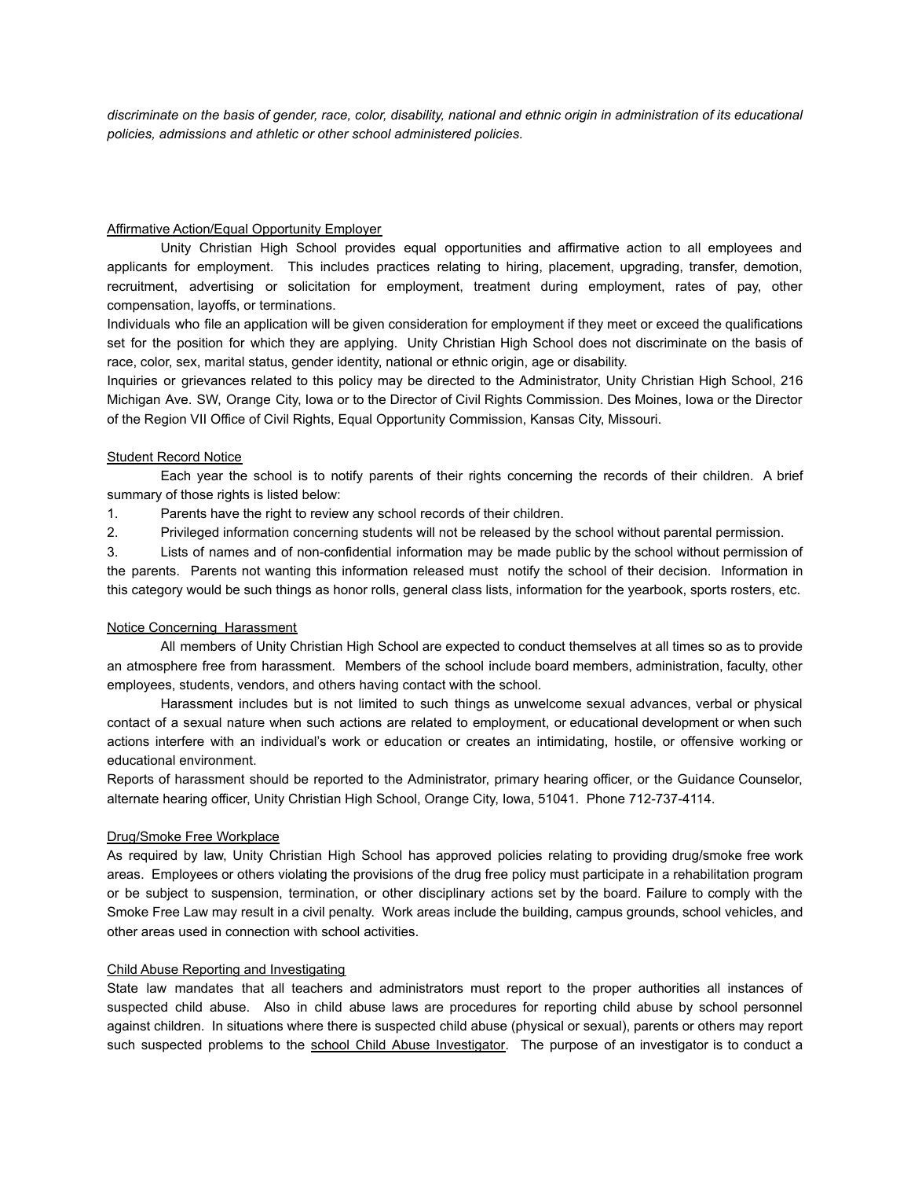*discriminate on the basis of gender, race, color, disability, national and ethnic origin in administration of its educational policies, admissions and athletic or other school administered policies.*

<u>Affirmative Action/Equal Opportunity Employer</u>

Unity Christian High School provides equal opportunities and affirmative action to all employees and applicants for employment. This includes practices relating to hiring, placement, upgrading, transfer, demotion, recruitment, advertising or solicitation for employment, treatment during employment, rates of pay, other compensation, layoffs, or terminations.

Individuals who file an application will be given consideration for employment if they meet or exceed the qualifications set for the position for which they are applying. Unity Christian High School does not discriminate on the basis of race, color, sex, marital status, gender identity, national or ethnic origin, age or disability.

Inquiries or grievances related to this policy may be directed to the Administrator, Unity Christian High School, 216 Michigan Ave. SW, Orange City, Iowa or to the Director of Civil Rights Commission. Des Moines, Iowa or the Director of the Region VII Office of Civil Rights, Equal Opportunity Commission, Kansas City, Missouri.

<u>Student Record Notice</u>

Each year the school is to notify parents of their rights concerning the records of their children. A brief summary of those rights is listed below:

1. Parents have the right to review any school records of their children.
2. Privileged information concerning students will not be released by the school without parental permission.
3. Lists of names and of non-confidential information may be made public by the school without permission of the parents. Parents not wanting this information released must notify the school of their decision. Information in this category would be such things as honor rolls, general class lists, information for the yearbook, sports rosters, etc.

<u>Notice Concerning Harassment</u>

All members of Unity Christian High School are expected to conduct themselves at all times so as to provide an atmosphere free from harassment. Members of the school include board members, administration, faculty, other employees, students, vendors, and others having contact with the school.

Harassment includes but is not limited to such things as unwelcome sexual advances, verbal or physical contact of a sexual nature when such actions are related to employment, or educational development or when such actions interfere with an individual's work or education or creates an intimidating, hostile, or offensive working or educational environment.

Reports of harassment should be reported to the Administrator, primary hearing officer, or the Guidance Counselor, alternate hearing officer, Unity Christian High School, Orange City, Iowa, 51041. Phone 712-737-4114.

<u>Drug/Smoke Free Workplace</u>

As required by law, Unity Christian High School has approved policies relating to providing drug/smoke free work areas. Employees or others violating the provisions of the drug free policy must participate in a rehabilitation program or be subject to suspension, termination, or other disciplinary actions set by the board. Failure to comply with the Smoke Free Law may result in a civil penalty. Work areas include the building, campus grounds, school vehicles, and other areas used in connection with school activities.

<u>Child Abuse Reporting and Investigating</u>

State law mandates that all teachers and administrators must report to the proper authorities all instances of suspected child abuse. Also in child abuse laws are procedures for reporting child abuse by school personnel against children. In situations where there is suspected child abuse (physical or sexual), parents or others may report such suspected problems to the <u>school Child Abuse Investigator</u>. The purpose of an investigator is to conduct a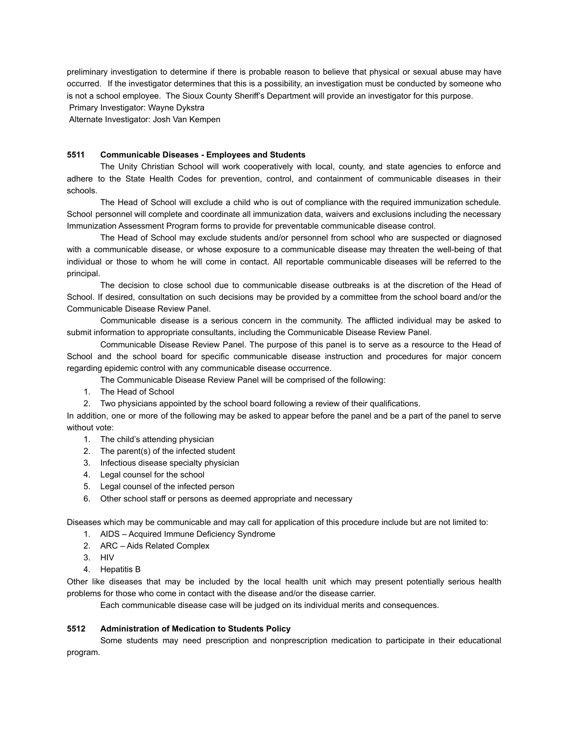preliminary investigation to determine if there is probable reason to believe that physical or sexual abuse may have occurred. If the investigator determines that this is a possibility, an investigation must be conducted by someone who is not a school employee. The Sioux County Sheriff's Department will provide an investigator for this purpose.

Primary Investigator: Wayne Dykstra

Alternate Investigator: Josh Van Kempen

### 5511 Communicable Diseases - Employees and Students

The Unity Christian School will work cooperatively with local, county, and state agencies to enforce and adhere to the State Health Codes for prevention, control, and containment of communicable diseases in their schools.

The Head of School will exclude a child who is out of compliance with the required immunization schedule. School personnel will complete and coordinate all immunization data, waivers and exclusions including the necessary Immunization Assessment Program forms to provide for preventable communicable disease control.

The Head of School may exclude students and/or personnel from school who are suspected or diagnosed with a communicable disease, or whose exposure to a communicable disease may threaten the well-being of that individual or those to whom he will come in contact. All reportable communicable diseases will be referred to the principal.

The decision to close school due to communicable disease outbreaks is at the discretion of the Head of School. If desired, consultation on such decisions may be provided by a committee from the school board and/or the Communicable Disease Review Panel.

Communicable disease is a serious concern in the community. The afflicted individual may be asked to submit information to appropriate consultants, including the Communicable Disease Review Panel.

Communicable Disease Review Panel. The purpose of this panel is to serve as a resource to the Head of School and the school board for specific communicable disease instruction and procedures for major concern regarding epidemic control with any communicable disease occurrence.

The Communicable Disease Review Panel will be comprised of the following:

1. The Head of School
2. Two physicians appointed by the school board following a review of their qualifications.

In addition, one or more of the following may be asked to appear before the panel and be a part of the panel to serve without vote:

1. The child's attending physician
2. The parent(s) of the infected student
3. Infectious disease specialty physician
4. Legal counsel for the school
5. Legal counsel of the infected person
6. Other school staff or persons as deemed appropriate and necessary

Diseases which may be communicable and may call for application of this procedure include but are not limited to:

1. AIDS – Acquired Immune Deficiency Syndrome
2. ARC – Aids Related Complex
3. HIV
4. Hepatitis B

Other like diseases that may be included by the local health unit which may present potentially serious health problems for those who come in contact with the disease and/or the disease carrier.

Each communicable disease case will be judged on its individual merits and consequences.

### 5512 Administration of Medication to Students Policy

Some students may need prescription and nonprescription medication to participate in their educational program.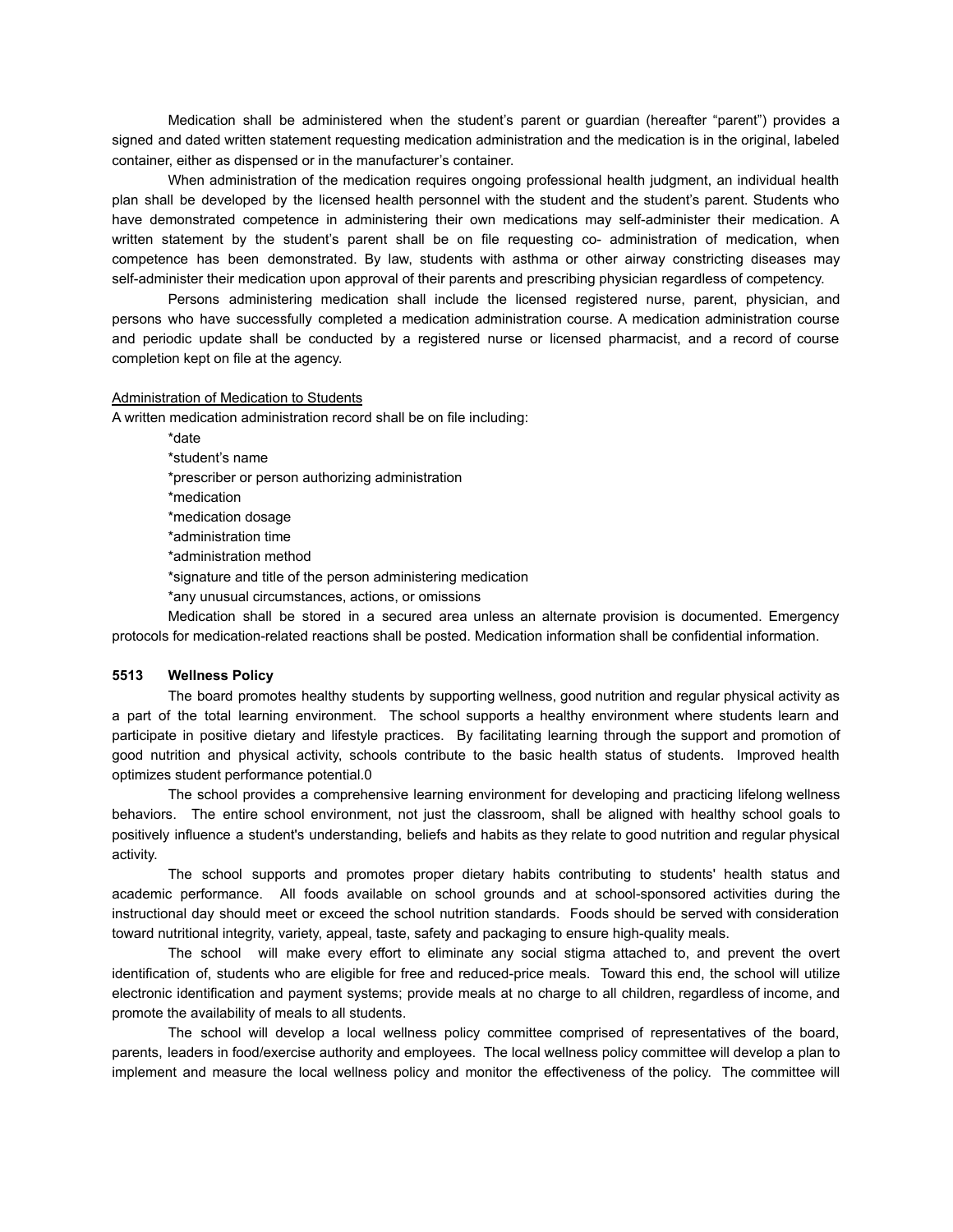Medication shall be administered when the student's parent or guardian (hereafter "parent") provides a signed and dated written statement requesting medication administration and the medication is in the original, labeled container, either as dispensed or in the manufacturer's container.

When administration of the medication requires ongoing professional health judgment, an individual health plan shall be developed by the licensed health personnel with the student and the student's parent. Students who have demonstrated competence in administering their own medications may self-administer their medication. A written statement by the student's parent shall be on file requesting co- administration of medication, when competence has been demonstrated. By law, students with asthma or other airway constricting diseases may self-administer their medication upon approval of their parents and prescribing physician regardless of competency.

Persons administering medication shall include the licensed registered nurse, parent, physician, and persons who have successfully completed a medication administration course. A medication administration course and periodic update shall be conducted by a registered nurse or licensed pharmacist, and a record of course completion kept on file at the agency.

<u>Administration of Medication to Students</u>

A written medication administration record shall be on file including:

*date
*student's name
*prescriber or person authorizing administration
*medication
*medication dosage
*administration time
*administration method
*signature and title of the person administering medication
*any unusual circumstances, actions, or omissions

Medication shall be stored in a secured area unless an alternate provision is documented. Emergency protocols for medication-related reactions shall be posted. Medication information shall be confidential information.

### 5513 Wellness Policy

The board promotes healthy students by supporting wellness, good nutrition and regular physical activity as a part of the total learning environment. The school supports a healthy environment where students learn and participate in positive dietary and lifestyle practices. By facilitating learning through the support and promotion of good nutrition and physical activity, schools contribute to the basic health status of students. Improved health optimizes student performance potential.0

The school provides a comprehensive learning environment for developing and practicing lifelong wellness behaviors. The entire school environment, not just the classroom, shall be aligned with healthy school goals to positively influence a student's understanding, beliefs and habits as they relate to good nutrition and regular physical activity.

The school supports and promotes proper dietary habits contributing to students' health status and academic performance. All foods available on school grounds and at school-sponsored activities during the instructional day should meet or exceed the school nutrition standards. Foods should be served with consideration toward nutritional integrity, variety, appeal, taste, safety and packaging to ensure high-quality meals.

The school will make every effort to eliminate any social stigma attached to, and prevent the overt identification of, students who are eligible for free and reduced-price meals. Toward this end, the school will utilize electronic identification and payment systems; provide meals at no charge to all children, regardless of income, and promote the availability of meals to all students.

The school will develop a local wellness policy committee comprised of representatives of the board, parents, leaders in food/exercise authority and employees. The local wellness policy committee will develop a plan to implement and measure the local wellness policy and monitor the effectiveness of the policy. The committee will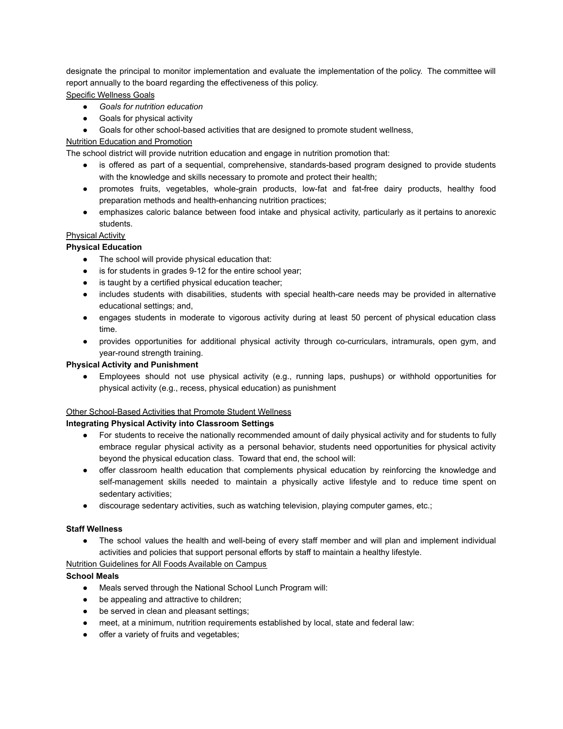designate the principal to monitor implementation and evaluate the implementation of the policy. The committee will report annually to the board regarding the effectiveness of this policy.

<u>Specific Wellness Goals</u>

- *Goals for nutrition education*
- Goals for physical activity
- Goals for other school-based activities that are designed to promote student wellness,

<u>Nutrition Education and Promotion</u>

The school district will provide nutrition education and engage in nutrition promotion that:

- is offered as part of a sequential, comprehensive, standards-based program designed to provide students with the knowledge and skills necessary to promote and protect their health;
- promotes fruits, vegetables, whole-grain products, low-fat and fat-free dairy products, healthy food preparation methods and health-enhancing nutrition practices;
- emphasizes caloric balance between food intake and physical activity, particularly as it pertains to anorexic students.

<u>Physical Activity</u>

**Physical Education**

- The school will provide physical education that:
- is for students in grades 9-12 for the entire school year;
- is taught by a certified physical education teacher;
- includes students with disabilities, students with special health-care needs may be provided in alternative educational settings; and,
- engages students in moderate to vigorous activity during at least 50 percent of physical education class time.
- provides opportunities for additional physical activity through co-curriculars, intramurals, open gym, and year-round strength training.

**Physical Activity and Punishment**

- Employees should not use physical activity (e.g., running laps, pushups) or withhold opportunities for physical activity (e.g., recess, physical education) as punishment

<u>Other School-Based Activities that Promote Student Wellness</u>

**Integrating Physical Activity into Classroom Settings**

- For students to receive the nationally recommended amount of daily physical activity and for students to fully embrace regular physical activity as a personal behavior, students need opportunities for physical activity beyond the physical education class. Toward that end, the school will:
- offer classroom health education that complements physical education by reinforcing the knowledge and self-management skills needed to maintain a physically active lifestyle and to reduce time spent on sedentary activities;
- discourage sedentary activities, such as watching television, playing computer games, etc.;

**Staff Wellness**

- The school values the health and well-being of every staff member and will plan and implement individual activities and policies that support personal efforts by staff to maintain a healthy lifestyle.

<u>Nutrition Guidelines for All Foods Available on Campus</u>

**School Meals**

- Meals served through the National School Lunch Program will:
- be appealing and attractive to children;
- be served in clean and pleasant settings;
- meet, at a minimum, nutrition requirements established by local, state and federal law:
- offer a variety of fruits and vegetables;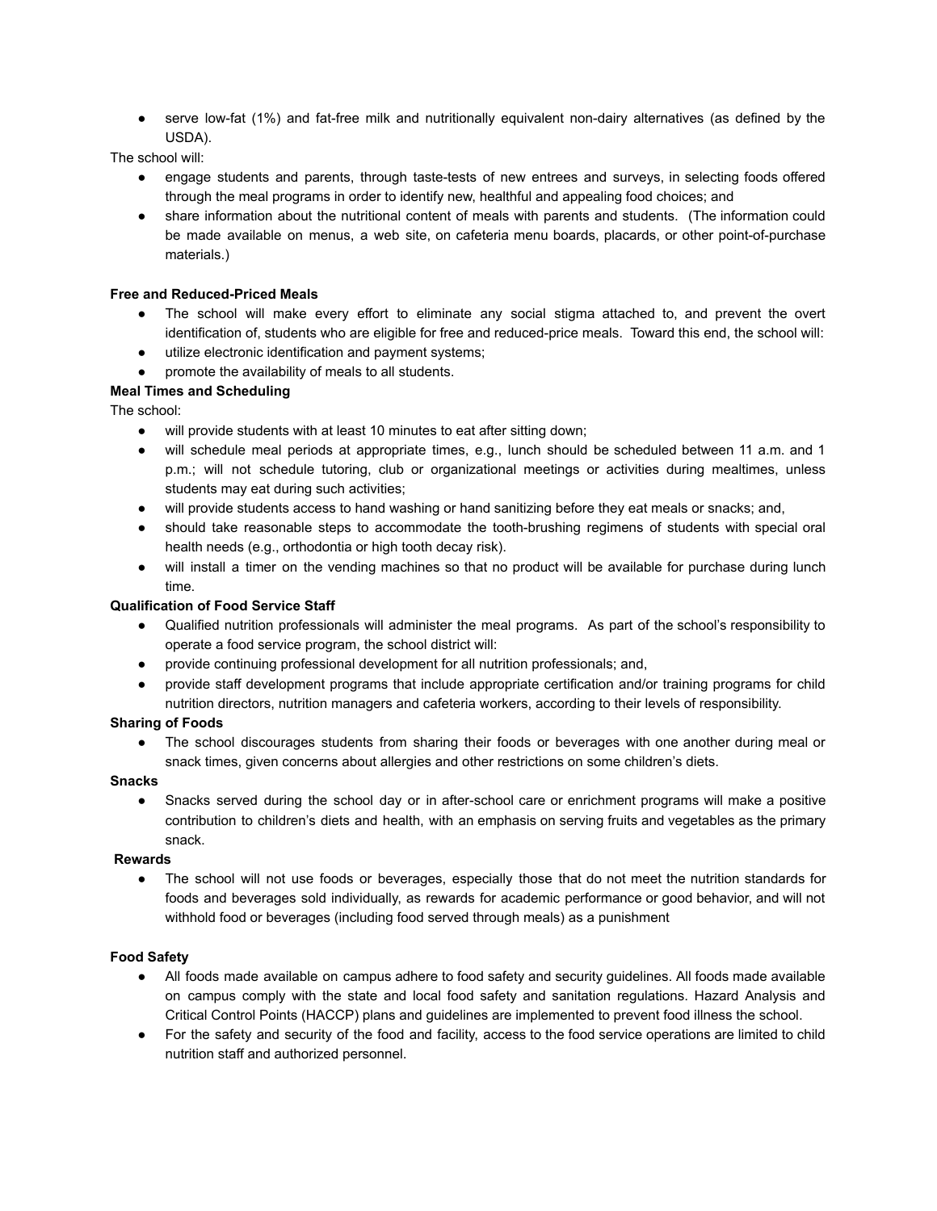- serve low-fat (1%) and fat-free milk and nutritionally equivalent non-dairy alternatives (as defined by the USDA).

The school will:

- engage students and parents, through taste-tests of new entrees and surveys, in selecting foods offered through the meal programs in order to identify new, healthful and appealing food choices; and
- share information about the nutritional content of meals with parents and students. (The information could be made available on menus, a web site, on cafeteria menu boards, placards, or other point-of-purchase materials.)

**Free and Reduced-Priced Meals**

- The school will make every effort to eliminate any social stigma attached to, and prevent the overt identification of, students who are eligible for free and reduced-price meals. Toward this end, the school will:
- utilize electronic identification and payment systems;
- promote the availability of meals to all students.

**Meal Times and Scheduling**

The school:

- will provide students with at least 10 minutes to eat after sitting down;
- will schedule meal periods at appropriate times, e.g., lunch should be scheduled between 11 a.m. and 1 p.m.; will not schedule tutoring, club or organizational meetings or activities during mealtimes, unless students may eat during such activities;
- will provide students access to hand washing or hand sanitizing before they eat meals or snacks; and,
- should take reasonable steps to accommodate the tooth-brushing regimens of students with special oral health needs (e.g., orthodontia or high tooth decay risk).
- will install a timer on the vending machines so that no product will be available for purchase during lunch time.

**Qualification of Food Service Staff**

- Qualified nutrition professionals will administer the meal programs. As part of the school's responsibility to operate a food service program, the school district will:
- provide continuing professional development for all nutrition professionals; and,
- provide staff development programs that include appropriate certification and/or training programs for child nutrition directors, nutrition managers and cafeteria workers, according to their levels of responsibility.

**Sharing of Foods**

- The school discourages students from sharing their foods or beverages with one another during meal or snack times, given concerns about allergies and other restrictions on some children's diets.

**Snacks**

- Snacks served during the school day or in after-school care or enrichment programs will make a positive contribution to children's diets and health, with an emphasis on serving fruits and vegetables as the primary snack.

**Rewards**

- The school will not use foods or beverages, especially those that do not meet the nutrition standards for foods and beverages sold individually, as rewards for academic performance or good behavior, and will not withhold food or beverages (including food served through meals) as a punishment

**Food Safety**

- All foods made available on campus adhere to food safety and security guidelines. All foods made available on campus comply with the state and local food safety and sanitation regulations. Hazard Analysis and Critical Control Points (HACCP) plans and guidelines are implemented to prevent food illness the school.
- For the safety and security of the food and facility, access to the food service operations are limited to child nutrition staff and authorized personnel.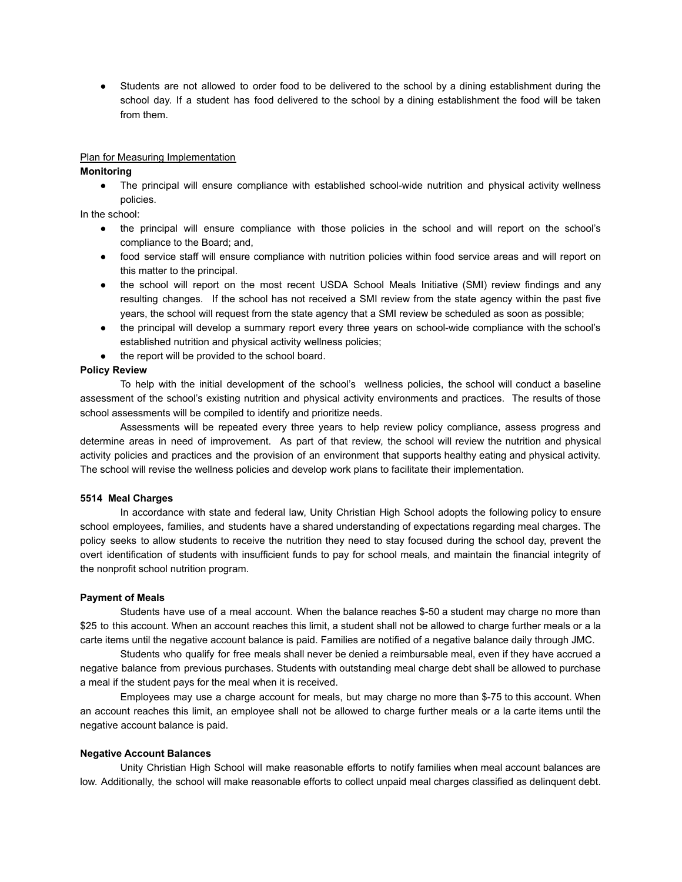- Students are not allowed to order food to be delivered to the school by a dining establishment during the school day. If a student has food delivered to the school by a dining establishment the food will be taken from them.

Plan for Measuring Implementation

**Monitoring**

- The principal will ensure compliance with established school-wide nutrition and physical activity wellness policies.

In the school:

- the principal will ensure compliance with those policies in the school and will report on the school's compliance to the Board; and,
- food service staff will ensure compliance with nutrition policies within food service areas and will report on this matter to the principal.
- the school will report on the most recent USDA School Meals Initiative (SMI) review findings and any resulting changes. If the school has not received a SMI review from the state agency within the past five years, the school will request from the state agency that a SMI review be scheduled as soon as possible;
- the principal will develop a summary report every three years on school-wide compliance with the school's established nutrition and physical activity wellness policies;
- the report will be provided to the school board.

**Policy Review**

To help with the initial development of the school's wellness policies, the school will conduct a baseline assessment of the school's existing nutrition and physical activity environments and practices. The results of those school assessments will be compiled to identify and prioritize needs.

Assessments will be repeated every three years to help review policy compliance, assess progress and determine areas in need of improvement. As part of that review, the school will review the nutrition and physical activity policies and practices and the provision of an environment that supports healthy eating and physical activity. The school will revise the wellness policies and develop work plans to facilitate their implementation.

**5514 Meal Charges**

In accordance with state and federal law, Unity Christian High School adopts the following policy to ensure school employees, families, and students have a shared understanding of expectations regarding meal charges. The policy seeks to allow students to receive the nutrition they need to stay focused during the school day, prevent the overt identification of students with insufficient funds to pay for school meals, and maintain the financial integrity of the nonprofit school nutrition program.

**Payment of Meals**

Students have use of a meal account. When the balance reaches $-50 a student may charge no more than $25 to this account. When an account reaches this limit, a student shall not be allowed to charge further meals or a la carte items until the negative account balance is paid. Families are notified of a negative balance daily through JMC.

Students who qualify for free meals shall never be denied a reimbursable meal, even if they have accrued a negative balance from previous purchases. Students with outstanding meal charge debt shall be allowed to purchase a meal if the student pays for the meal when it is received.

Employees may use a charge account for meals, but may charge no more than $-75 to this account. When an account reaches this limit, an employee shall not be allowed to charge further meals or a la carte items until the negative account balance is paid.

**Negative Account Balances**

Unity Christian High School will make reasonable efforts to notify families when meal account balances are low. Additionally, the school will make reasonable efforts to collect unpaid meal charges classified as delinquent debt.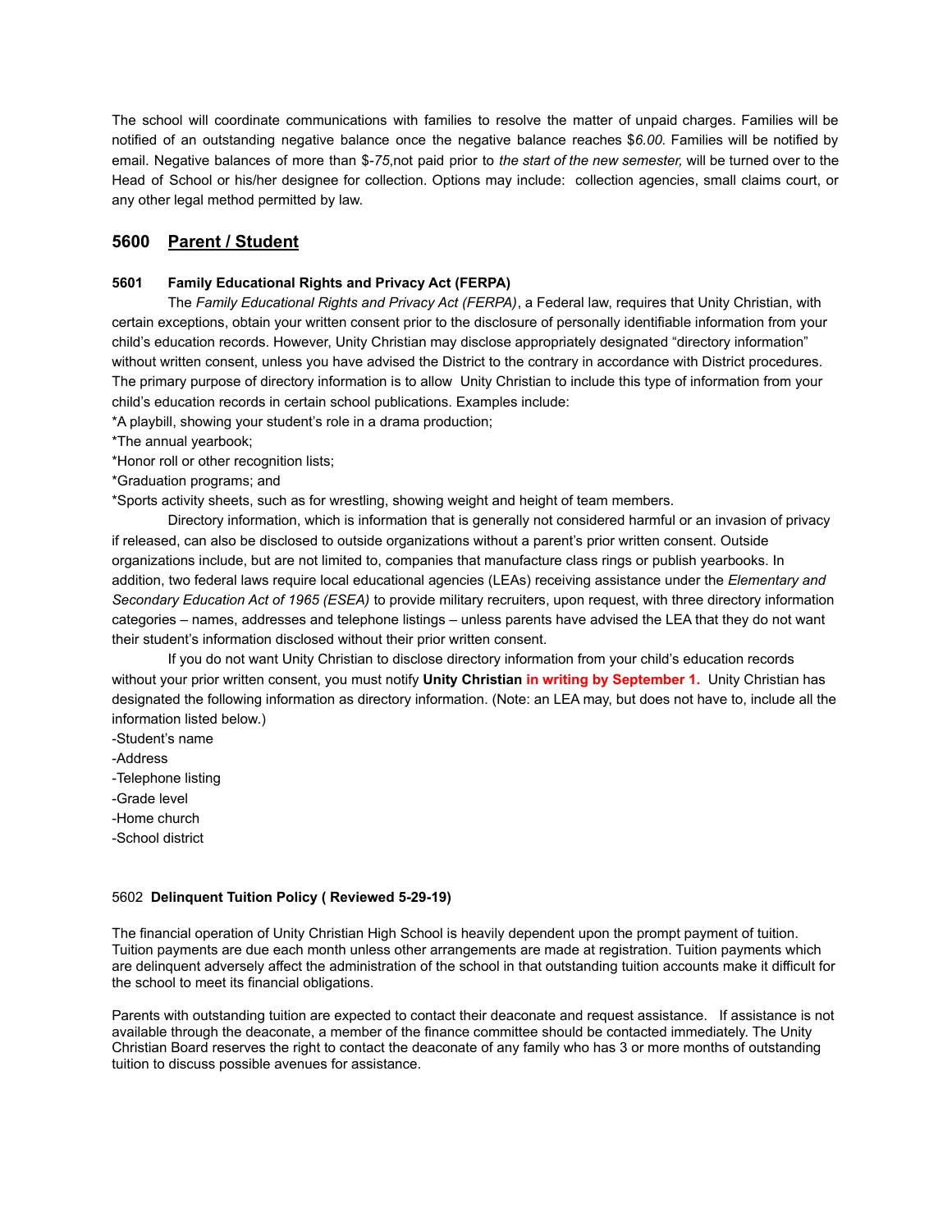The school will coordinate communications with families to resolve the matter of unpaid charges. Families will be notified of an outstanding negative balance once the negative balance reaches $*6.00.* Families will be notified by email. Negative balances of more than $-*75*,not paid prior to *the start of the new semester,* will be turned over to the Head of School or his/her designee for collection. Options may include: collection agencies, small claims court, or any other legal method permitted by law.

## 5600 Parent / Student

### 5601 Family Educational Rights and Privacy Act (FERPA)

The *Family Educational Rights and Privacy Act (FERPA)*, a Federal law, requires that Unity Christian, with certain exceptions, obtain your written consent prior to the disclosure of personally identifiable information from your child's education records. However, Unity Christian may disclose appropriately designated "directory information" without written consent, unless you have advised the District to the contrary in accordance with District procedures. The primary purpose of directory information is to allow Unity Christian to include this type of information from your child's education records in certain school publications. Examples include:

*A playbill, showing your student's role in a drama production;

*The annual yearbook;

*Honor roll or other recognition lists;

*Graduation programs; and

*Sports activity sheets, such as for wrestling, showing weight and height of team members.

Directory information, which is information that is generally not considered harmful or an invasion of privacy if released, can also be disclosed to outside organizations without a parent's prior written consent. Outside organizations include, but are not limited to, companies that manufacture class rings or publish yearbooks. In addition, two federal laws require local educational agencies (LEAs) receiving assistance under the *Elementary and Secondary Education Act of 1965 (ESEA)* to provide military recruiters, upon request, with three directory information categories – names, addresses and telephone listings – unless parents have advised the LEA that they do not want their student's information disclosed without their prior written consent.

If you do not want Unity Christian to disclose directory information from your child's education records without your prior written consent, you must notify **Unity Christian in writing by September 1.** Unity Christian has designated the following information as directory information. (Note: an LEA may, but does not have to, include all the information listed below.)

-Student's name

-Address

-Telephone listing

-Grade level

-Home church

-School district

### 5602 Delinquent Tuition Policy ( Reviewed 5-29-19)

The financial operation of Unity Christian High School is heavily dependent upon the prompt payment of tuition. Tuition payments are due each month unless other arrangements are made at registration. Tuition payments which are delinquent adversely affect the administration of the school in that outstanding tuition accounts make it difficult for the school to meet its financial obligations.

Parents with outstanding tuition are expected to contact their deaconate and request assistance. If assistance is not available through the deaconate, a member of the finance committee should be contacted immediately. The Unity Christian Board reserves the right to contact the deaconate of any family who has 3 or more months of outstanding tuition to discuss possible avenues for assistance.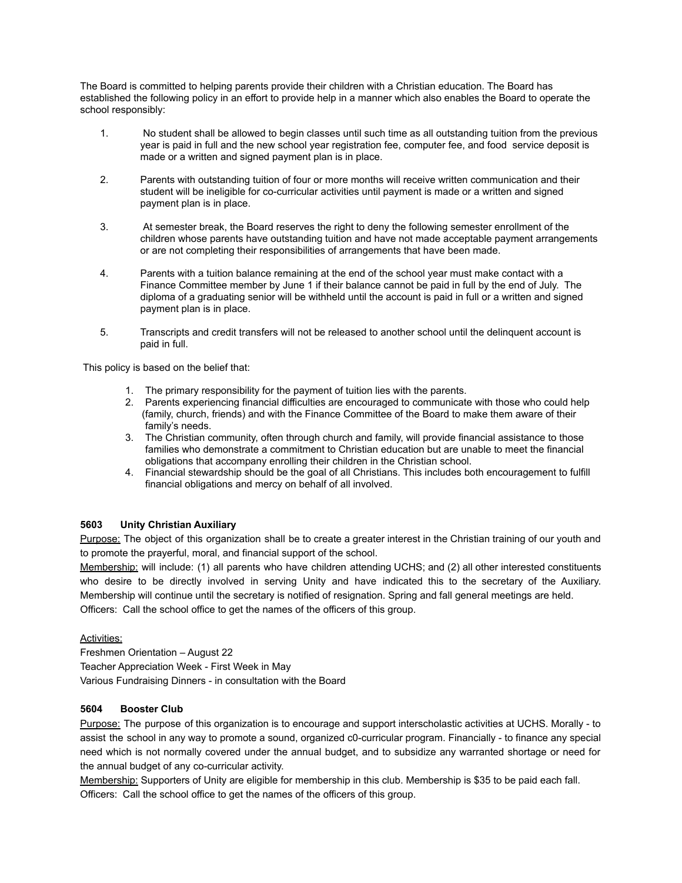The Board is committed to helping parents provide their children with a Christian education. The Board has established the following policy in an effort to provide help in a manner which also enables the Board to operate the school responsibly:

1. No student shall be allowed to begin classes until such time as all outstanding tuition from the previous year is paid in full and the new school year registration fee, computer fee, and food service deposit is made or a written and signed payment plan is in place.

2. Parents with outstanding tuition of four or more months will receive written communication and their student will be ineligible for co-curricular activities until payment is made or a written and signed payment plan is in place.

3. At semester break, the Board reserves the right to deny the following semester enrollment of the children whose parents have outstanding tuition and have not made acceptable payment arrangements or are not completing their responsibilities of arrangements that have been made.

4. Parents with a tuition balance remaining at the end of the school year must make contact with a Finance Committee member by June 1 if their balance cannot be paid in full by the end of July. The diploma of a graduating senior will be withheld until the account is paid in full or a written and signed payment plan is in place.

5. Transcripts and credit transfers will not be released to another school until the delinquent account is paid in full.

This policy is based on the belief that:

1. The primary responsibility for the payment of tuition lies with the parents.
2. Parents experiencing financial difficulties are encouraged to communicate with those who could help (family, church, friends) and with the Finance Committee of the Board to make them aware of their family's needs.
3. The Christian community, often through church and family, will provide financial assistance to those families who demonstrate a commitment to Christian education but are unable to meet the financial obligations that accompany enrolling their children in the Christian school.
4. Financial stewardship should be the goal of all Christians. This includes both encouragement to fulfill financial obligations and mercy on behalf of all involved.

### 5603 Unity Christian Auxiliary

Purpose: The object of this organization shall be to create a greater interest in the Christian training of our youth and to promote the prayerful, moral, and financial support of the school.

Membership: will include: (1) all parents who have children attending UCHS; and (2) all other interested constituents who desire to be directly involved in serving Unity and have indicated this to the secretary of the Auxiliary. Membership will continue until the secretary is notified of resignation. Spring and fall general meetings are held.

Officers: Call the school office to get the names of the officers of this group.

Activities:

Freshmen Orientation – August 22
Teacher Appreciation Week - First Week in May
Various Fundraising Dinners - in consultation with the Board

### 5604 Booster Club

Purpose: The purpose of this organization is to encourage and support interscholastic activities at UCHS. Morally - to assist the school in any way to promote a sound, organized c0-curricular program. Financially - to finance any special need which is not normally covered under the annual budget, and to subsidize any warranted shortage or need for the annual budget of any co-curricular activity.

Membership: Supporters of Unity are eligible for membership in this club. Membership is $35 to be paid each fall.

Officers: Call the school office to get the names of the officers of this group.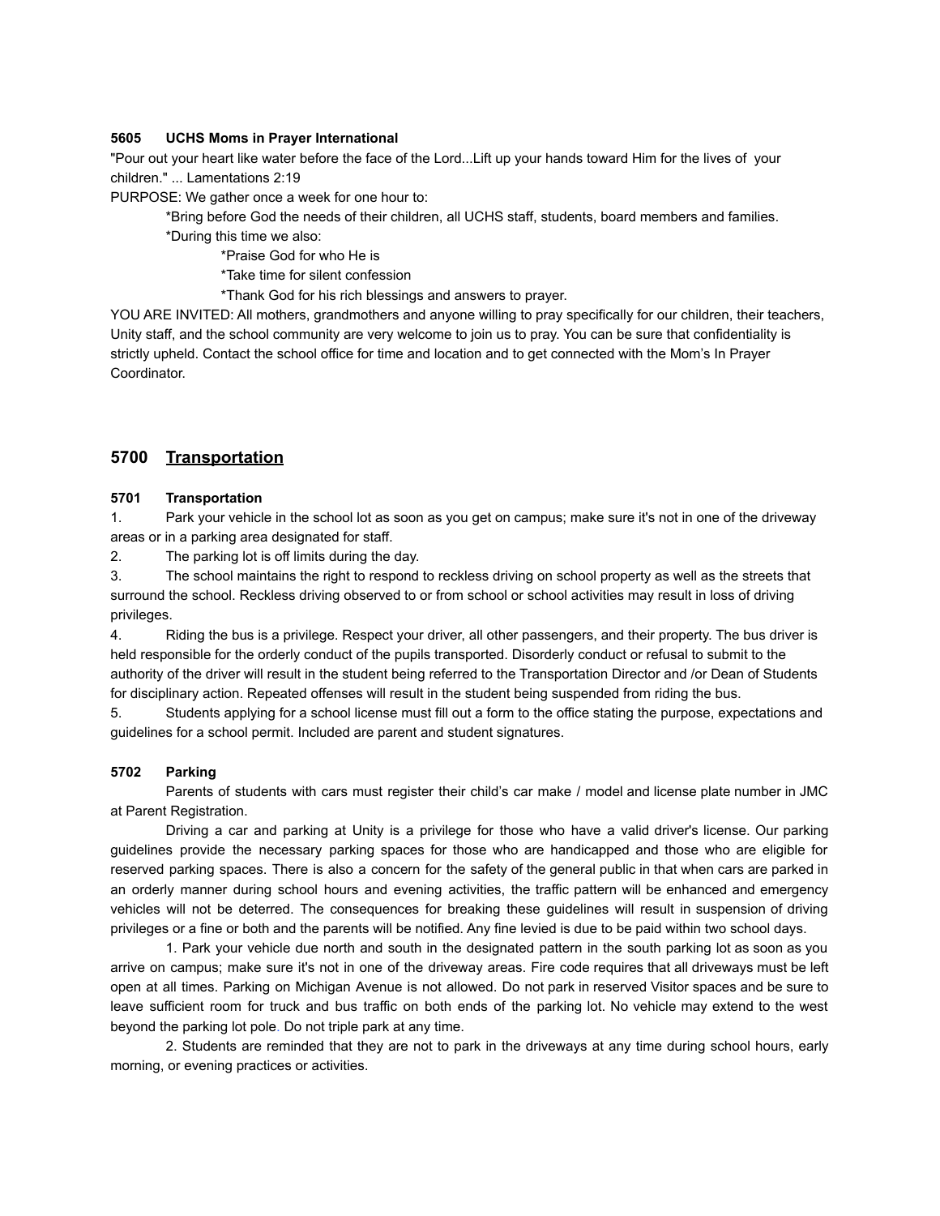**5605 UCHS Moms in Prayer International**

"Pour out your heart like water before the face of the Lord...Lift up your hands toward Him for the lives of your children." ... Lamentations 2:19

PURPOSE: We gather once a week for one hour to:

*Bring before God the needs of their children, all UCHS staff, students, board members and families.

*During this time we also:

*Praise God for who He is

*Take time for silent confession

*Thank God for his rich blessings and answers to prayer.

YOU ARE INVITED: All mothers, grandmothers and anyone willing to pray specifically for our children, their teachers, Unity staff, and the school community are very welcome to join us to pray. You can be sure that confidentiality is strictly upheld. Contact the school office for time and location and to get connected with the Mom's In Prayer Coordinator.

## 5700 <u>Transportation</u>

**5701 Transportation**

1. Park your vehicle in the school lot as soon as you get on campus; make sure it's not in one of the driveway areas or in a parking area designated for staff.
2. The parking lot is off limits during the day.
3. The school maintains the right to respond to reckless driving on school property as well as the streets that surround the school. Reckless driving observed to or from school or school activities may result in loss of driving privileges.
4. Riding the bus is a privilege. Respect your driver, all other passengers, and their property. The bus driver is held responsible for the orderly conduct of the pupils transported. Disorderly conduct or refusal to submit to the authority of the driver will result in the student being referred to the Transportation Director and /or Dean of Students for disciplinary action. Repeated offenses will result in the student being suspended from riding the bus.
5. Students applying for a school license must fill out a form to the office stating the purpose, expectations and guidelines for a school permit. Included are parent and student signatures.

**5702 Parking**

Parents of students with cars must register their child's car make / model and license plate number in JMC at Parent Registration.

Driving a car and parking at Unity is a privilege for those who have a valid driver's license. Our parking guidelines provide the necessary parking spaces for those who are handicapped and those who are eligible for reserved parking spaces. There is also a concern for the safety of the general public in that when cars are parked in an orderly manner during school hours and evening activities, the traffic pattern will be enhanced and emergency vehicles will not be deterred. The consequences for breaking these guidelines will result in suspension of driving privileges or a fine or both and the parents will be notified. Any fine levied is due to be paid within two school days.

1. Park your vehicle due north and south in the designated pattern in the south parking lot as soon as you arrive on campus; make sure it's not in one of the driveway areas. Fire code requires that all driveways must be left open at all times. Parking on Michigan Avenue is not allowed. Do not park in reserved Visitor spaces and be sure to leave sufficient room for truck and bus traffic on both ends of the parking lot. No vehicle may extend to the west beyond the parking lot pole. Do not triple park at any time.

2. Students are reminded that they are not to park in the driveways at any time during school hours, early morning, or evening practices or activities.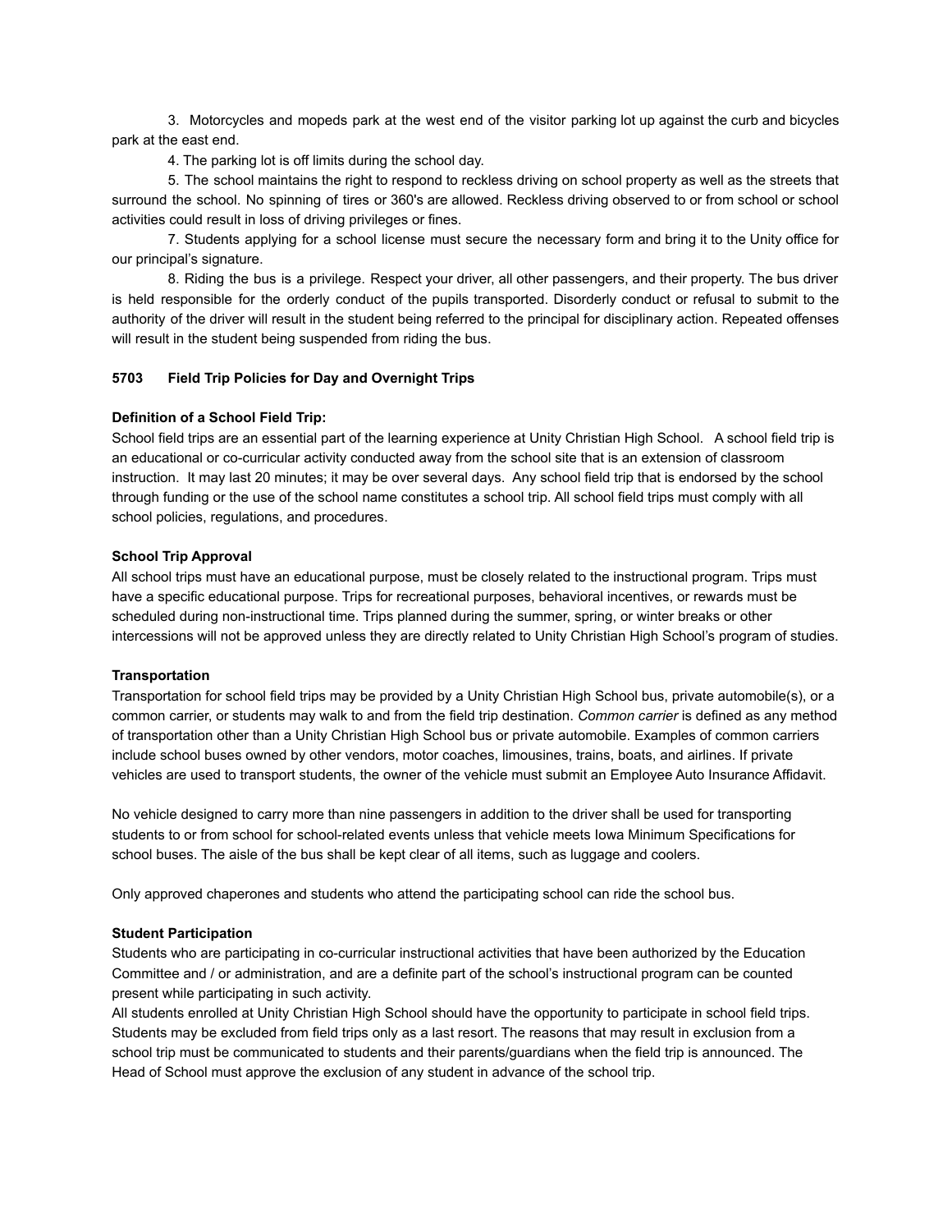3. Motorcycles and mopeds park at the west end of the visitor parking lot up against the curb and bicycles park at the east end.

4. The parking lot is off limits during the school day.

5. The school maintains the right to respond to reckless driving on school property as well as the streets that surround the school. No spinning of tires or 360's are allowed. Reckless driving observed to or from school or school activities could result in loss of driving privileges or fines.

7. Students applying for a school license must secure the necessary form and bring it to the Unity office for our principal's signature.

8. Riding the bus is a privilege. Respect your driver, all other passengers, and their property. The bus driver is held responsible for the orderly conduct of the pupils transported. Disorderly conduct or refusal to submit to the authority of the driver will result in the student being referred to the principal for disciplinary action. Repeated offenses will result in the student being suspended from riding the bus.

**5703 Field Trip Policies for Day and Overnight Trips**

**Definition of a School Field Trip:**

School field trips are an essential part of the learning experience at Unity Christian High School. A school field trip is an educational or co-curricular activity conducted away from the school site that is an extension of classroom instruction. It may last 20 minutes; it may be over several days. Any school field trip that is endorsed by the school through funding or the use of the school name constitutes a school trip. All school field trips must comply with all school policies, regulations, and procedures.

**School Trip Approval**

All school trips must have an educational purpose, must be closely related to the instructional program. Trips must have a specific educational purpose. Trips for recreational purposes, behavioral incentives, or rewards must be scheduled during non-instructional time. Trips planned during the summer, spring, or winter breaks or other intercessions will not be approved unless they are directly related to Unity Christian High School's program of studies.

**Transportation**

Transportation for school field trips may be provided by a Unity Christian High School bus, private automobile(s), or a common carrier, or students may walk to and from the field trip destination. *Common carrier* is defined as any method of transportation other than a Unity Christian High School bus or private automobile. Examples of common carriers include school buses owned by other vendors, motor coaches, limousines, trains, boats, and airlines. If private vehicles are used to transport students, the owner of the vehicle must submit an Employee Auto Insurance Affidavit.

No vehicle designed to carry more than nine passengers in addition to the driver shall be used for transporting students to or from school for school-related events unless that vehicle meets Iowa Minimum Specifications for school buses. The aisle of the bus shall be kept clear of all items, such as luggage and coolers.

Only approved chaperones and students who attend the participating school can ride the school bus.

**Student Participation**

Students who are participating in co-curricular instructional activities that have been authorized by the Education Committee and / or administration, and are a definite part of the school's instructional program can be counted present while participating in such activity.

All students enrolled at Unity Christian High School should have the opportunity to participate in school field trips. Students may be excluded from field trips only as a last resort. The reasons that may result in exclusion from a school trip must be communicated to students and their parents/guardians when the field trip is announced. The Head of School must approve the exclusion of any student in advance of the school trip.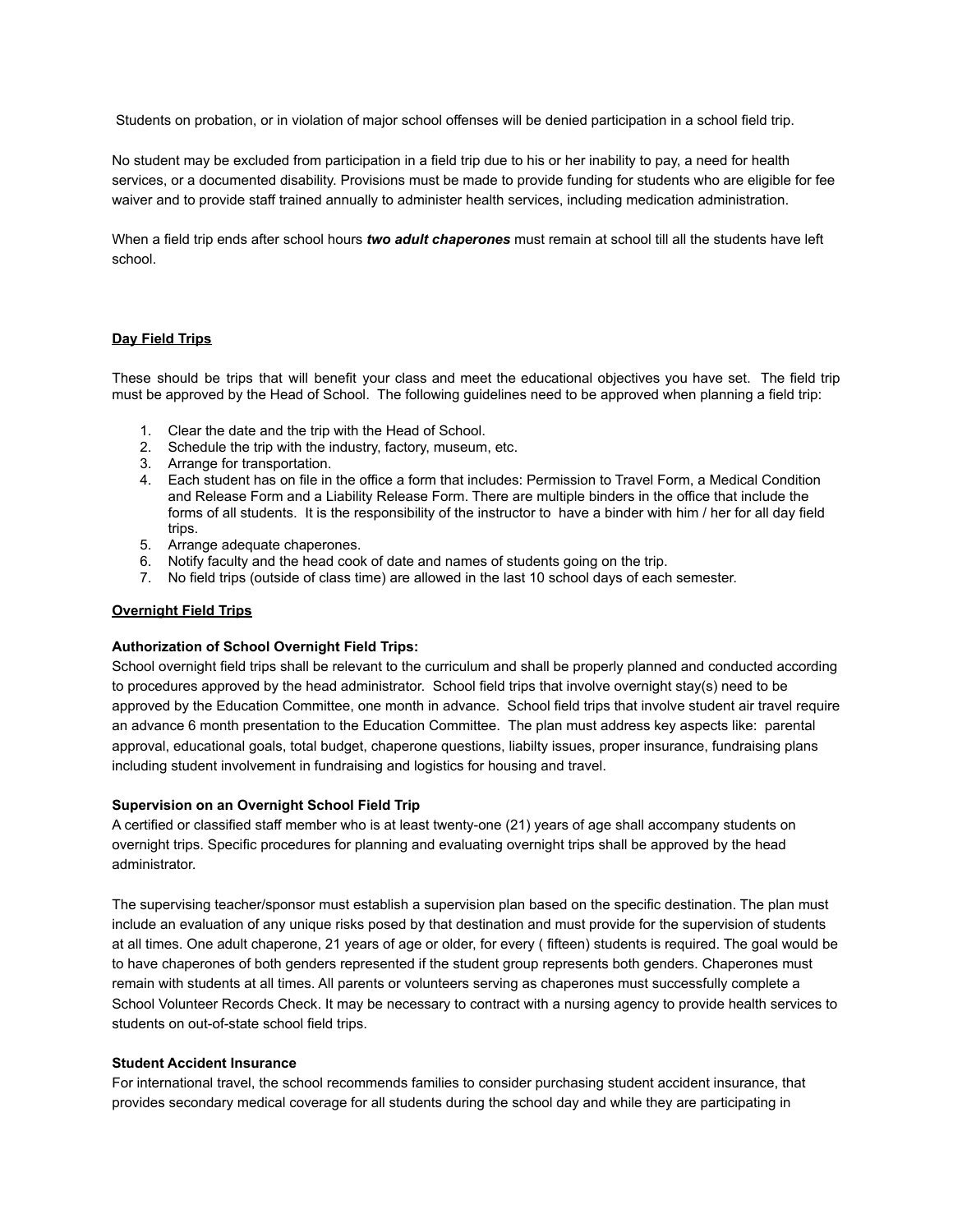Students on probation, or in violation of major school offenses will be denied participation in a school field trip.

No student may be excluded from participation in a field trip due to his or her inability to pay, a need for health services, or a documented disability. Provisions must be made to provide funding for students who are eligible for fee waiver and to provide staff trained annually to administer health services, including medication administration.

When a field trip ends after school hours ***two adult chaperones*** must remain at school till all the students have left school.

**Day Field Trips**

These should be trips that will benefit your class and meet the educational objectives you have set. The field trip must be approved by the Head of School. The following guidelines need to be approved when planning a field trip:

1. Clear the date and the trip with the Head of School.
2. Schedule the trip with the industry, factory, museum, etc.
3. Arrange for transportation.
4. Each student has on file in the office a form that includes: Permission to Travel Form, a Medical Condition and Release Form and a Liability Release Form. There are multiple binders in the office that include the forms of all students. It is the responsibility of the instructor to have a binder with him / her for all day field trips.
5. Arrange adequate chaperones.
6. Notify faculty and the head cook of date and names of students going on the trip.
7. No field trips (outside of class time) are allowed in the last 10 school days of each semester.

**Overnight Field Trips**

**Authorization of School Overnight Field Trips:**
School overnight field trips shall be relevant to the curriculum and shall be properly planned and conducted according to procedures approved by the head administrator. School field trips that involve overnight stay(s) need to be approved by the Education Committee, one month in advance. School field trips that involve student air travel require an advance 6 month presentation to the Education Committee. The plan must address key aspects like: parental approval, educational goals, total budget, chaperone questions, liabilty issues, proper insurance, fundraising plans including student involvement in fundraising and logistics for housing and travel.

**Supervision on an Overnight School Field Trip**
A certified or classified staff member who is at least twenty-one (21) years of age shall accompany students on overnight trips. Specific procedures for planning and evaluating overnight trips shall be approved by the head administrator.

The supervising teacher/sponsor must establish a supervision plan based on the specific destination. The plan must include an evaluation of any unique risks posed by that destination and must provide for the supervision of students at all times. One adult chaperone, 21 years of age or older, for every ( fifteen) students is required. The goal would be to have chaperones of both genders represented if the student group represents both genders. Chaperones must remain with students at all times. All parents or volunteers serving as chaperones must successfully complete a School Volunteer Records Check. It may be necessary to contract with a nursing agency to provide health services to students on out-of-state school field trips.

**Student Accident Insurance**
For international travel, the school recommends families to consider purchasing student accident insurance, that provides secondary medical coverage for all students during the school day and while they are participating in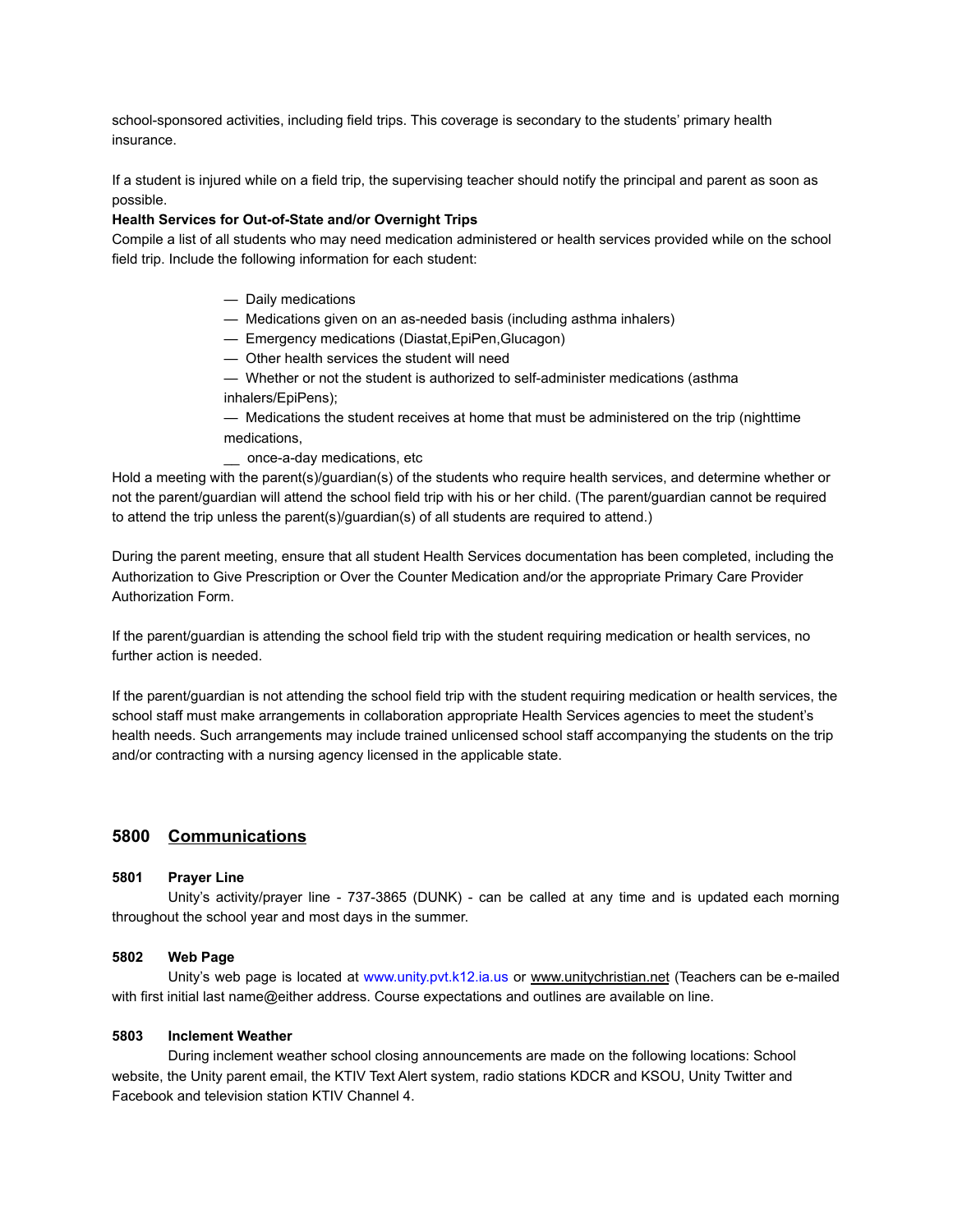school-sponsored activities, including field trips. This coverage is secondary to the students' primary health insurance.

If a student is injured while on a field trip, the supervising teacher should notify the principal and parent as soon as possible.

**Health Services for Out-of-State and/or Overnight Trips**

Compile a list of all students who may need medication administered or health services provided while on the school field trip. Include the following information for each student:

— Daily medications
— Medications given on an as-needed basis (including asthma inhalers)
— Emergency medications (Diastat,EpiPen,Glucagon)
— Other health services the student will need
— Whether or not the student is authorized to self-administer medications (asthma inhalers/EpiPens);
— Medications the student receives at home that must be administered on the trip (nighttime medications,
__ once-a-day medications, etc

Hold a meeting with the parent(s)/guardian(s) of the students who require health services, and determine whether or not the parent/guardian will attend the school field trip with his or her child. (The parent/guardian cannot be required to attend the trip unless the parent(s)/guardian(s) of all students are required to attend.)

During the parent meeting, ensure that all student Health Services documentation has been completed, including the Authorization to Give Prescription or Over the Counter Medication and/or the appropriate Primary Care Provider Authorization Form.

If the parent/guardian is attending the school field trip with the student requiring medication or health services, no further action is needed.

If the parent/guardian is not attending the school field trip with the student requiring medication or health services, the school staff must make arrangements in collaboration appropriate Health Services agencies to meet the student's health needs. Such arrangements may include trained unlicensed school staff accompanying the students on the trip and/or contracting with a nursing agency licensed in the applicable state.

## 5800 Communications

### 5801 Prayer Line

Unity's activity/prayer line - 737-3865 (DUNK) - can be called at any time and is updated each morning throughout the school year and most days in the summer.

### 5802 Web Page

Unity's web page is located at www.unity.pvt.k12.ia.us or www.unitychristian.net (Teachers can be e-mailed with first initial last name@either address. Course expectations and outlines are available on line.

### 5803 Inclement Weather

During inclement weather school closing announcements are made on the following locations: School website, the Unity parent email, the KTIV Text Alert system, radio stations KDCR and KSOU, Unity Twitter and Facebook and television station KTIV Channel 4.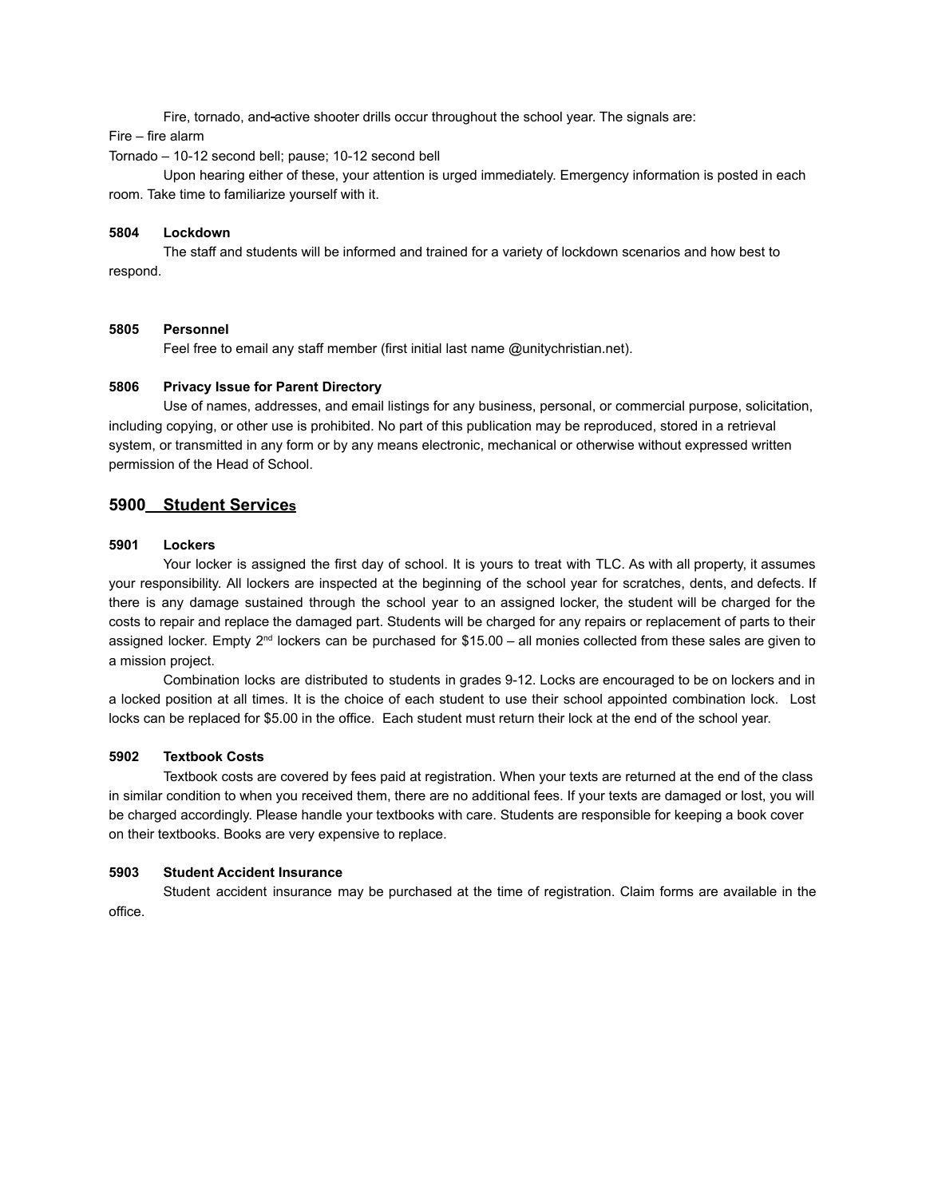Fire, tornado, and active shooter drills occur throughout the school year. The signals are:

Fire – fire alarm

Tornado – 10-12 second bell; pause; 10-12 second bell

Upon hearing either of these, your attention is urged immediately. Emergency information is posted in each room. Take time to familiarize yourself with it.

**5804 Lockdown**

The staff and students will be informed and trained for a variety of lockdown scenarios and how best to respond.

**5805 Personnel**

Feel free to email any staff member (first initial last name @unitychristian.net).

**5806 Privacy Issue for Parent Directory**

Use of names, addresses, and email listings for any business, personal, or commercial purpose, solicitation, including copying, or other use is prohibited. No part of this publication may be reproduced, stored in a retrieval system, or transmitted in any form or by any means electronic, mechanical or otherwise without expressed written permission of the Head of School.

## 5900 Student Services

**5901 Lockers**

Your locker is assigned the first day of school. It is yours to treat with TLC. As with all property, it assumes your responsibility. All lockers are inspected at the beginning of the school year for scratches, dents, and defects. If there is any damage sustained through the school year to an assigned locker, the student will be charged for the costs to repair and replace the damaged part. Students will be charged for any repairs or replacement of parts to their assigned locker. Empty 2nd lockers can be purchased for $15.00 – all monies collected from these sales are given to a mission project.

Combination locks are distributed to students in grades 9-12. Locks are encouraged to be on lockers and in a locked position at all times. It is the choice of each student to use their school appointed combination lock. Lost locks can be replaced for $5.00 in the office. Each student must return their lock at the end of the school year.

**5902 Textbook Costs**

Textbook costs are covered by fees paid at registration. When your texts are returned at the end of the class in similar condition to when you received them, there are no additional fees. If your texts are damaged or lost, you will be charged accordingly. Please handle your textbooks with care. Students are responsible for keeping a book cover on their textbooks. Books are very expensive to replace.

**5903 Student Accident Insurance**

Student accident insurance may be purchased at the time of registration. Claim forms are available in the office.